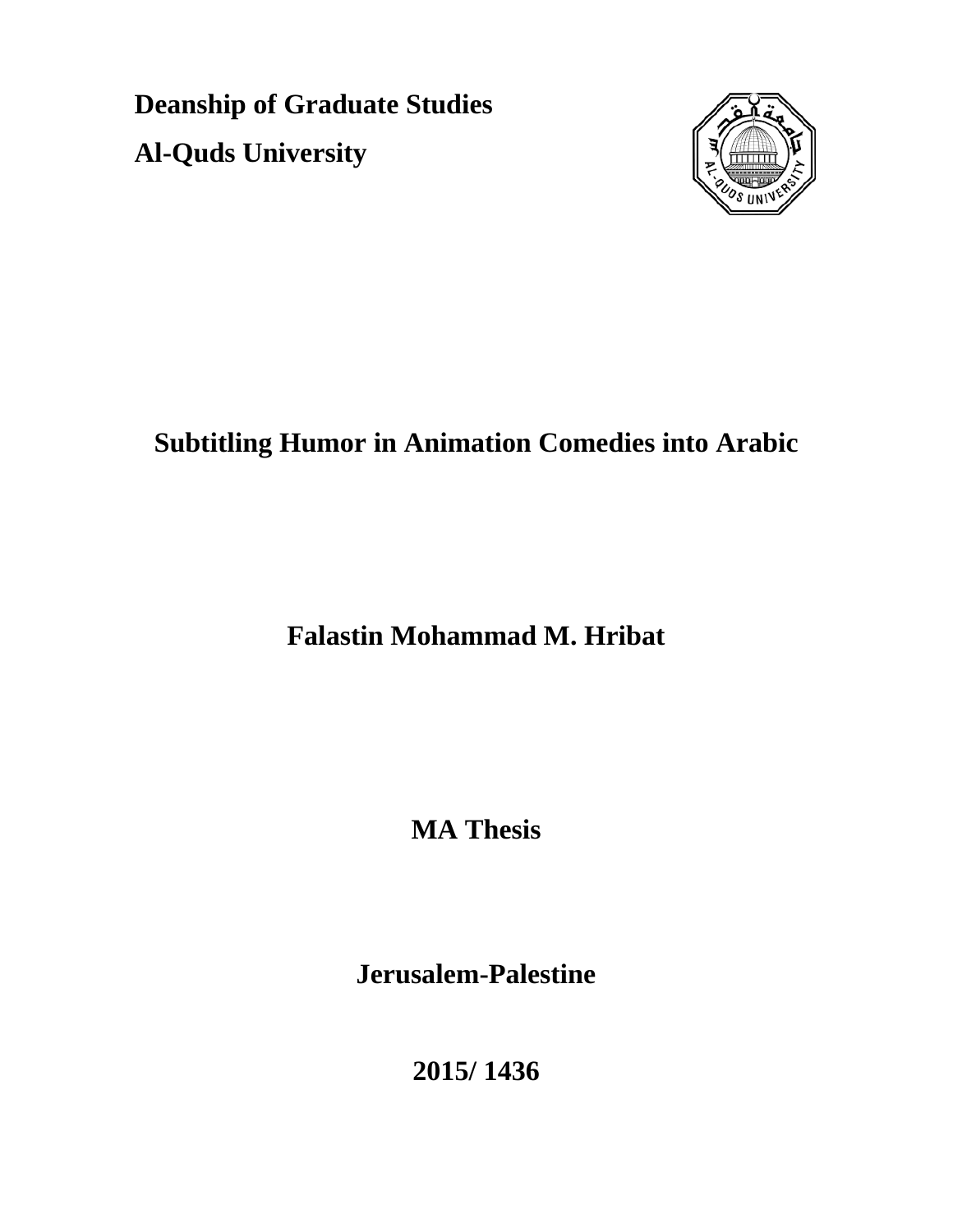**Deanship of Graduate Studies**

**Al-Quds University**

# Subtitling Humor in Animation Comedies into Arabic

**Falastin Mohammad M. Hribat**

**MA Thesis**

**Jerusalem-Palestine**

**2015/ 1436**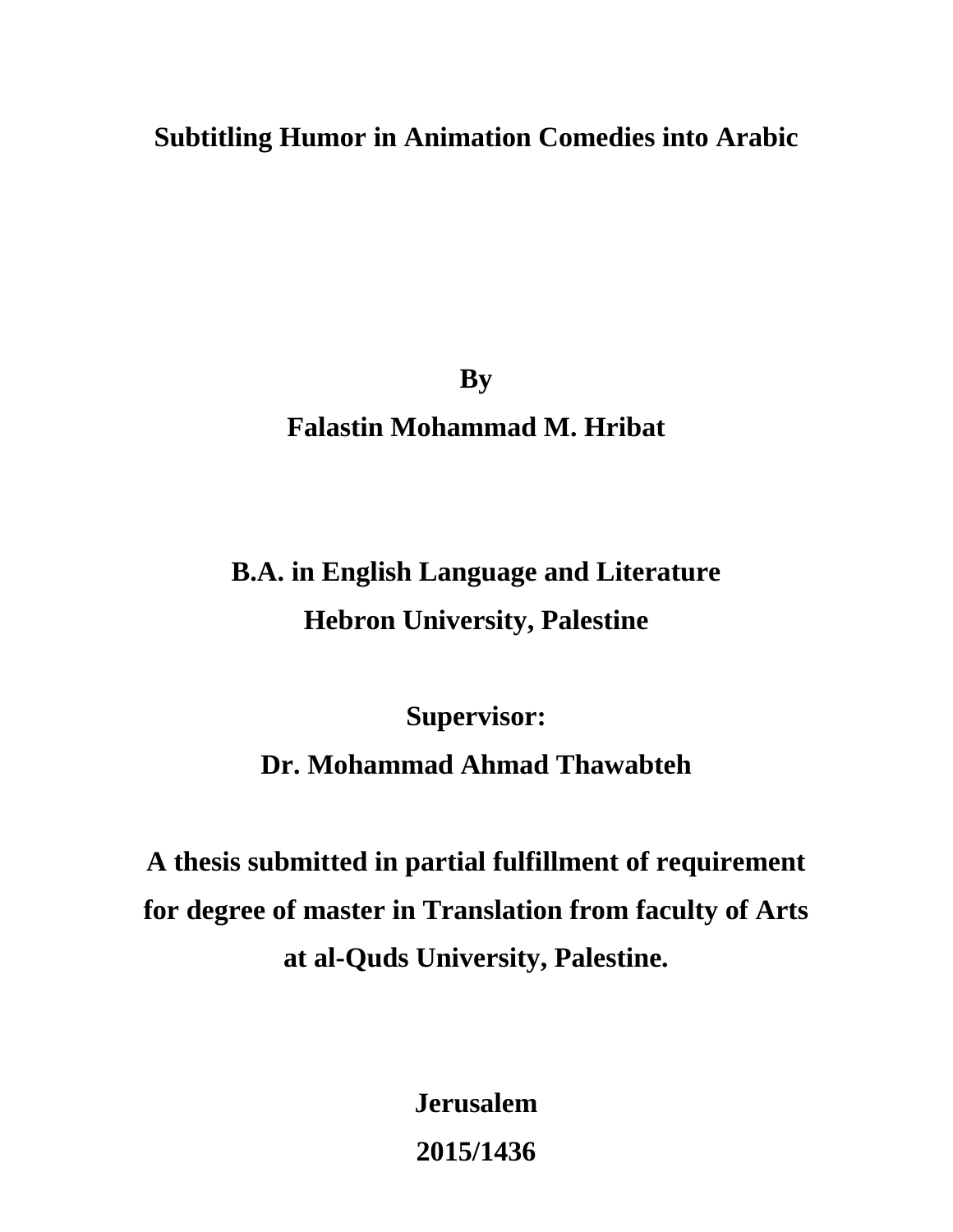# Subtitling Humor in Animation Comedies into Arabic

**By**

**Falastin Mohammad M. Hribat**

**B.A. in English Language and Literature**
**Hebron University, Palestine**

**Supervisor:**
**Dr. Mohammad Ahmad Thawabteh**

**A thesis submitted in partial fulfillment of requirement for degree of master in Translation from faculty of Arts at al-Quds University, Palestine.**

**Jerusalem**
**2015/1436**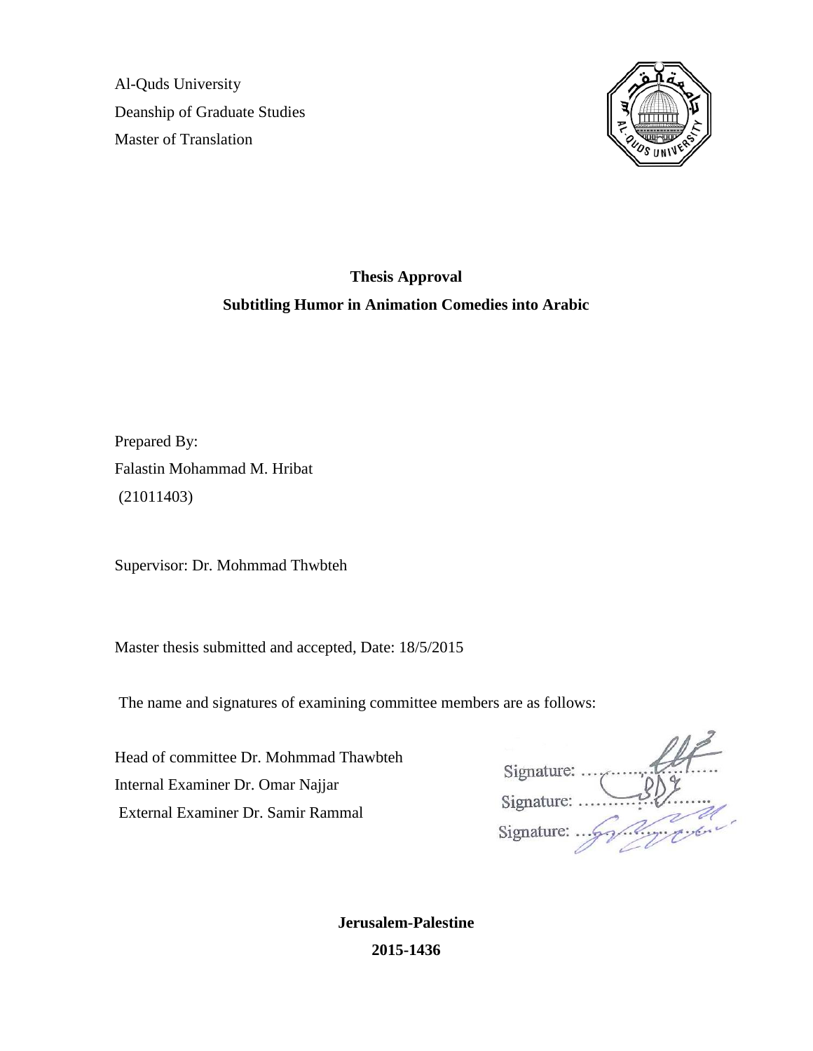Al-Quds University

Deanship of Graduate Studies

Master of Translation

**Thesis Approval**

**Subtitling Humor in Animation Comedies into Arabic**

Prepared By:

Falastin Mohammad M. Hribat

(21011403)

Supervisor: Dr. Mohmmad Thwbteh

Master thesis submitted and accepted, Date: 18/5/2015

The name and signatures of examining committee members are as follows:

Head of committee Dr. Mohmmad Thawbteh — Signature: ……………

Internal Examiner Dr. Omar Najjar — Signature: ……………

External Examiner Dr. Samir Rammal — Signature: ……………

**Jerusalem-Palestine**

**2015-1436**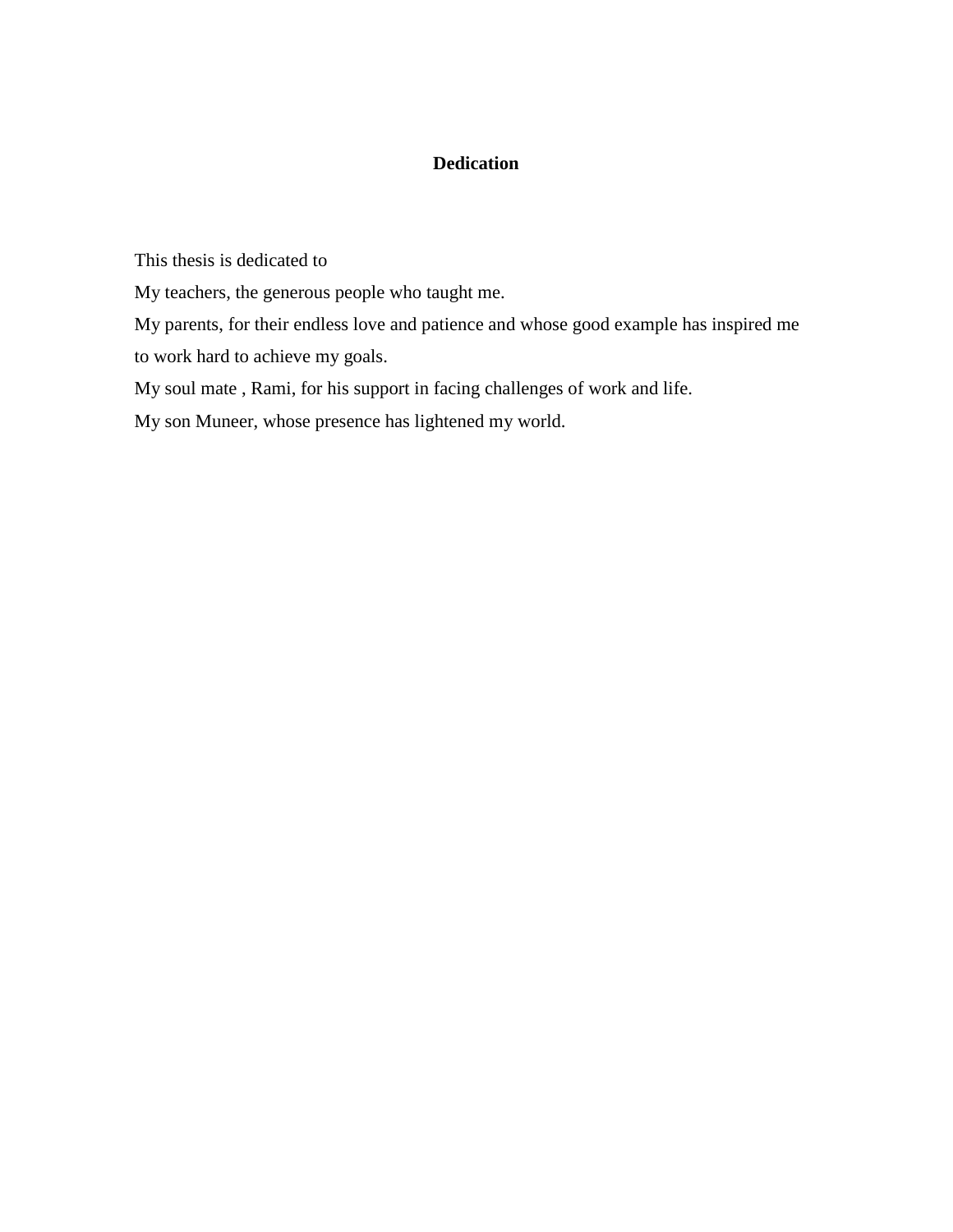# Dedication

This thesis is dedicated to

My teachers, the generous people who taught me.

My parents, for their endless love and patience and whose good example has inspired me to work hard to achieve my goals.

My soul mate , Rami, for his support in facing challenges of work and life.

My son Muneer, whose presence has lightened my world.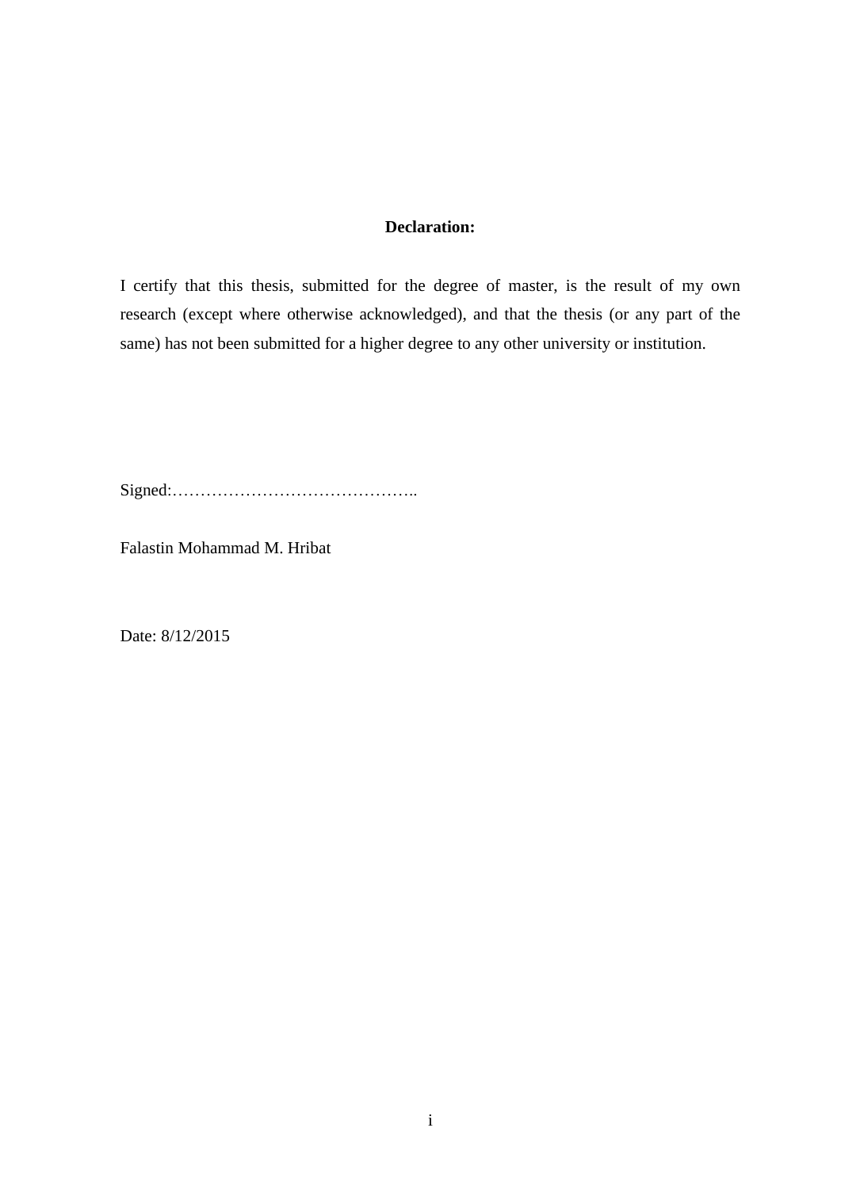**Declaration:**

I certify that this thesis, submitted for the degree of master, is the result of my own research (except where otherwise acknowledged), and that the thesis (or any part of the same) has not been submitted for a higher degree to any other university or institution.

Signed:……………………………………..

Falastin Mohammad M. Hribat

Date: 8/12/2015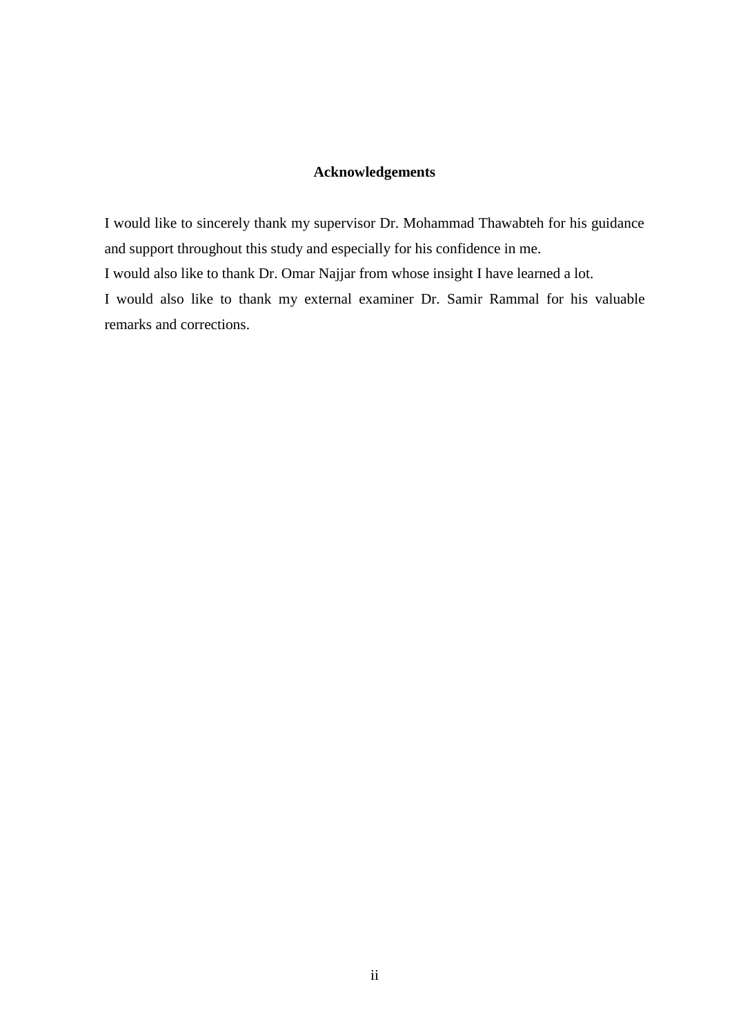# Acknowledgements

I would like to sincerely thank my supervisor Dr. Mohammad Thawabteh for his guidance and support throughout this study and especially for his confidence in me.

I would also like to thank Dr. Omar Najjar from whose insight I have learned a lot.

I would also like to thank my external examiner Dr. Samir Rammal for his valuable remarks and corrections.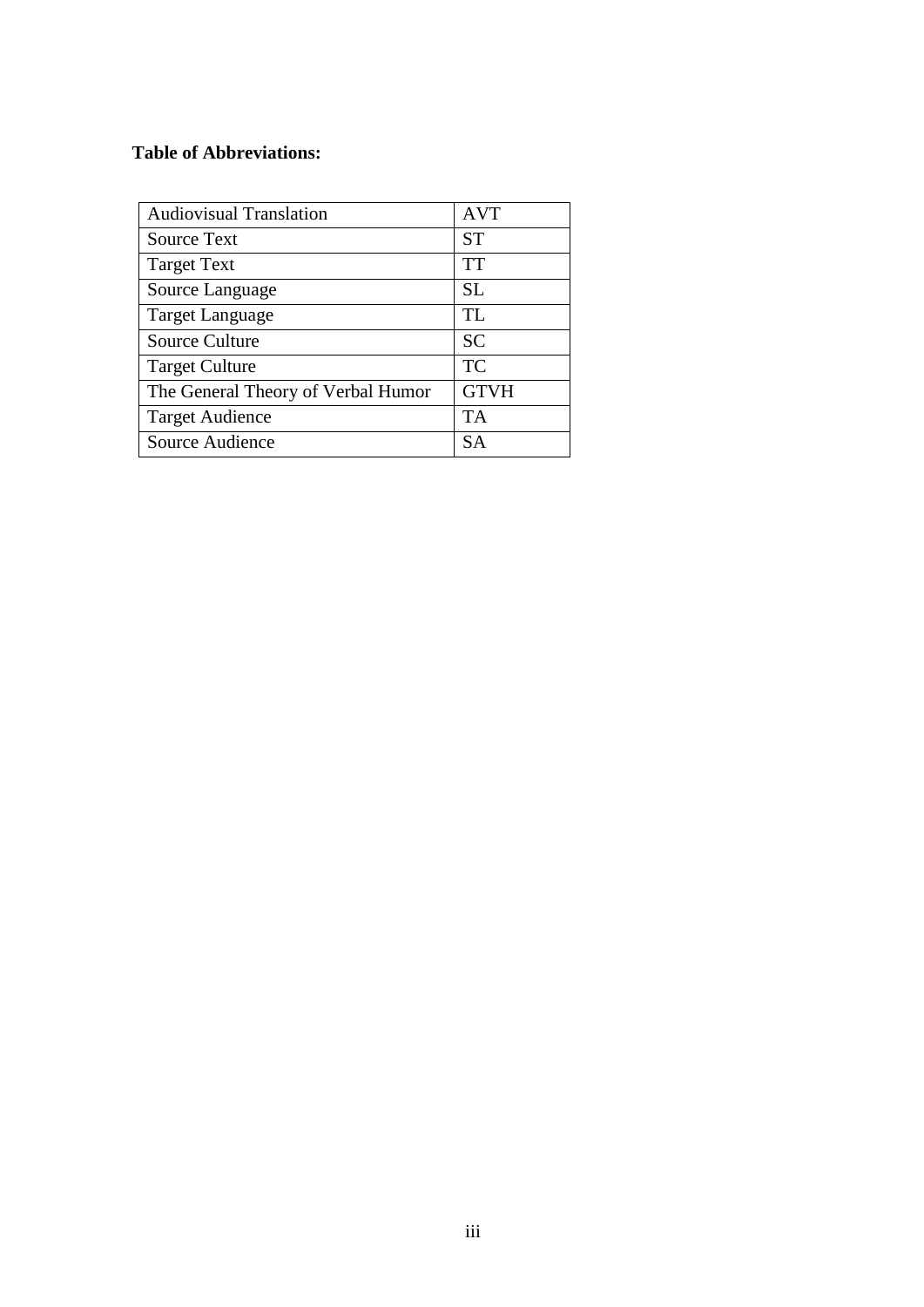**Table of Abbreviations:**

| | |
|---|---|
| Audiovisual Translation | AVT |
| Source Text | ST |
| Target Text | TT |
| Source Language | SL |
| Target Language | TL |
| Source Culture | SC |
| Target Culture | TC |
| The General Theory of Verbal Humor | GTVH |
| Target Audience | TA |
| Source Audience | SA |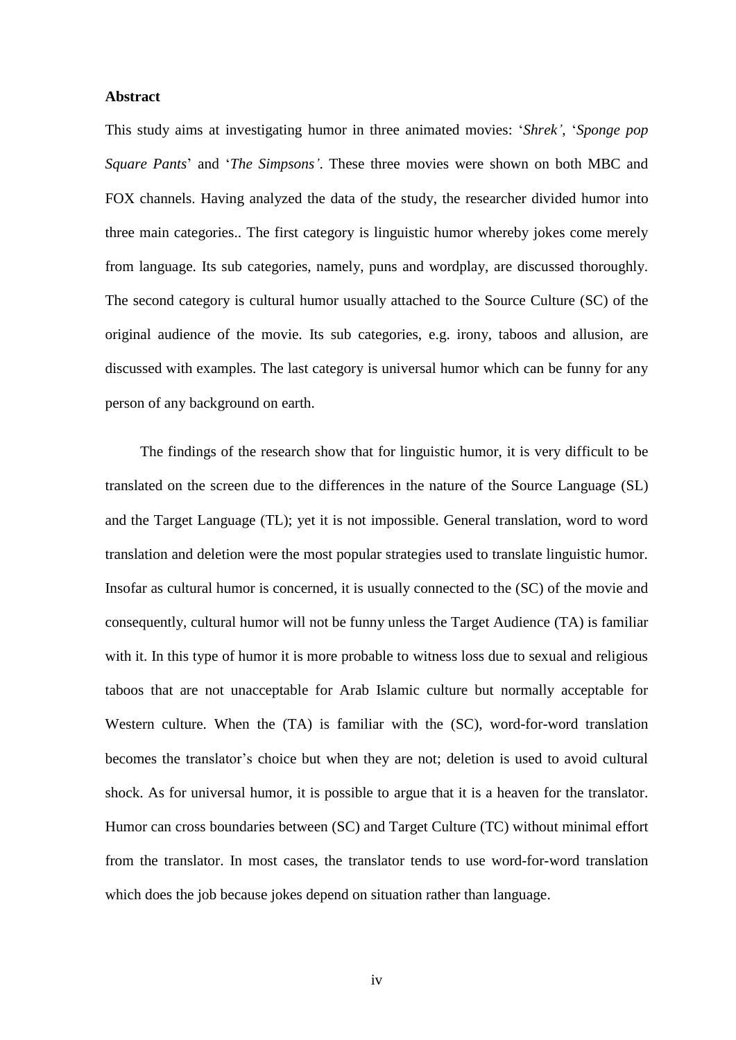**Abstract**

This study aims at investigating humor in three animated movies: '*Shrek'*, '*Sponge pop Square Pants*' and '*The Simpsons'*. These three movies were shown on both MBC and FOX channels. Having analyzed the data of the study, the researcher divided humor into three main categories.. The first category is linguistic humor whereby jokes come merely from language. Its sub categories, namely, puns and wordplay, are discussed thoroughly. The second category is cultural humor usually attached to the Source Culture (SC) of the original audience of the movie. Its sub categories, e.g. irony, taboos and allusion, are discussed with examples. The last category is universal humor which can be funny for any person of any background on earth.

The findings of the research show that for linguistic humor, it is very difficult to be translated on the screen due to the differences in the nature of the Source Language (SL) and the Target Language (TL); yet it is not impossible. General translation, word to word translation and deletion were the most popular strategies used to translate linguistic humor. Insofar as cultural humor is concerned, it is usually connected to the (SC) of the movie and consequently, cultural humor will not be funny unless the Target Audience (TA) is familiar with it. In this type of humor it is more probable to witness loss due to sexual and religious taboos that are not unacceptable for Arab Islamic culture but normally acceptable for Western culture. When the (TA) is familiar with the (SC), word-for-word translation becomes the translator's choice but when they are not; deletion is used to avoid cultural shock. As for universal humor, it is possible to argue that it is a heaven for the translator. Humor can cross boundaries between (SC) and Target Culture (TC) without minimal effort from the translator. In most cases, the translator tends to use word-for-word translation which does the job because jokes depend on situation rather than language.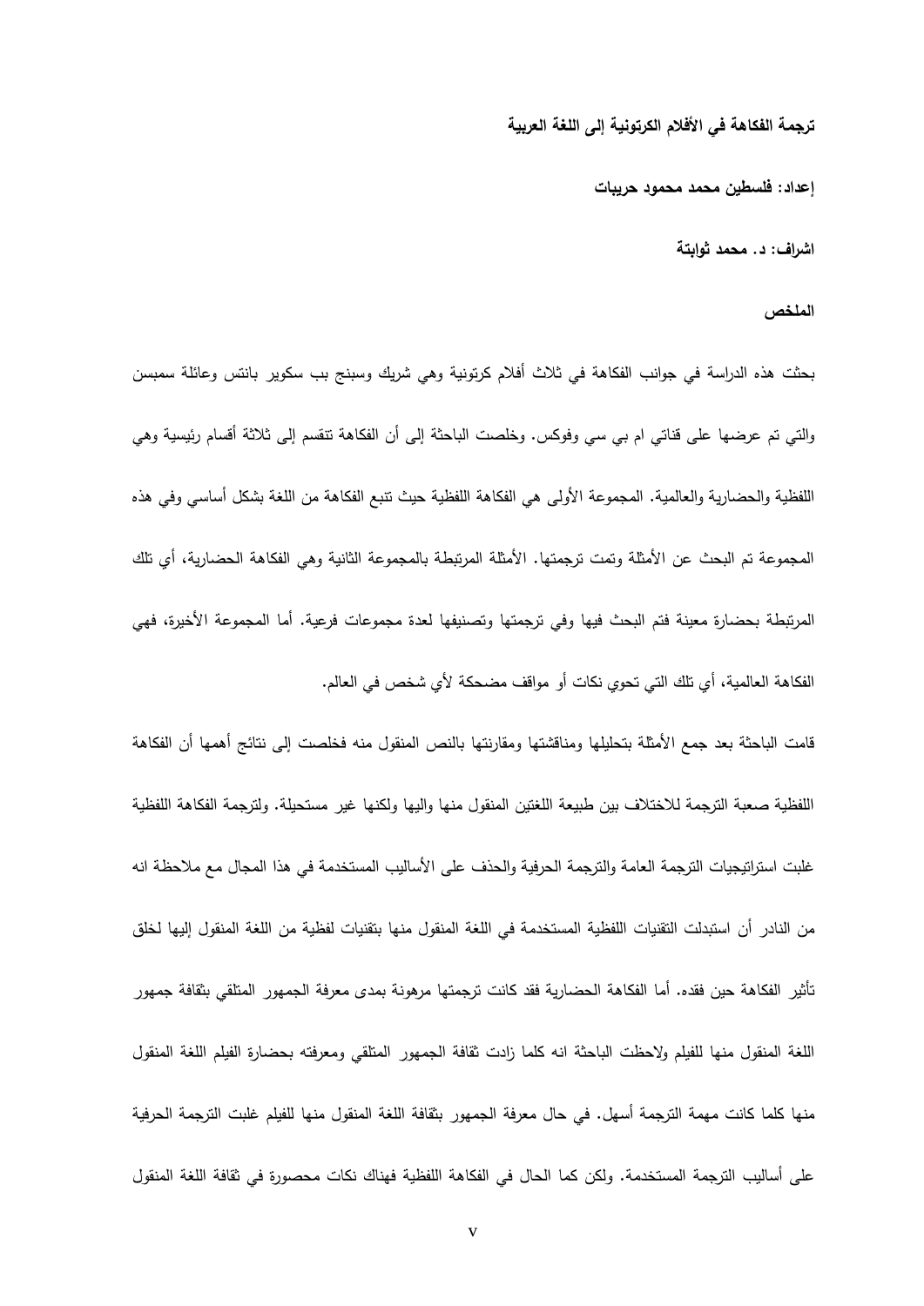**ترجمة الفكاهة في الأفلام الكرتونية إلى اللغة العربية**

**إعداد: فلسطين محمد محمود حريبات**

**اشراف: د. محمد ثوابتة**

## الملخص

بحثت هذه الدراسة في جوانب الفكاهة في ثلاث أفلام كرتونية وهي شريك وسبنج بب سكوير بانتس وعائلة سمبسن والتي تم عرضها على قناتي ام بي سي وفوكس. وخلصت الباحثة إلى أن الفكاهة تتقسم إلى ثلاثة أقسام رئيسية وهي اللفظية والحضارية والعالمية. المجموعة الأولى هي الفكاهة اللفظية حيث تنبع الفكاهة من اللغة بشكل أساسي وفي هذه المجموعة تم البحث عن الأمثلة وتمت ترجمتها. الأمثلة المرتبطة بالمجموعة الثانية وهي الفكاهة الحضارية، أي تلك المرتبطة بحضارة معينة فتم البحث فيها وفي ترجمتها وتصنيفها لعدة مجموعات فرعية. أما المجموعة الأخيرة، فهي الفكاهة العالمية، أي تلك التي تحوي نكات أو مواقف مضحكة لأي شخص في العالم.

قامت الباحثة بعد جمع الأمثلة بتحليلها ومناقشتها ومقارنتها بالنص المنقول منه فخلصت إلى نتائج أهمها أن الفكاهة اللفظية صعبة الترجمة للاختلاف بين طبيعة اللغتين المنقول منها واليها ولكنها غير مستحيلة. ولترجمة الفكاهة اللفظية غلبت استراتيجيات الترجمة العامة والترجمة الحرفية والحذف على الأساليب المستخدمة في هذا المجال مع ملاحظة انه من النادر أن استبدلت التقنيات اللفظية المستخدمة في اللغة المنقول منها بتقنيات لفظية من اللغة المنقول إليها لخلق تأثير الفكاهة حين فقده. أما الفكاهة الحضارية فقد كانت ترجمتها مرهونة بمدى معرفة الجمهور المتلقي بثقافة جمهور اللغة المنقول منها للفيلم ولاحظت الباحثة انه كلما زادت ثقافة الجمهور المتلقي ومعرفته بحضارة الفيلم اللغة المنقول منها كلما كانت مهمة الترجمة أسهل. في حال معرفة الجمهور بثقافة اللغة المنقول منها للفيلم غلبت الترجمة الحرفية على أساليب الترجمة المستخدمة. ولكن كما الحال في الفكاهة اللفظية فهناك نكات محصورة في ثقافة اللغة المنقول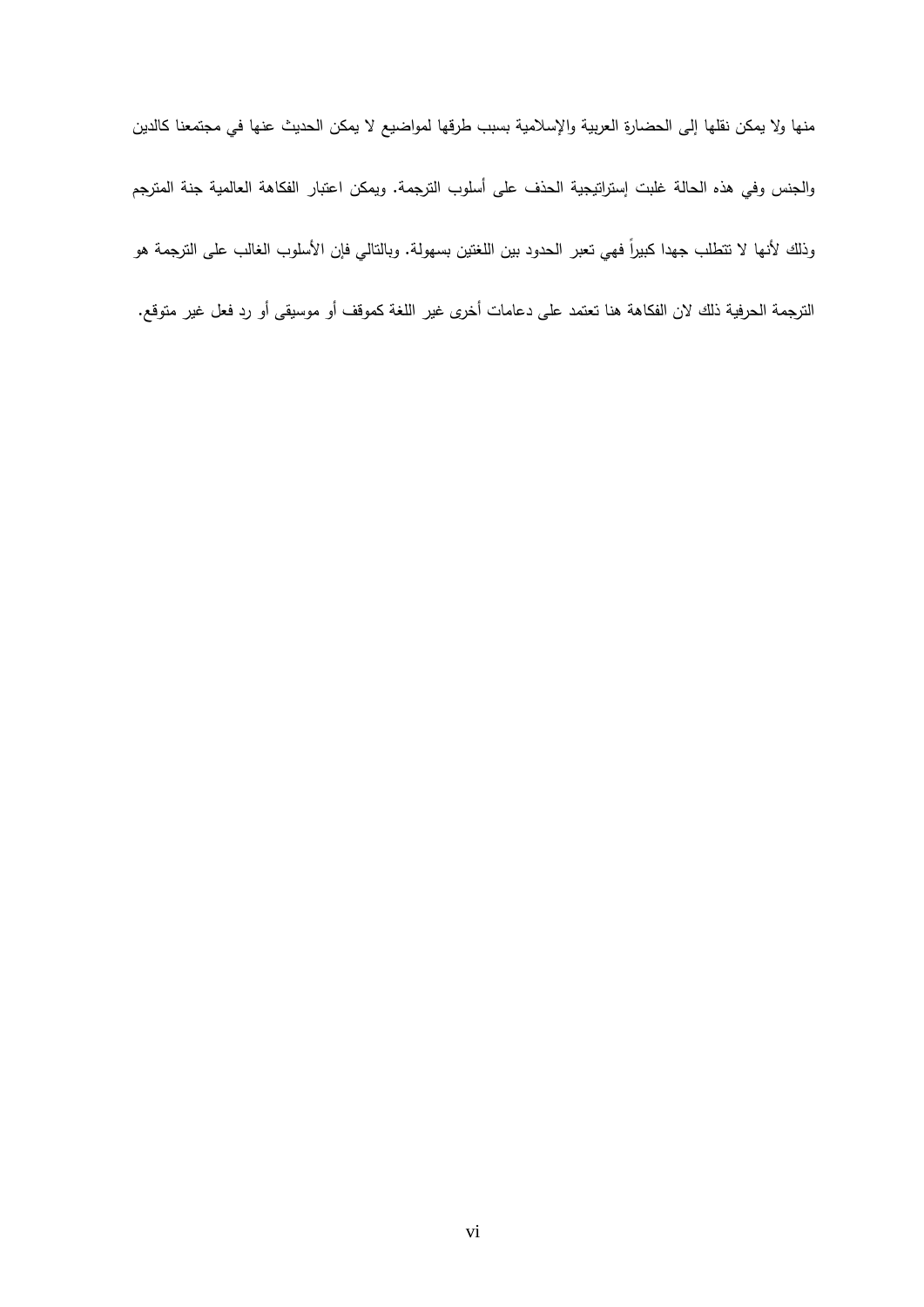منها ولا يمكن نقلها إلى الحضارة العربية والإسلامية بسبب طرقها لمواضيع لا يمكن الحديث عنها في مجتمعنا كالدين والجنس وفي هذه الحالة غلبت إستراتيجية الحذف على أسلوب الترجمة. ويمكن اعتبار الفكاهة العالمية جنة المترجم وذلك لأنها لا تتطلب جهدا كبيراً فهي تعبر الحدود بين اللغتين بسهولة. وبالتالي فإن الأسلوب الغالب على الترجمة هو الترجمة الحرفية ذلك لان الفكاهة هنا تعتمد على دعامات أخرى غير اللغة كموقف أو موسيقى أو رد فعل غير متوقع.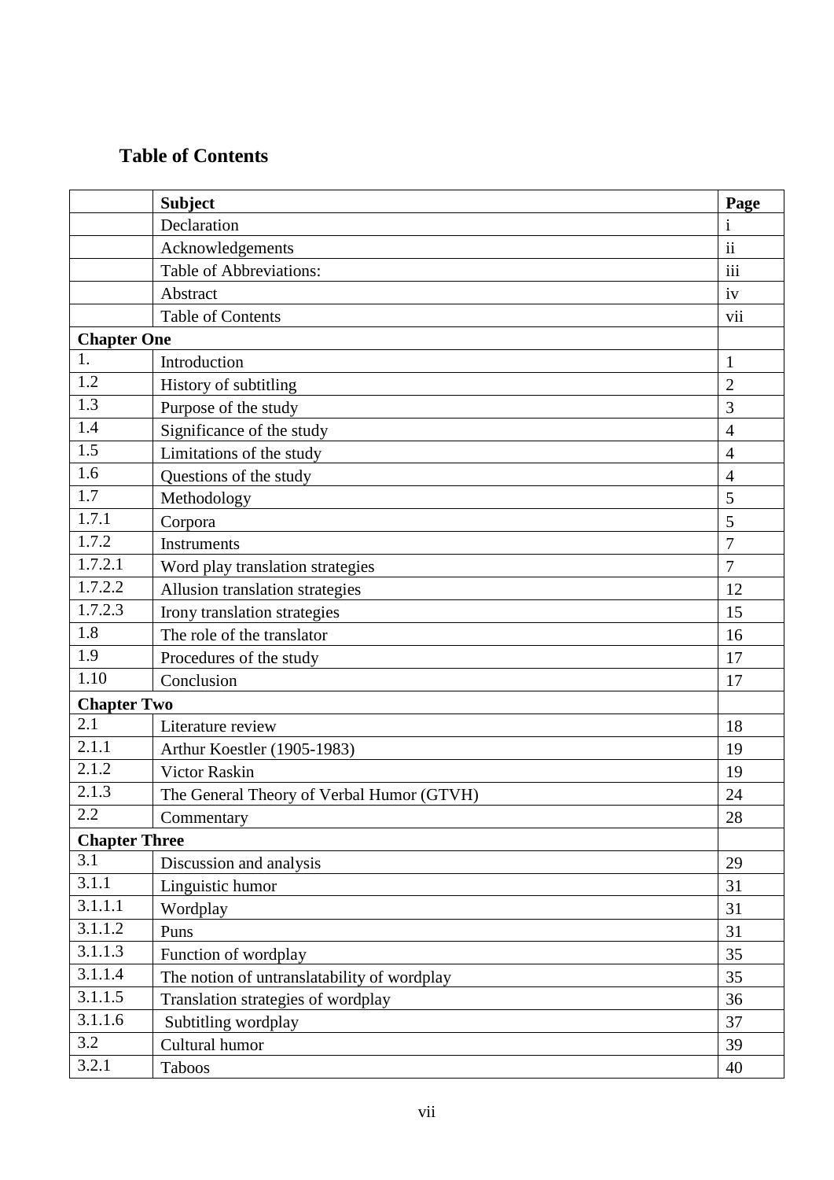## Table of Contents

| | Subject | Page |
|---|---|---|
| | Declaration | i |
| | Acknowledgements | ii |
| | Table of Abbreviations: | iii |
| | Abstract | iv |
| | Table of Contents | vii |
| **Chapter One** | | |
| 1. | Introduction | 1 |
| 1.2 | History of subtitling | 2 |
| 1.3 | Purpose of the study | 3 |
| 1.4 | Significance of the study | 4 |
| 1.5 | Limitations of the study | 4 |
| 1.6 | Questions of the study | 4 |
| 1.7 | Methodology | 5 |
| 1.7.1 | Corpora | 5 |
| 1.7.2 | Instruments | 7 |
| 1.7.2.1 | Word play translation strategies | 7 |
| 1.7.2.2 | Allusion translation strategies | 12 |
| 1.7.2.3 | Irony translation strategies | 15 |
| 1.8 | The role of the translator | 16 |
| 1.9 | Procedures of the study | 17 |
| 1.10 | Conclusion | 17 |
| **Chapter Two** | | |
| 2.1 | Literature review | 18 |
| 2.1.1 | Arthur Koestler (1905-1983) | 19 |
| 2.1.2 | Victor Raskin | 19 |
| 2.1.3 | The General Theory of Verbal Humor (GTVH) | 24 |
| 2.2 | Commentary | 28 |
| **Chapter Three** | | |
| 3.1 | Discussion and analysis | 29 |
| 3.1.1 | Linguistic humor | 31 |
| 3.1.1.1 | Wordplay | 31 |
| 3.1.1.2 | Puns | 31 |
| 3.1.1.3 | Function of wordplay | 35 |
| 3.1.1.4 | The notion of untranslatability of wordplay | 35 |
| 3.1.1.5 | Translation strategies of wordplay | 36 |
| 3.1.1.6 | Subtitling wordplay | 37 |
| 3.2 | Cultural humor | 39 |
| 3.2.1 | Taboos | 40 |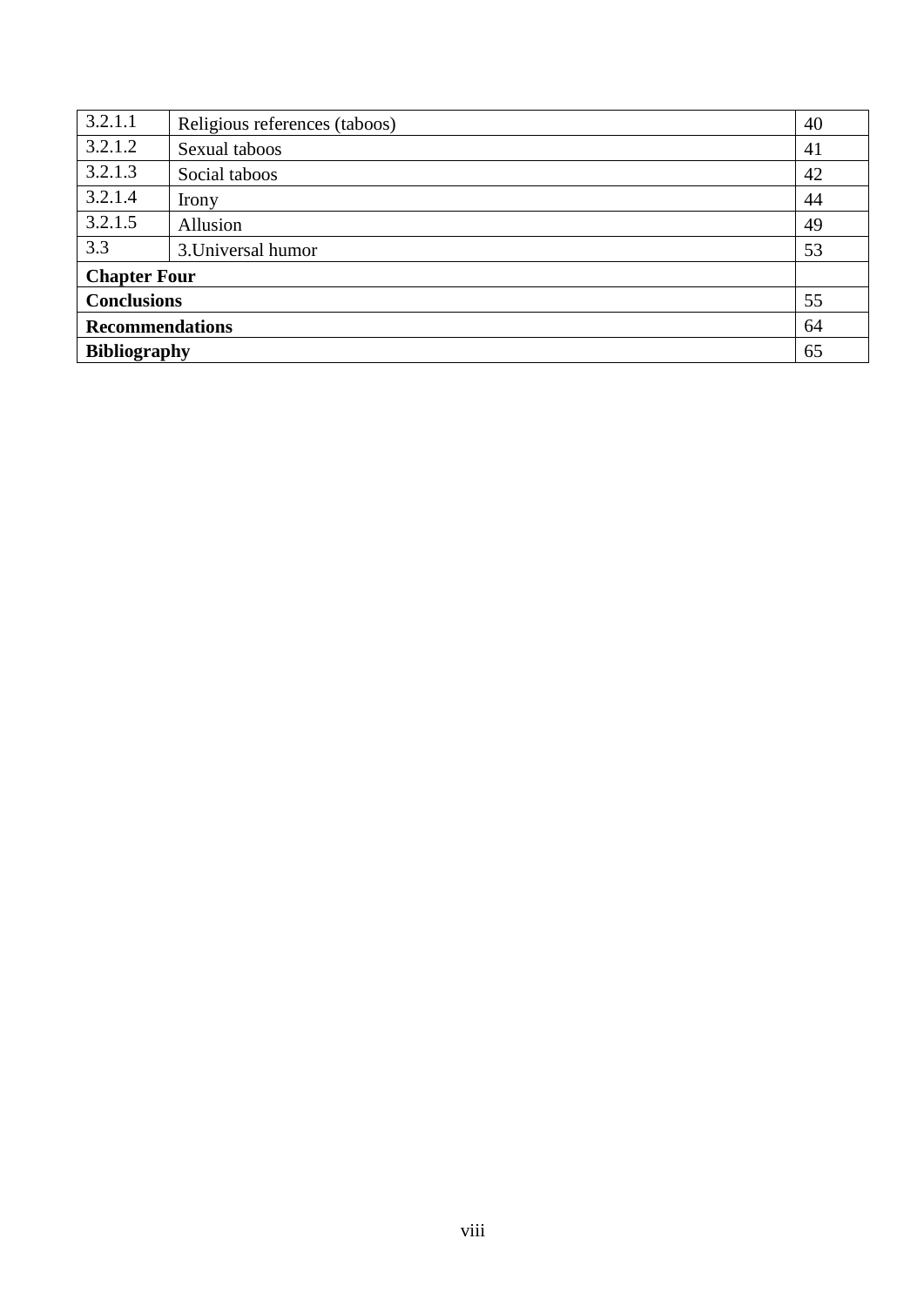| 3.2.1.1 | Religious references (taboos) | 40 |
|---|---|---|
| 3.2.1.2 | Sexual taboos | 41 |
| 3.2.1.3 | Social taboos | 42 |
| 3.2.1.4 | Irony | 44 |
| 3.2.1.5 | Allusion | 49 |
| 3.3 | 3.Universal humor | 53 |
| **Chapter Four** | | |
| **Conclusions** | | 55 |
| **Recommendations** | | 64 |
| **Bibliography** | | 65 |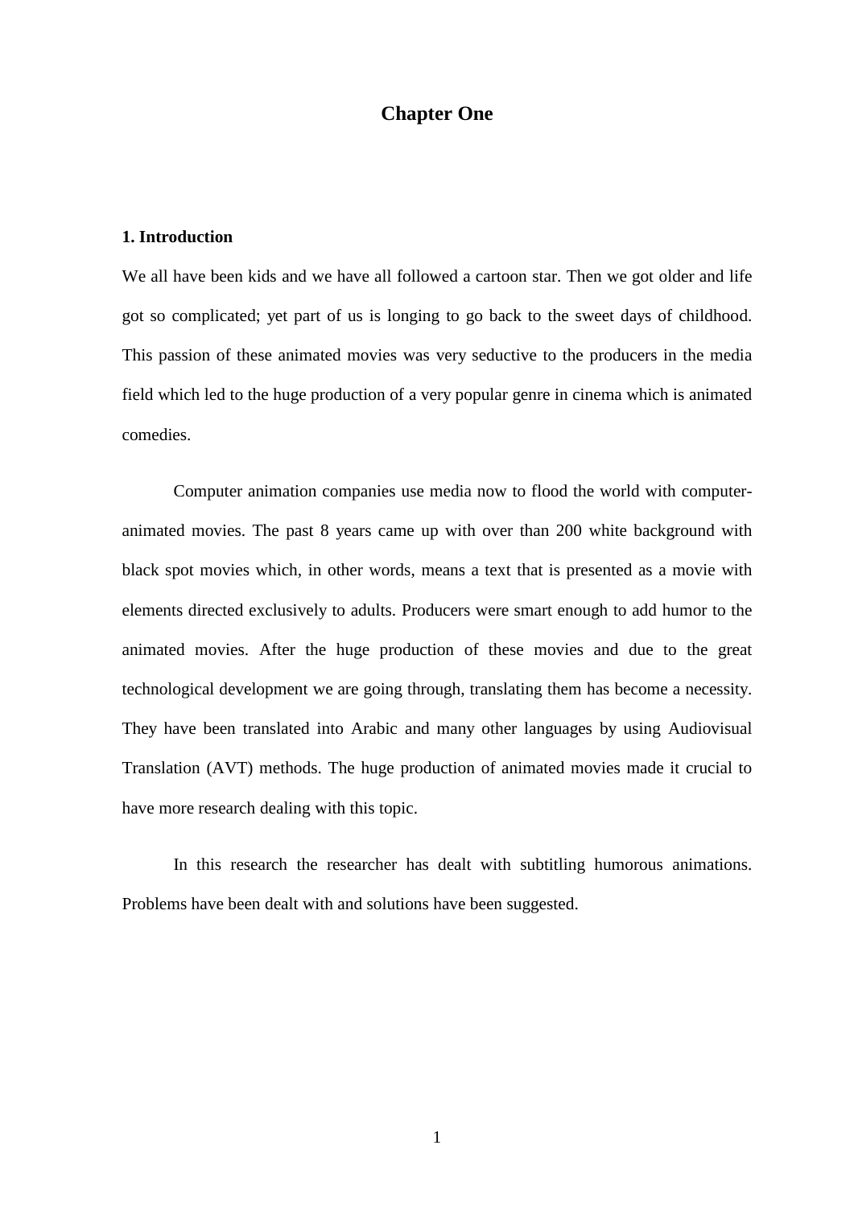# Chapter One

## 1. Introduction

We all have been kids and we have all followed a cartoon star. Then we got older and life got so complicated; yet part of us is longing to go back to the sweet days of childhood. This passion of these animated movies was very seductive to the producers in the media field which led to the huge production of a very popular genre in cinema which is animated comedies.

Computer animation companies use media now to flood the world with computer-animated movies. The past 8 years came up with over than 200 white background with black spot movies which, in other words, means a text that is presented as a movie with elements directed exclusively to adults. Producers were smart enough to add humor to the animated movies. After the huge production of these movies and due to the great technological development we are going through, translating them has become a necessity. They have been translated into Arabic and many other languages by using Audiovisual Translation (AVT) methods. The huge production of animated movies made it crucial to have more research dealing with this topic.

In this research the researcher has dealt with subtitling humorous animations. Problems have been dealt with and solutions have been suggested.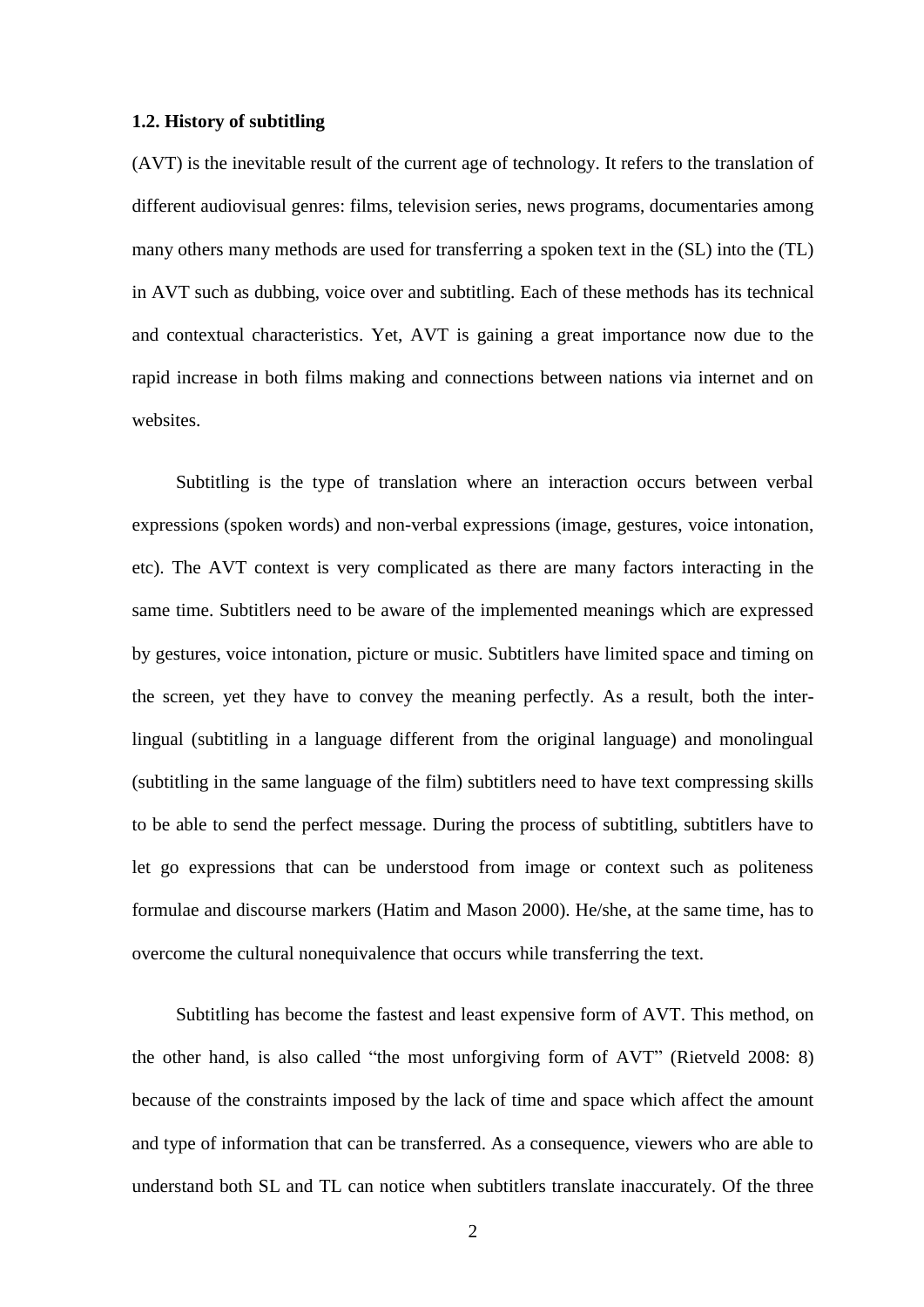### 1.2. History of subtitling

(AVT) is the inevitable result of the current age of technology. It refers to the translation of different audiovisual genres: films, television series, news programs, documentaries among many others many methods are used for transferring a spoken text in the (SL) into the (TL) in AVT such as dubbing, voice over and subtitling. Each of these methods has its technical and contextual characteristics. Yet, AVT is gaining a great importance now due to the rapid increase in both films making and connections between nations via internet and on websites.

Subtitling is the type of translation where an interaction occurs between verbal expressions (spoken words) and non-verbal expressions (image, gestures, voice intonation, etc). The AVT context is very complicated as there are many factors interacting in the same time. Subtitlers need to be aware of the implemented meanings which are expressed by gestures, voice intonation, picture or music. Subtitlers have limited space and timing on the screen, yet they have to convey the meaning perfectly. As a result, both the inter-lingual (subtitling in a language different from the original language) and monolingual (subtitling in the same language of the film) subtitlers need to have text compressing skills to be able to send the perfect message. During the process of subtitling, subtitlers have to let go expressions that can be understood from image or context such as politeness formulae and discourse markers (Hatim and Mason 2000). He/she, at the same time, has to overcome the cultural nonequivalence that occurs while transferring the text.

Subtitling has become the fastest and least expensive form of AVT. This method, on the other hand, is also called "the most unforgiving form of AVT" (Rietveld 2008: 8) because of the constraints imposed by the lack of time and space which affect the amount and type of information that can be transferred. As a consequence, viewers who are able to understand both SL and TL can notice when subtitlers translate inaccurately. Of the three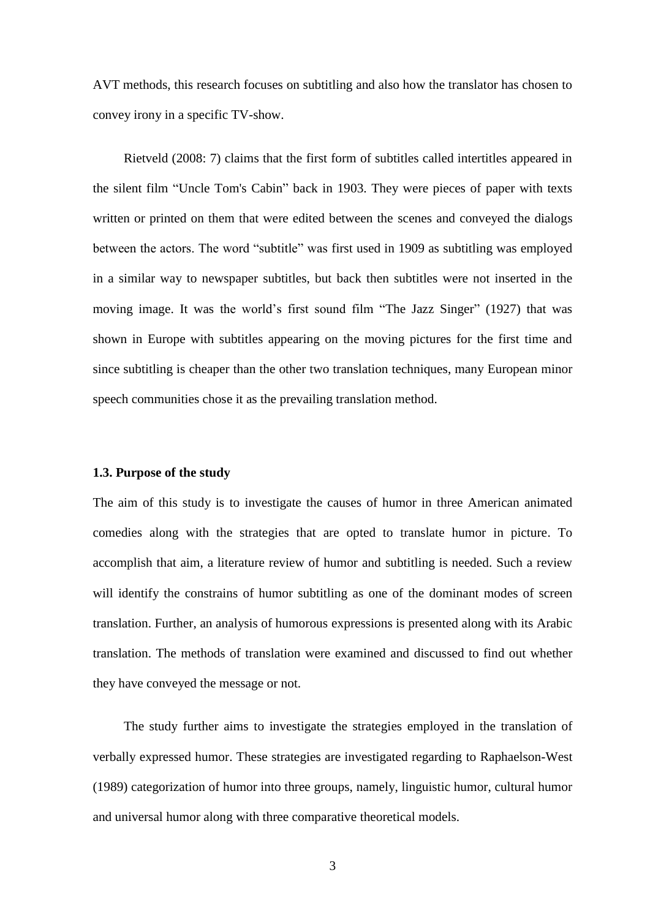AVT methods, this research focuses on subtitling and also how the translator has chosen to convey irony in a specific TV-show.

Rietveld (2008: 7) claims that the first form of subtitles called intertitles appeared in the silent film "Uncle Tom's Cabin" back in 1903. They were pieces of paper with texts written or printed on them that were edited between the scenes and conveyed the dialogs between the actors. The word "subtitle" was first used in 1909 as subtitling was employed in a similar way to newspaper subtitles, but back then subtitles were not inserted in the moving image. It was the world's first sound film "The Jazz Singer" (1927) that was shown in Europe with subtitles appearing on the moving pictures for the first time and since subtitling is cheaper than the other two translation techniques, many European minor speech communities chose it as the prevailing translation method.

### 1.3. Purpose of the study

The aim of this study is to investigate the causes of humor in three American animated comedies along with the strategies that are opted to translate humor in picture. To accomplish that aim, a literature review of humor and subtitling is needed. Such a review will identify the constrains of humor subtitling as one of the dominant modes of screen translation. Further, an analysis of humorous expressions is presented along with its Arabic translation. The methods of translation were examined and discussed to find out whether they have conveyed the message or not.

The study further aims to investigate the strategies employed in the translation of verbally expressed humor. These strategies are investigated regarding to Raphaelson-West (1989) categorization of humor into three groups, namely, linguistic humor, cultural humor and universal humor along with three comparative theoretical models.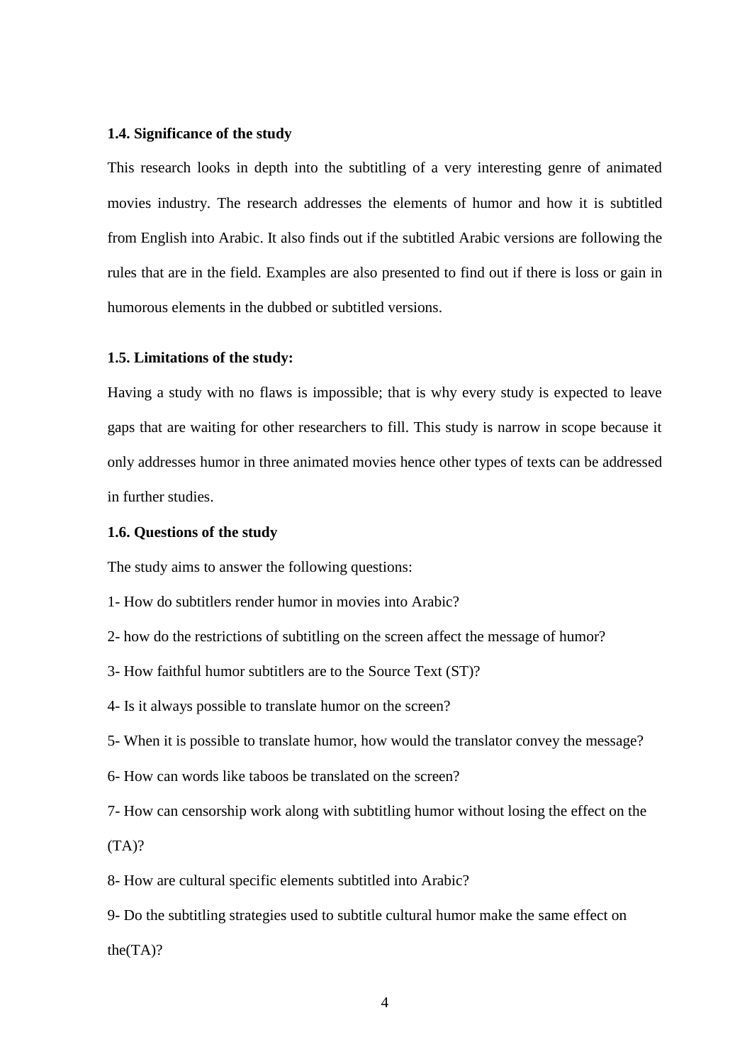### 1.4. Significance of the study

This research looks in depth into the subtitling of a very interesting genre of animated movies industry. The research addresses the elements of humor and how it is subtitled from English into Arabic. It also finds out if the subtitled Arabic versions are following the rules that are in the field. Examples are also presented to find out if there is loss or gain in humorous elements in the dubbed or subtitled versions.

### 1.5. Limitations of the study:

Having a study with no flaws is impossible; that is why every study is expected to leave gaps that are waiting for other researchers to fill. This study is narrow in scope because it only addresses humor in three animated movies hence other types of texts can be addressed in further studies.

### 1.6. Questions of the study

The study aims to answer the following questions:

1- How do subtitlers render humor in movies into Arabic?

2- how do the restrictions of subtitling on the screen affect the message of humor?

3- How faithful humor subtitlers are to the Source Text (ST)?

4- Is it always possible to translate humor on the screen?

5- When it is possible to translate humor, how would the translator convey the message?

6- How can words like taboos be translated on the screen?

7- How can censorship work along with subtitling humor without losing the effect on the (TA)?

8- How are cultural specific elements subtitled into Arabic?

9- Do the subtitling strategies used to subtitle cultural humor make the same effect on the(TA)?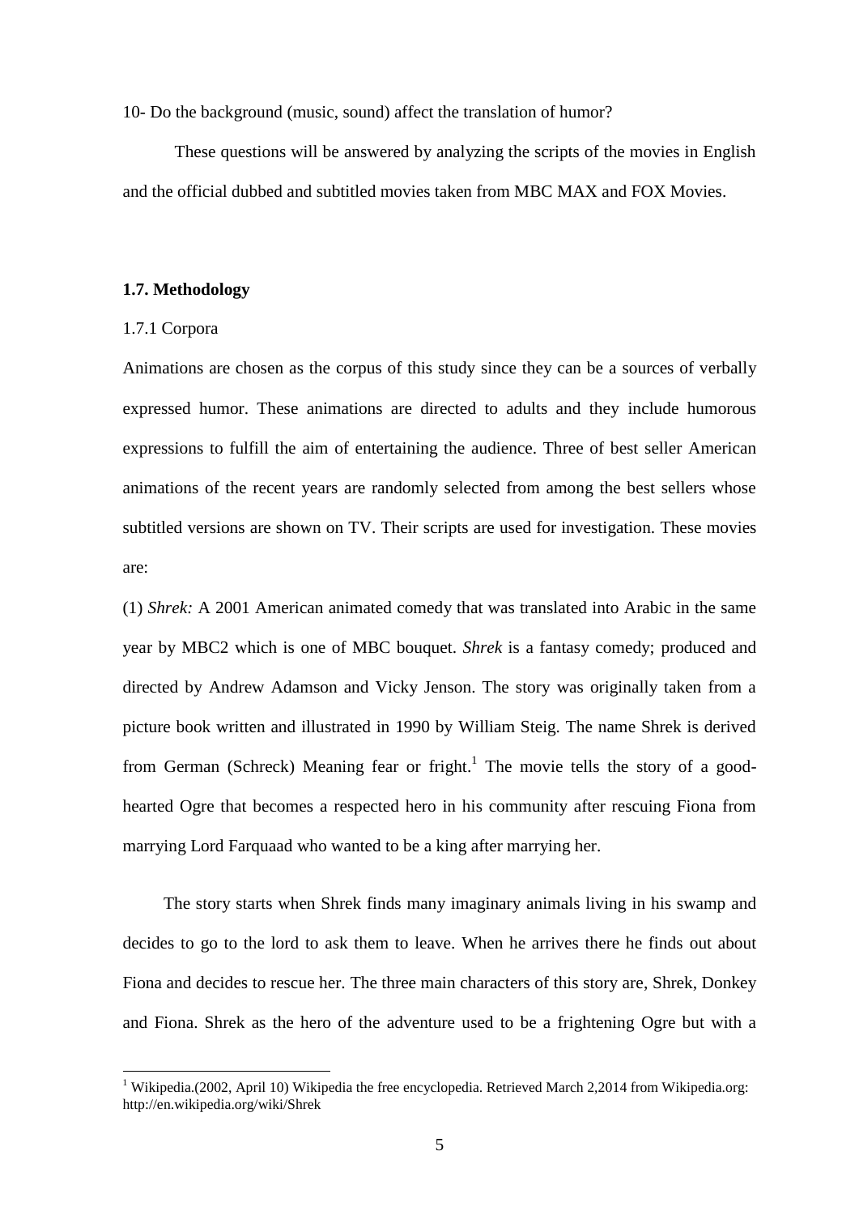10- Do the background (music, sound) affect the translation of humor?

These questions will be answered by analyzing the scripts of the movies in English and the official dubbed and subtitled movies taken from MBC MAX and FOX Movies.

### 1.7. Methodology

1.7.1 Corpora

Animations are chosen as the corpus of this study since they can be a sources of verbally expressed humor. These animations are directed to adults and they include humorous expressions to fulfill the aim of entertaining the audience. Three of best seller American animations of the recent years are randomly selected from among the best sellers whose subtitled versions are shown on TV. Their scripts are used for investigation. These movies are:

(1) *Shrek:* A 2001 American animated comedy that was translated into Arabic in the same year by MBC2 which is one of MBC bouquet. *Shrek* is a fantasy comedy; produced and directed by Andrew Adamson and Vicky Jenson. The story was originally taken from a picture book written and illustrated in 1990 by William Steig. The name Shrek is derived from German (Schreck) Meaning fear or fright.[1] The movie tells the story of a good-hearted Ogre that becomes a respected hero in his community after rescuing Fiona from marrying Lord Farquaad who wanted to be a king after marrying her.

The story starts when Shrek finds many imaginary animals living in his swamp and decides to go to the lord to ask them to leave. When he arrives there he finds out about Fiona and decides to rescue her. The three main characters of this story are, Shrek, Donkey and Fiona. Shrek as the hero of the adventure used to be a frightening Ogre but with a

[1] Wikipedia.(2002, April 10) Wikipedia the free encyclopedia. Retrieved March 2,2014 from Wikipedia.org: http://en.wikipedia.org/wiki/Shrek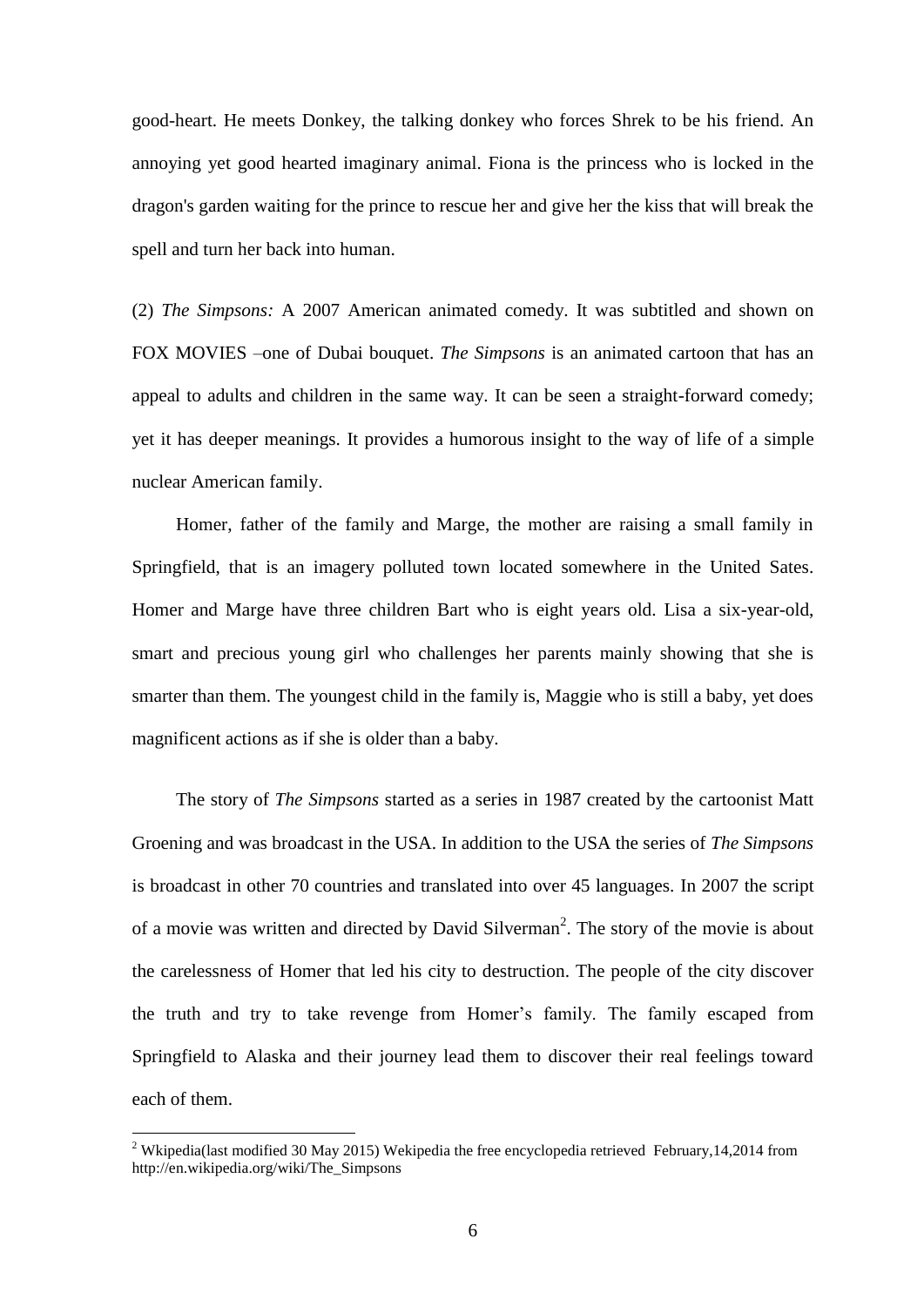good-heart. He meets Donkey, the talking donkey who forces Shrek to be his friend. An annoying yet good hearted imaginary animal. Fiona is the princess who is locked in the dragon's garden waiting for the prince to rescue her and give her the kiss that will break the spell and turn her back into human.

(2) *The Simpsons:* A 2007 American animated comedy. It was subtitled and shown on FOX MOVIES –one of Dubai bouquet. *The Simpsons* is an animated cartoon that has an appeal to adults and children in the same way. It can be seen a straight-forward comedy; yet it has deeper meanings. It provides a humorous insight to the way of life of a simple nuclear American family.

Homer, father of the family and Marge, the mother are raising a small family in Springfield, that is an imagery polluted town located somewhere in the United Sates. Homer and Marge have three children Bart who is eight years old. Lisa a six-year-old, smart and precious young girl who challenges her parents mainly showing that she is smarter than them. The youngest child in the family is, Maggie who is still a baby, yet does magnificent actions as if she is older than a baby.

The story of *The Simpsons* started as a series in 1987 created by the cartoonist Matt Groening and was broadcast in the USA. In addition to the USA the series of *The Simpsons* is broadcast in other 70 countries and translated into over 45 languages. In 2007 the script of a movie was written and directed by David Silverman[2]. The story of the movie is about the carelessness of Homer that led his city to destruction. The people of the city discover the truth and try to take revenge from Homer's family. The family escaped from Springfield to Alaska and their journey lead them to discover their real feelings toward each of them.

[2] Wkipedia(last modified 30 May 2015) Wekipedia the free encyclopedia retrieved February,14,2014 from http://en.wikipedia.org/wiki/The_Simpsons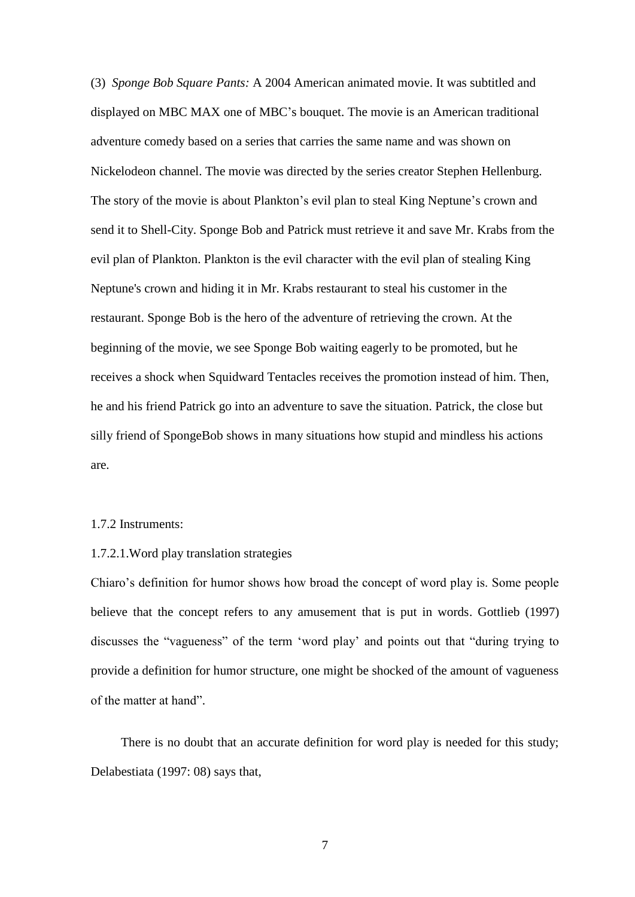(3) *Sponge Bob Square Pants:* A 2004 American animated movie. It was subtitled and displayed on MBC MAX one of MBC's bouquet. The movie is an American traditional adventure comedy based on a series that carries the same name and was shown on Nickelodeon channel. The movie was directed by the series creator Stephen Hellenburg. The story of the movie is about Plankton's evil plan to steal King Neptune's crown and send it to Shell-City. Sponge Bob and Patrick must retrieve it and save Mr. Krabs from the evil plan of Plankton. Plankton is the evil character with the evil plan of stealing King Neptune's crown and hiding it in Mr. Krabs restaurant to steal his customer in the restaurant. Sponge Bob is the hero of the adventure of retrieving the crown. At the beginning of the movie, we see Sponge Bob waiting eagerly to be promoted, but he receives a shock when Squidward Tentacles receives the promotion instead of him. Then, he and his friend Patrick go into an adventure to save the situation. Patrick, the close but silly friend of SpongeBob shows in many situations how stupid and mindless his actions are.

1.7.2 Instruments:

1.7.2.1.Word play translation strategies

Chiaro's definition for humor shows how broad the concept of word play is. Some people believe that the concept refers to any amusement that is put in words. Gottlieb (1997) discusses the "vagueness" of the term 'word play' and points out that "during trying to provide a definition for humor structure, one might be shocked of the amount of vagueness of the matter at hand".

There is no doubt that an accurate definition for word play is needed for this study; Delabestiata (1997: 08) says that,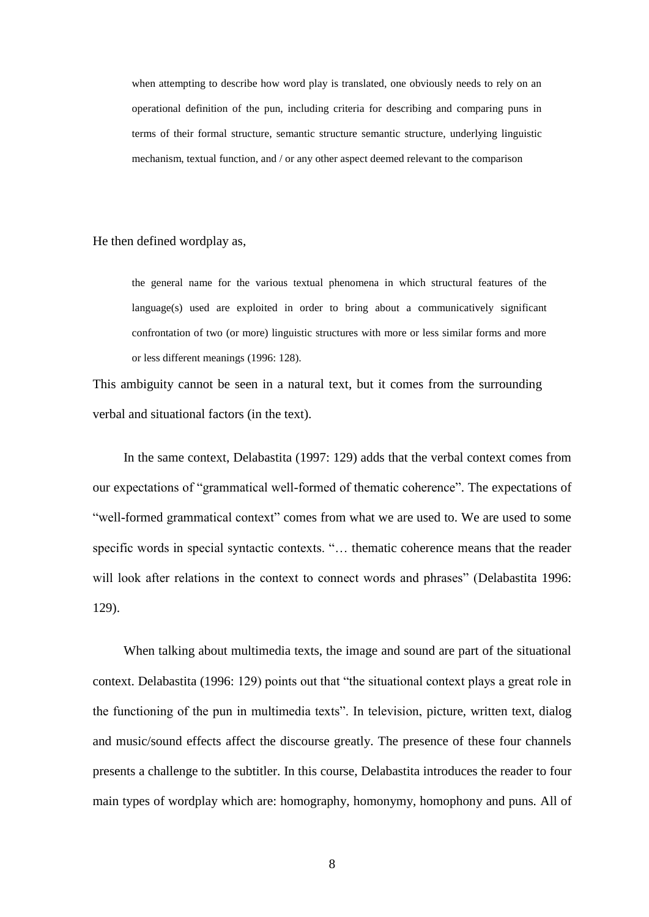> when attempting to describe how word play is translated, one obviously needs to rely on an operational definition of the pun, including criteria for describing and comparing puns in terms of their formal structure, semantic structure semantic structure, underlying linguistic mechanism, textual function, and / or any other aspect deemed relevant to the comparison

He then defined wordplay as,

> the general name for the various textual phenomena in which structural features of the language(s) used are exploited in order to bring about a communicatively significant confrontation of two (or more) linguistic structures with more or less similar forms and more or less different meanings (1996: 128).

This ambiguity cannot be seen in a natural text, but it comes from the surrounding verbal and situational factors (in the text).

In the same context, Delabastita (1997: 129) adds that the verbal context comes from our expectations of "grammatical well-formed of thematic coherence". The expectations of "well-formed grammatical context" comes from what we are used to. We are used to some specific words in special syntactic contexts. "… thematic coherence means that the reader will look after relations in the context to connect words and phrases" (Delabastita 1996: 129).

When talking about multimedia texts, the image and sound are part of the situational context. Delabastita (1996: 129) points out that "the situational context plays a great role in the functioning of the pun in multimedia texts". In television, picture, written text, dialog and music/sound effects affect the discourse greatly. The presence of these four channels presents a challenge to the subtitler. In this course, Delabastita introduces the reader to four main types of wordplay which are: homography, homonymy, homophony and puns. All of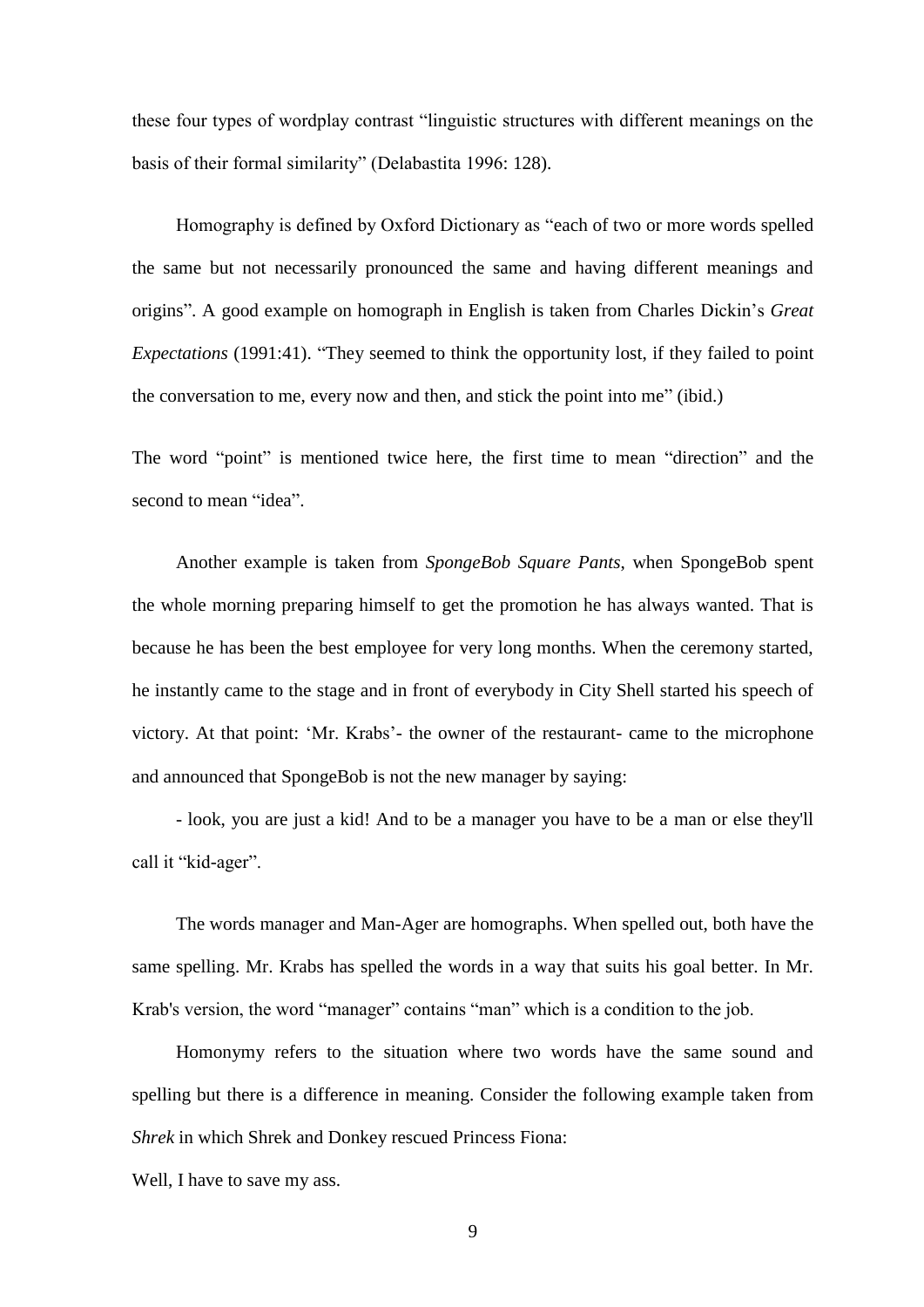these four types of wordplay contrast "linguistic structures with different meanings on the basis of their formal similarity" (Delabastita 1996: 128).

Homography is defined by Oxford Dictionary as "each of two or more words spelled the same but not necessarily pronounced the same and having different meanings and origins". A good example on homograph in English is taken from Charles Dickin's *Great Expectations* (1991:41). "They seemed to think the opportunity lost, if they failed to point the conversation to me, every now and then, and stick the point into me" (ibid.)

The word "point" is mentioned twice here, the first time to mean "direction" and the second to mean "idea".

Another example is taken from *SpongeBob Square Pants*, when SpongeBob spent the whole morning preparing himself to get the promotion he has always wanted. That is because he has been the best employee for very long months. When the ceremony started, he instantly came to the stage and in front of everybody in City Shell started his speech of victory. At that point: 'Mr. Krabs'- the owner of the restaurant- came to the microphone and announced that SpongeBob is not the new manager by saying:

- look, you are just a kid! And to be a manager you have to be a man or else they'll call it "kid-ager".

The words manager and Man-Ager are homographs. When spelled out, both have the same spelling. Mr. Krabs has spelled the words in a way that suits his goal better. In Mr. Krab's version, the word "manager" contains "man" which is a condition to the job.

Homonymy refers to the situation where two words have the same sound and spelling but there is a difference in meaning. Consider the following example taken from *Shrek* in which Shrek and Donkey rescued Princess Fiona:

Well, I have to save my ass.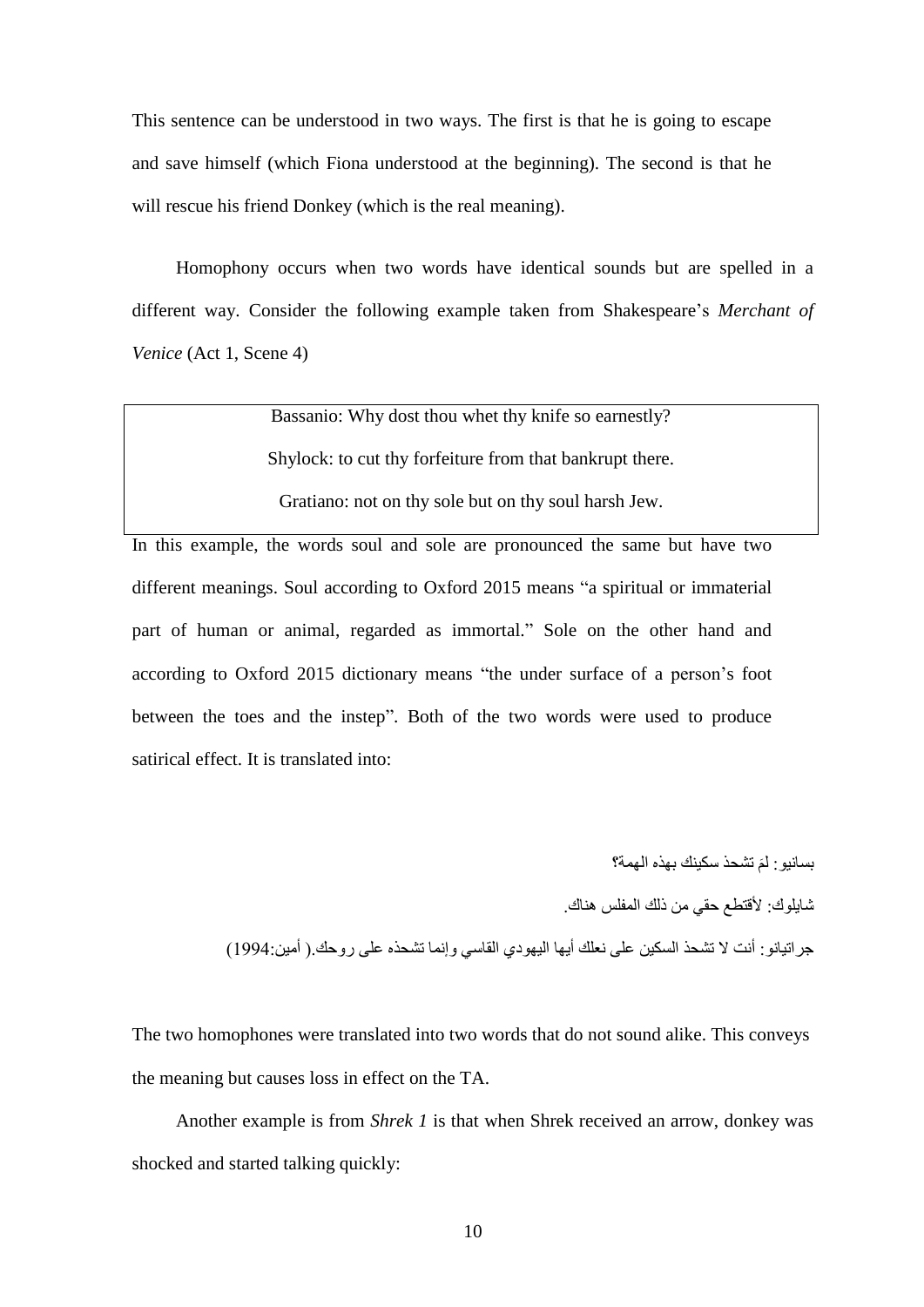This sentence can be understood in two ways. The first is that he is going to escape and save himself (which Fiona understood at the beginning). The second is that he will rescue his friend Donkey (which is the real meaning).

Homophony occurs when two words have identical sounds but are spelled in a different way. Consider the following example taken from Shakespeare's *Merchant of Venice* (Act 1, Scene 4)

> Bassanio: Why dost thou whet thy knife so earnestly?
>
> Shylock: to cut thy forfeiture from that bankrupt there.
>
> Gratiano: not on thy sole but on thy soul harsh Jew.

In this example, the words soul and sole are pronounced the same but have two different meanings. Soul according to Oxford 2015 means "a spiritual or immaterial part of human or animal, regarded as immortal." Sole on the other hand and according to Oxford 2015 dictionary means "the under surface of a person's foot between the toes and the instep". Both of the two words were used to produce satirical effect. It is translated into:

بسانيو: لمَ تشحذ سكينك بهذه الهمة؟

شايلوك: لأقتطع حقي من ذلك المفلس هناك.

جراتيانو: أنت لا تشحذ السكين على نعلك أيها اليهودي القاسي وإنما تشحذه على روحك.( أمين:1994)

The two homophones were translated into two words that do not sound alike. This conveys the meaning but causes loss in effect on the TA.

Another example is from *Shrek 1* is that when Shrek received an arrow, donkey was shocked and started talking quickly: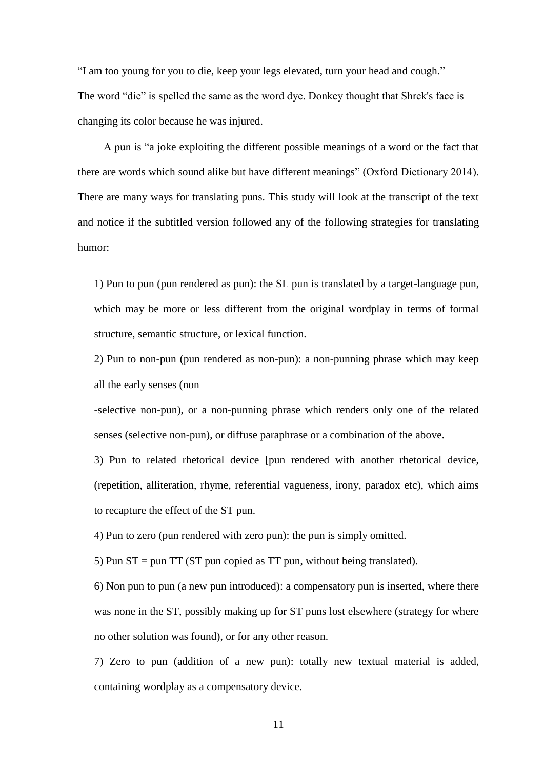"I am too young for you to die, keep your legs elevated, turn your head and cough."

The word "die" is spelled the same as the word dye. Donkey thought that Shrek's face is changing its color because he was injured.

A pun is "a joke exploiting the different possible meanings of a word or the fact that there are words which sound alike but have different meanings" (Oxford Dictionary 2014). There are many ways for translating puns. This study will look at the transcript of the text and notice if the subtitled version followed any of the following strategies for translating humor:

1) Pun to pun (pun rendered as pun): the SL pun is translated by a target-language pun, which may be more or less different from the original wordplay in terms of formal structure, semantic structure, or lexical function.

2) Pun to non-pun (pun rendered as non-pun): a non-punning phrase which may keep all the early senses (non

-selective non-pun), or a non-punning phrase which renders only one of the related senses (selective non-pun), or diffuse paraphrase or a combination of the above.

3) Pun to related rhetorical device [pun rendered with another rhetorical device, (repetition, alliteration, rhyme, referential vagueness, irony, paradox etc), which aims to recapture the effect of the ST pun.

4) Pun to zero (pun rendered with zero pun): the pun is simply omitted.

5) Pun ST = pun TT (ST pun copied as TT pun, without being translated).

6) Non pun to pun (a new pun introduced): a compensatory pun is inserted, where there was none in the ST, possibly making up for ST puns lost elsewhere (strategy for where no other solution was found), or for any other reason.

7) Zero to pun (addition of a new pun): totally new textual material is added, containing wordplay as a compensatory device.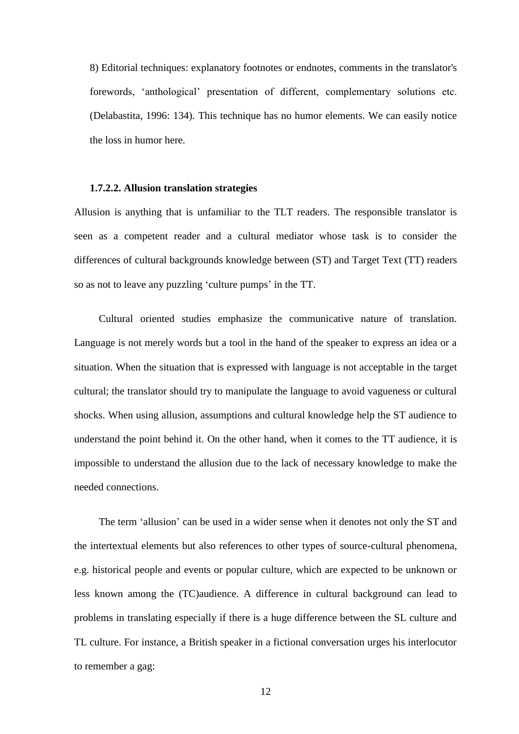8) Editorial techniques: explanatory footnotes or endnotes, comments in the translator's forewords, 'anthological' presentation of different, complementary solutions etc. (Delabastita, 1996: 134). This technique has no humor elements. We can easily notice the loss in humor here.

#### 1.7.2.2. Allusion translation strategies

Allusion is anything that is unfamiliar to the TLT readers. The responsible translator is seen as a competent reader and a cultural mediator whose task is to consider the differences of cultural backgrounds knowledge between (ST) and Target Text (TT) readers so as not to leave any puzzling 'culture pumps' in the TT.

Cultural oriented studies emphasize the communicative nature of translation. Language is not merely words but a tool in the hand of the speaker to express an idea or a situation. When the situation that is expressed with language is not acceptable in the target cultural; the translator should try to manipulate the language to avoid vagueness or cultural shocks. When using allusion, assumptions and cultural knowledge help the ST audience to understand the point behind it. On the other hand, when it comes to the TT audience, it is impossible to understand the allusion due to the lack of necessary knowledge to make the needed connections.

The term 'allusion' can be used in a wider sense when it denotes not only the ST and the intertextual elements but also references to other types of source-cultural phenomena, e.g. historical people and events or popular culture, which are expected to be unknown or less known among the (TC)audience. A difference in cultural background can lead to problems in translating especially if there is a huge difference between the SL culture and TL culture. For instance, a British speaker in a fictional conversation urges his interlocutor to remember a gag: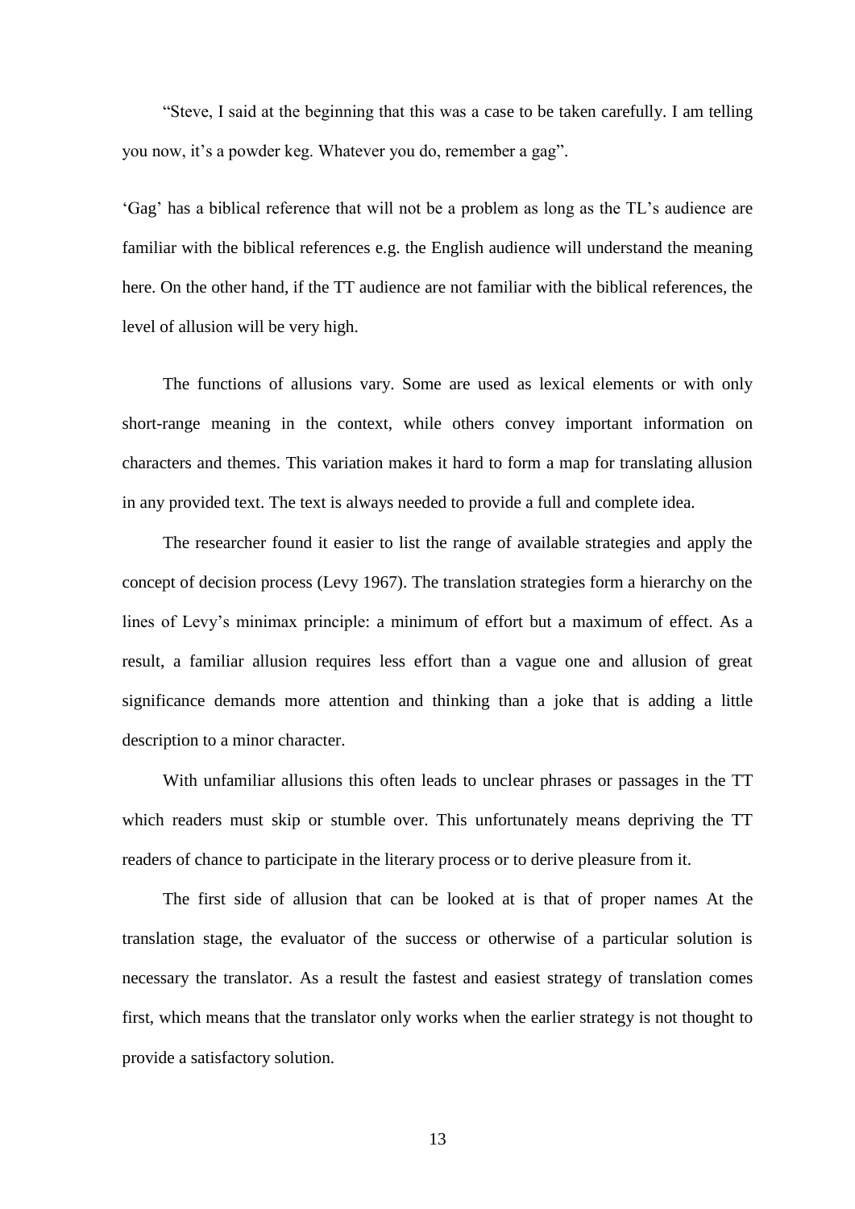"Steve, I said at the beginning that this was a case to be taken carefully. I am telling you now, it's a powder keg. Whatever you do, remember a gag".

'Gag' has a biblical reference that will not be a problem as long as the TL's audience are familiar with the biblical references e.g. the English audience will understand the meaning here. On the other hand, if the TT audience are not familiar with the biblical references, the level of allusion will be very high.

The functions of allusions vary. Some are used as lexical elements or with only short-range meaning in the context, while others convey important information on characters and themes. This variation makes it hard to form a map for translating allusion in any provided text. The text is always needed to provide a full and complete idea.

The researcher found it easier to list the range of available strategies and apply the concept of decision process (Levy 1967). The translation strategies form a hierarchy on the lines of Levy's minimax principle: a minimum of effort but a maximum of effect. As a result, a familiar allusion requires less effort than a vague one and allusion of great significance demands more attention and thinking than a joke that is adding a little description to a minor character.

With unfamiliar allusions this often leads to unclear phrases or passages in the TT which readers must skip or stumble over. This unfortunately means depriving the TT readers of chance to participate in the literary process or to derive pleasure from it.

The first side of allusion that can be looked at is that of proper names At the translation stage, the evaluator of the success or otherwise of a particular solution is necessary the translator. As a result the fastest and easiest strategy of translation comes first, which means that the translator only works when the earlier strategy is not thought to provide a satisfactory solution.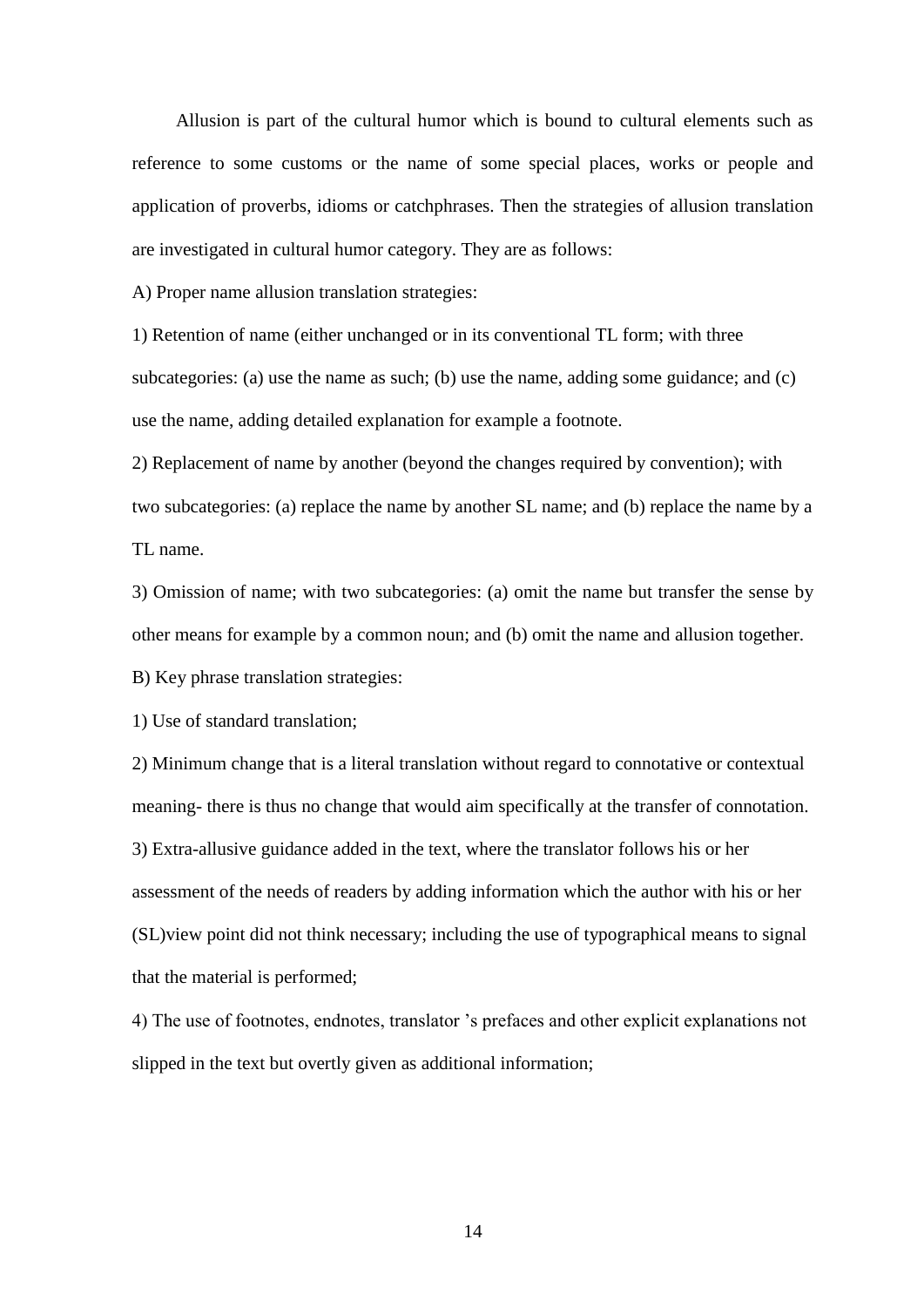Allusion is part of the cultural humor which is bound to cultural elements such as reference to some customs or the name of some special places, works or people and application of proverbs, idioms or catchphrases. Then the strategies of allusion translation are investigated in cultural humor category. They are as follows:

A) Proper name allusion translation strategies:

1) Retention of name (either unchanged or in its conventional TL form; with three subcategories: (a) use the name as such; (b) use the name, adding some guidance; and (c) use the name, adding detailed explanation for example a footnote.

2) Replacement of name by another (beyond the changes required by convention); with two subcategories: (a) replace the name by another SL name; and (b) replace the name by a TL name.

3) Omission of name; with two subcategories: (a) omit the name but transfer the sense by other means for example by a common noun; and (b) omit the name and allusion together.

B) Key phrase translation strategies:

1) Use of standard translation;

2) Minimum change that is a literal translation without regard to connotative or contextual meaning- there is thus no change that would aim specifically at the transfer of connotation.

3) Extra-allusive guidance added in the text, where the translator follows his or her assessment of the needs of readers by adding information which the author with his or her (SL)view point did not think necessary; including the use of typographical means to signal that the material is performed;

4) The use of footnotes, endnotes, translator 's prefaces and other explicit explanations not slipped in the text but overtly given as additional information;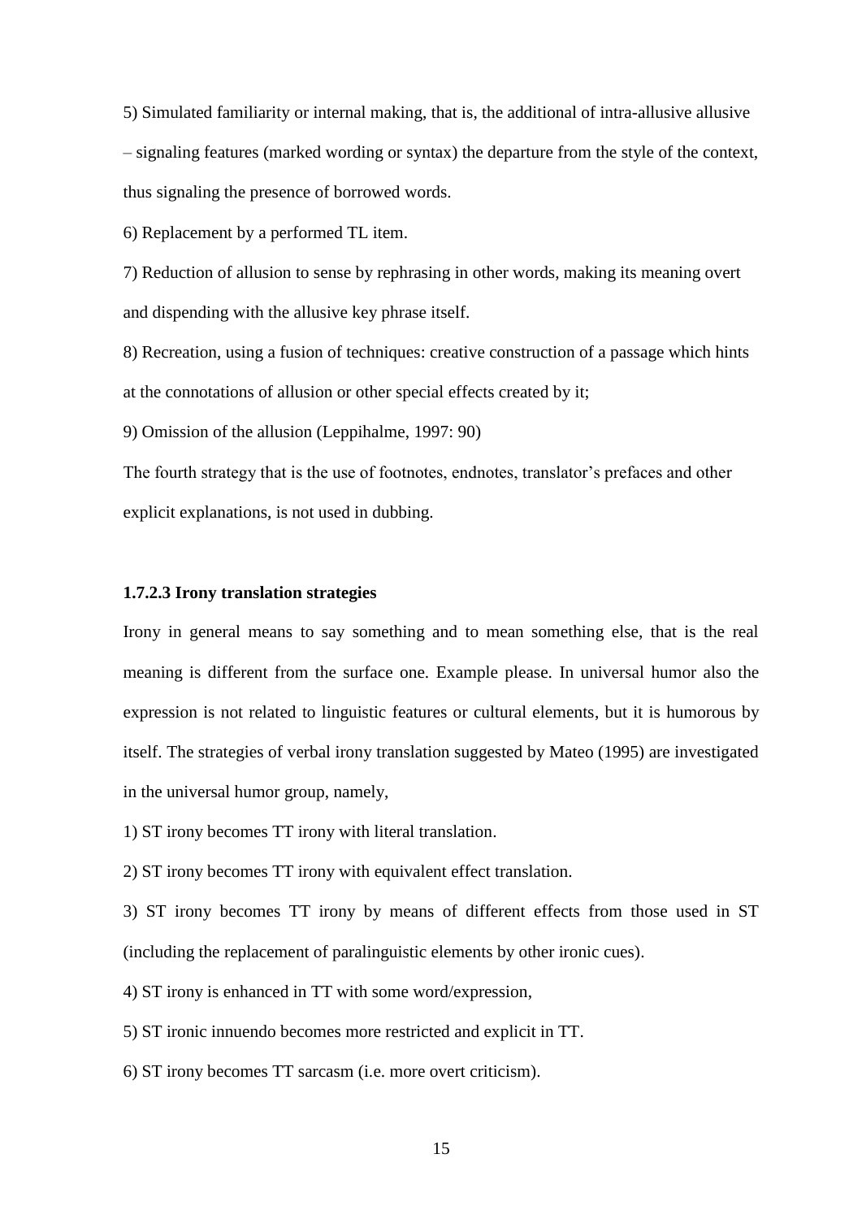5) Simulated familiarity or internal making, that is, the additional of intra-allusive allusive – signaling features (marked wording or syntax) the departure from the style of the context, thus signaling the presence of borrowed words.

6) Replacement by a performed TL item.

7) Reduction of allusion to sense by rephrasing in other words, making its meaning overt and dispending with the allusive key phrase itself.

8) Recreation, using a fusion of techniques: creative construction of a passage which hints at the connotations of allusion or other special effects created by it;

9) Omission of the allusion (Leppihalme, 1997: 90)

The fourth strategy that is the use of footnotes, endnotes, translator's prefaces and other explicit explanations, is not used in dubbing.

### 1.7.2.3 Irony translation strategies

Irony in general means to say something and to mean something else, that is the real meaning is different from the surface one. Example please. In universal humor also the expression is not related to linguistic features or cultural elements, but it is humorous by itself. The strategies of verbal irony translation suggested by Mateo (1995) are investigated in the universal humor group, namely,

1) ST irony becomes TT irony with literal translation.

2) ST irony becomes TT irony with equivalent effect translation.

3) ST irony becomes TT irony by means of different effects from those used in ST (including the replacement of paralinguistic elements by other ironic cues).

4) ST irony is enhanced in TT with some word/expression,

5) ST ironic innuendo becomes more restricted and explicit in TT.

6) ST irony becomes TT sarcasm (i.e. more overt criticism).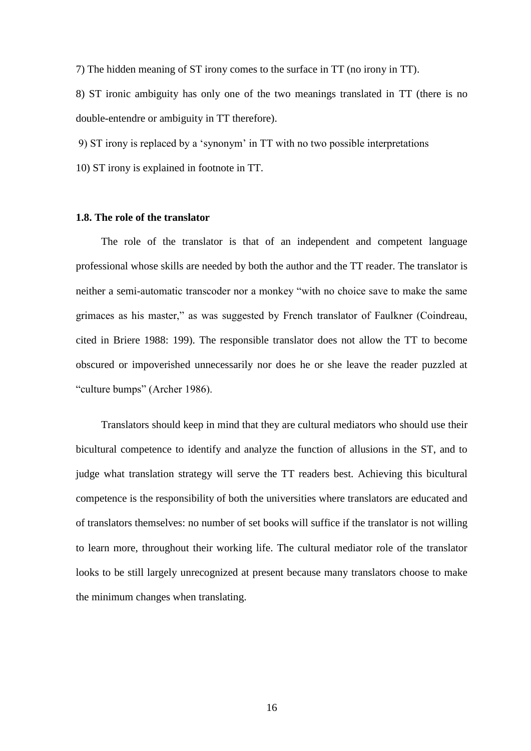7) The hidden meaning of ST irony comes to the surface in TT (no irony in TT).

8) ST ironic ambiguity has only one of the two meanings translated in TT (there is no double-entendre or ambiguity in TT therefore).

9) ST irony is replaced by a 'synonym' in TT with no two possible interpretations

10) ST irony is explained in footnote in TT.

### 1.8. The role of the translator

The role of the translator is that of an independent and competent language professional whose skills are needed by both the author and the TT reader. The translator is neither a semi-automatic transcoder nor a monkey "with no choice save to make the same grimaces as his master," as was suggested by French translator of Faulkner (Coindreau, cited in Briere 1988: 199). The responsible translator does not allow the TT to become obscured or impoverished unnecessarily nor does he or she leave the reader puzzled at "culture bumps" (Archer 1986).

Translators should keep in mind that they are cultural mediators who should use their bicultural competence to identify and analyze the function of allusions in the ST, and to judge what translation strategy will serve the TT readers best. Achieving this bicultural competence is the responsibility of both the universities where translators are educated and of translators themselves: no number of set books will suffice if the translator is not willing to learn more, throughout their working life. The cultural mediator role of the translator looks to be still largely unrecognized at present because many translators choose to make the minimum changes when translating.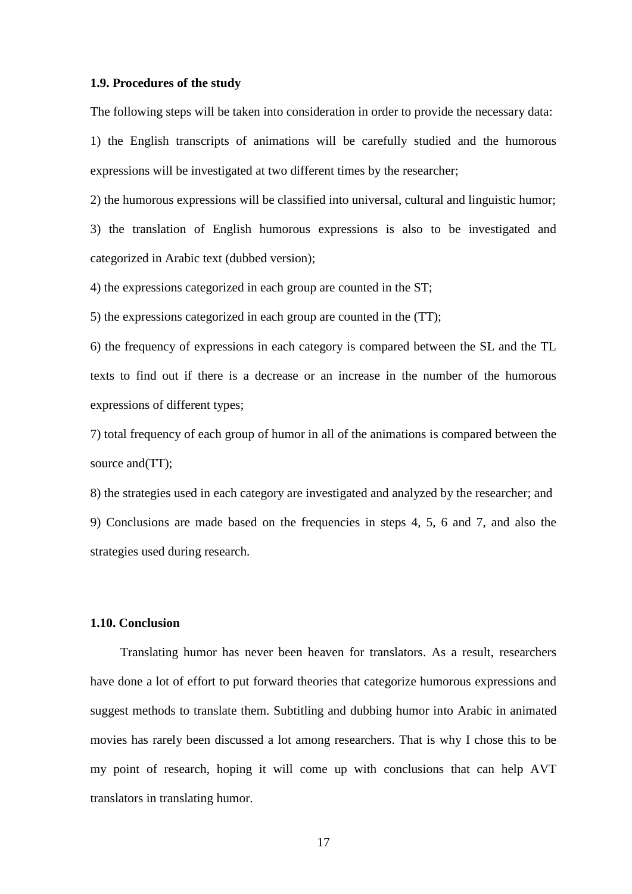### 1.9. Procedures of the study

The following steps will be taken into consideration in order to provide the necessary data:

1) the English transcripts of animations will be carefully studied and the humorous expressions will be investigated at two different times by the researcher;

2) the humorous expressions will be classified into universal, cultural and linguistic humor;

3) the translation of English humorous expressions is also to be investigated and categorized in Arabic text (dubbed version);

4) the expressions categorized in each group are counted in the ST;

5) the expressions categorized in each group are counted in the (TT);

6) the frequency of expressions in each category is compared between the SL and the TL texts to find out if there is a decrease or an increase in the number of the humorous expressions of different types;

7) total frequency of each group of humor in all of the animations is compared between the source and(TT);

8) the strategies used in each category are investigated and analyzed by the researcher; and

9) Conclusions are made based on the frequencies in steps 4, 5, 6 and 7, and also the strategies used during research.

### 1.10. Conclusion

Translating humor has never been heaven for translators. As a result, researchers have done a lot of effort to put forward theories that categorize humorous expressions and suggest methods to translate them. Subtitling and dubbing humor into Arabic in animated movies has rarely been discussed a lot among researchers. That is why I chose this to be my point of research, hoping it will come up with conclusions that can help AVT translators in translating humor.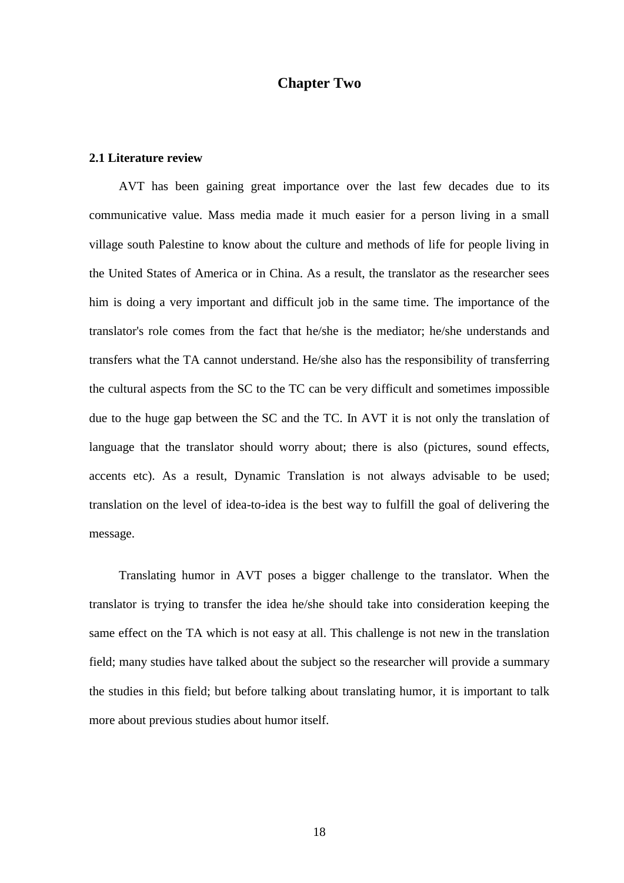# Chapter Two

## 2.1 Literature review

AVT has been gaining great importance over the last few decades due to its communicative value. Mass media made it much easier for a person living in a small village south Palestine to know about the culture and methods of life for people living in the United States of America or in China. As a result, the translator as the researcher sees him is doing a very important and difficult job in the same time. The importance of the translator's role comes from the fact that he/she is the mediator; he/she understands and transfers what the TA cannot understand. He/she also has the responsibility of transferring the cultural aspects from the SC to the TC can be very difficult and sometimes impossible due to the huge gap between the SC and the TC. In AVT it is not only the translation of language that the translator should worry about; there is also (pictures, sound effects, accents etc). As a result, Dynamic Translation is not always advisable to be used; translation on the level of idea-to-idea is the best way to fulfill the goal of delivering the message.

Translating humor in AVT poses a bigger challenge to the translator. When the translator is trying to transfer the idea he/she should take into consideration keeping the same effect on the TA which is not easy at all. This challenge is not new in the translation field; many studies have talked about the subject so the researcher will provide a summary the studies in this field; but before talking about translating humor, it is important to talk more about previous studies about humor itself.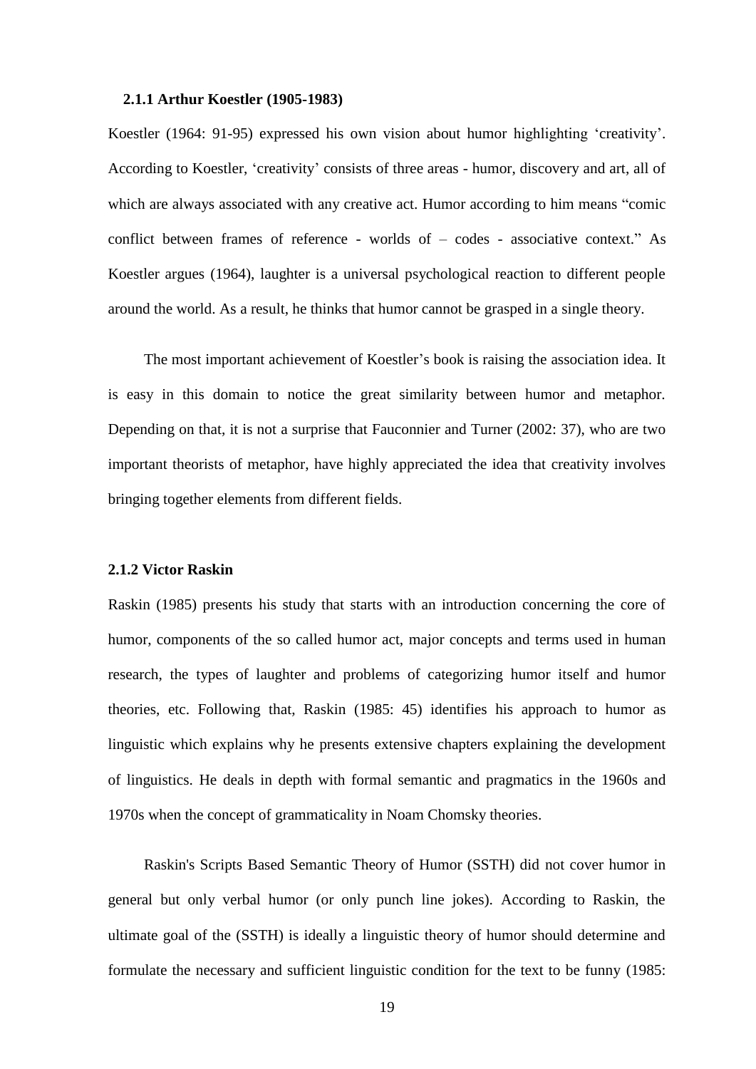### 2.1.1 Arthur Koestler (1905-1983)

Koestler (1964: 91-95) expressed his own vision about humor highlighting 'creativity'. According to Koestler, 'creativity' consists of three areas - humor, discovery and art, all of which are always associated with any creative act. Humor according to him means "comic conflict between frames of reference - worlds of – codes - associative context." As Koestler argues (1964), laughter is a universal psychological reaction to different people around the world. As a result, he thinks that humor cannot be grasped in a single theory.

The most important achievement of Koestler's book is raising the association idea. It is easy in this domain to notice the great similarity between humor and metaphor. Depending on that, it is not a surprise that Fauconnier and Turner (2002: 37), who are two important theorists of metaphor, have highly appreciated the idea that creativity involves bringing together elements from different fields.

### 2.1.2 Victor Raskin

Raskin (1985) presents his study that starts with an introduction concerning the core of humor, components of the so called humor act, major concepts and terms used in human research, the types of laughter and problems of categorizing humor itself and humor theories, etc. Following that, Raskin (1985: 45) identifies his approach to humor as linguistic which explains why he presents extensive chapters explaining the development of linguistics. He deals in depth with formal semantic and pragmatics in the 1960s and 1970s when the concept of grammaticality in Noam Chomsky theories.

Raskin's Scripts Based Semantic Theory of Humor (SSTH) did not cover humor in general but only verbal humor (or only punch line jokes). According to Raskin, the ultimate goal of the (SSTH) is ideally a linguistic theory of humor should determine and formulate the necessary and sufficient linguistic condition for the text to be funny (1985: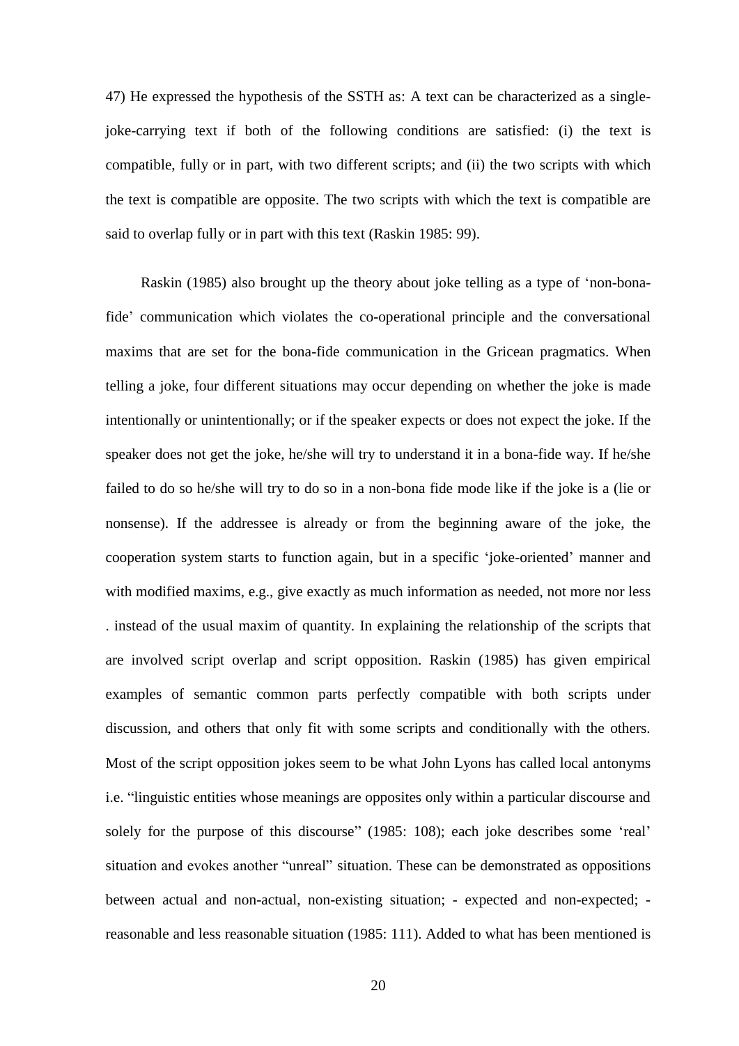47) He expressed the hypothesis of the SSTH as: A text can be characterized as a single-joke-carrying text if both of the following conditions are satisfied: (i) the text is compatible, fully or in part, with two different scripts; and (ii) the two scripts with which the text is compatible are opposite. The two scripts with which the text is compatible are said to overlap fully or in part with this text (Raskin 1985: 99).

Raskin (1985) also brought up the theory about joke telling as a type of 'non-bona-fide' communication which violates the co-operational principle and the conversational maxims that are set for the bona-fide communication in the Gricean pragmatics. When telling a joke, four different situations may occur depending on whether the joke is made intentionally or unintentionally; or if the speaker expects or does not expect the joke. If the speaker does not get the joke, he/she will try to understand it in a bona-fide way. If he/she failed to do so he/she will try to do so in a non-bona fide mode like if the joke is a (lie or nonsense). If the addressee is already or from the beginning aware of the joke, the cooperation system starts to function again, but in a specific 'joke-oriented' manner and with modified maxims, e.g., give exactly as much information as needed, not more nor less . instead of the usual maxim of quantity. In explaining the relationship of the scripts that are involved script overlap and script opposition. Raskin (1985) has given empirical examples of semantic common parts perfectly compatible with both scripts under discussion, and others that only fit with some scripts and conditionally with the others. Most of the script opposition jokes seem to be what John Lyons has called local antonyms i.e. "linguistic entities whose meanings are opposites only within a particular discourse and solely for the purpose of this discourse" (1985: 108); each joke describes some 'real' situation and evokes another "unreal" situation. These can be demonstrated as oppositions between actual and non-actual, non-existing situation; - expected and non-expected; - reasonable and less reasonable situation (1985: 111). Added to what has been mentioned is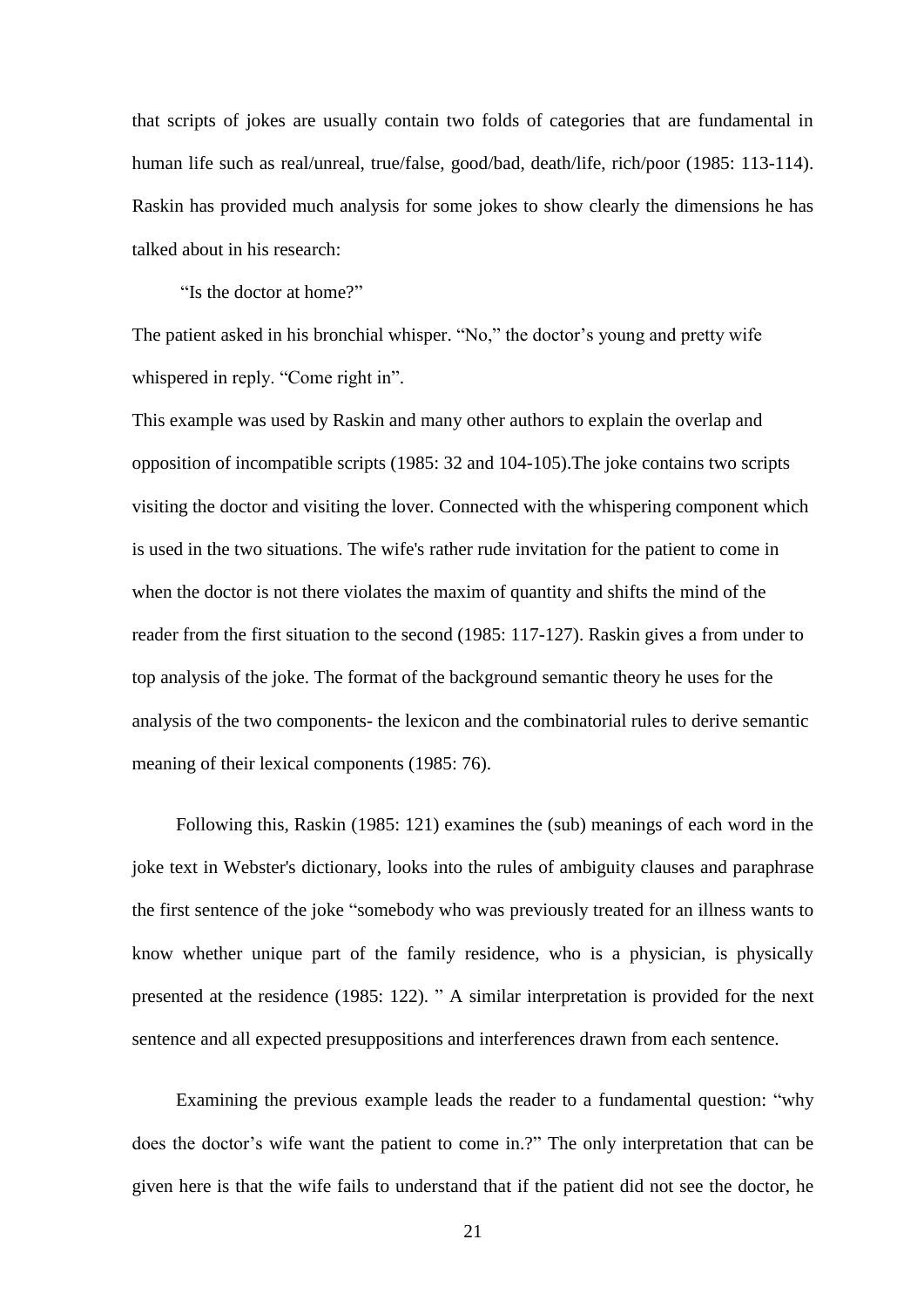that scripts of jokes are usually contain two folds of categories that are fundamental in human life such as real/unreal, true/false, good/bad, death/life, rich/poor (1985: 113-114). Raskin has provided much analysis for some jokes to show clearly the dimensions he has talked about in his research:

"Is the doctor at home?"

The patient asked in his bronchial whisper. "No," the doctor's young and pretty wife whispered in reply. "Come right in".

This example was used by Raskin and many other authors to explain the overlap and opposition of incompatible scripts (1985: 32 and 104-105).The joke contains two scripts visiting the doctor and visiting the lover. Connected with the whispering component which is used in the two situations. The wife's rather rude invitation for the patient to come in when the doctor is not there violates the maxim of quantity and shifts the mind of the reader from the first situation to the second (1985: 117-127). Raskin gives a from under to top analysis of the joke. The format of the background semantic theory he uses for the analysis of the two components- the lexicon and the combinatorial rules to derive semantic meaning of their lexical components (1985: 76).

Following this, Raskin (1985: 121) examines the (sub) meanings of each word in the joke text in Webster's dictionary, looks into the rules of ambiguity clauses and paraphrase the first sentence of the joke "somebody who was previously treated for an illness wants to know whether unique part of the family residence, who is a physician, is physically presented at the residence (1985: 122). " A similar interpretation is provided for the next sentence and all expected presuppositions and interferences drawn from each sentence.

Examining the previous example leads the reader to a fundamental question: "why does the doctor's wife want the patient to come in.?" The only interpretation that can be given here is that the wife fails to understand that if the patient did not see the doctor, he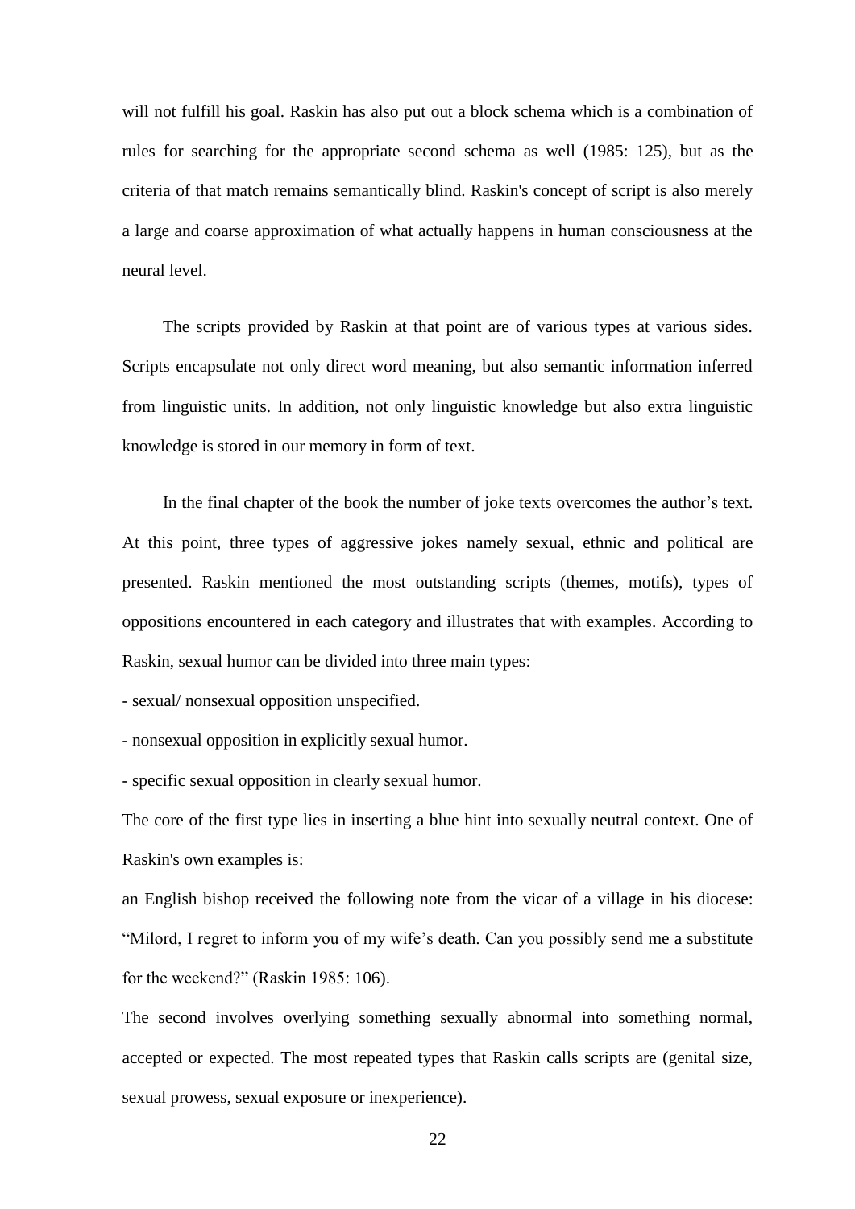will not fulfill his goal. Raskin has also put out a block schema which is a combination of rules for searching for the appropriate second schema as well (1985: 125), but as the criteria of that match remains semantically blind. Raskin's concept of script is also merely a large and coarse approximation of what actually happens in human consciousness at the neural level.

The scripts provided by Raskin at that point are of various types at various sides. Scripts encapsulate not only direct word meaning, but also semantic information inferred from linguistic units. In addition, not only linguistic knowledge but also extra linguistic knowledge is stored in our memory in form of text.

In the final chapter of the book the number of joke texts overcomes the author's text. At this point, three types of aggressive jokes namely sexual, ethnic and political are presented. Raskin mentioned the most outstanding scripts (themes, motifs), types of oppositions encountered in each category and illustrates that with examples. According to Raskin, sexual humor can be divided into three main types:

- sexual/ nonsexual opposition unspecified.
- nonsexual opposition in explicitly sexual humor.
- specific sexual opposition in clearly sexual humor.

The core of the first type lies in inserting a blue hint into sexually neutral context. One of Raskin's own examples is:

an English bishop received the following note from the vicar of a village in his diocese: "Milord, I regret to inform you of my wife's death. Can you possibly send me a substitute for the weekend?" (Raskin 1985: 106).

The second involves overlying something sexually abnormal into something normal, accepted or expected. The most repeated types that Raskin calls scripts are (genital size, sexual prowess, sexual exposure or inexperience).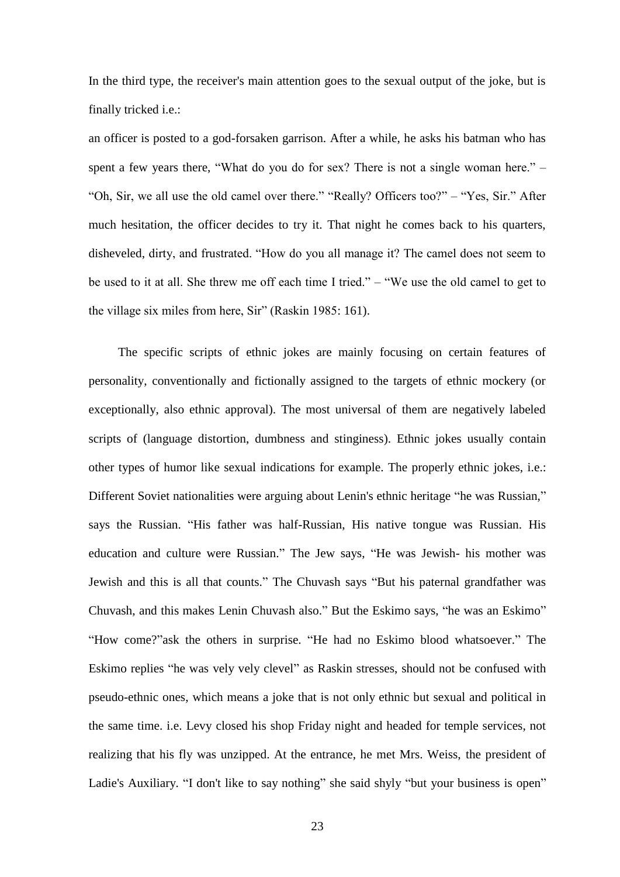In the third type, the receiver's main attention goes to the sexual output of the joke, but is finally tricked i.e.:

an officer is posted to a god-forsaken garrison. After a while, he asks his batman who has spent a few years there, “What do you do for sex? There is not a single woman here.” – “Oh, Sir, we all use the old camel over there.” “Really? Officers too?” – “Yes, Sir.” After much hesitation, the officer decides to try it. That night he comes back to his quarters, disheveled, dirty, and frustrated. “How do you all manage it? The camel does not seem to be used to it at all. She threw me off each time I tried.” – “We use the old camel to get to the village six miles from here, Sir” (Raskin 1985: 161).

The specific scripts of ethnic jokes are mainly focusing on certain features of personality, conventionally and fictionally assigned to the targets of ethnic mockery (or exceptionally, also ethnic approval). The most universal of them are negatively labeled scripts of (language distortion, dumbness and stinginess). Ethnic jokes usually contain other types of humor like sexual indications for example. The properly ethnic jokes, i.e.: Different Soviet nationalities were arguing about Lenin's ethnic heritage “he was Russian,” says the Russian. “His father was half-Russian, His native tongue was Russian. His education and culture were Russian.” The Jew says, “He was Jewish- his mother was Jewish and this is all that counts.” The Chuvash says “But his paternal grandfather was Chuvash, and this makes Lenin Chuvash also.” But the Eskimo says, “he was an Eskimo” “How come?”ask the others in surprise. “He had no Eskimo blood whatsoever.” The Eskimo replies “he was vely vely clevel” as Raskin stresses, should not be confused with pseudo-ethnic ones, which means a joke that is not only ethnic but sexual and political in the same time. i.e. Levy closed his shop Friday night and headed for temple services, not realizing that his fly was unzipped. At the entrance, he met Mrs. Weiss, the president of Ladie's Auxiliary. “I don't like to say nothing” she said shyly “but your business is open”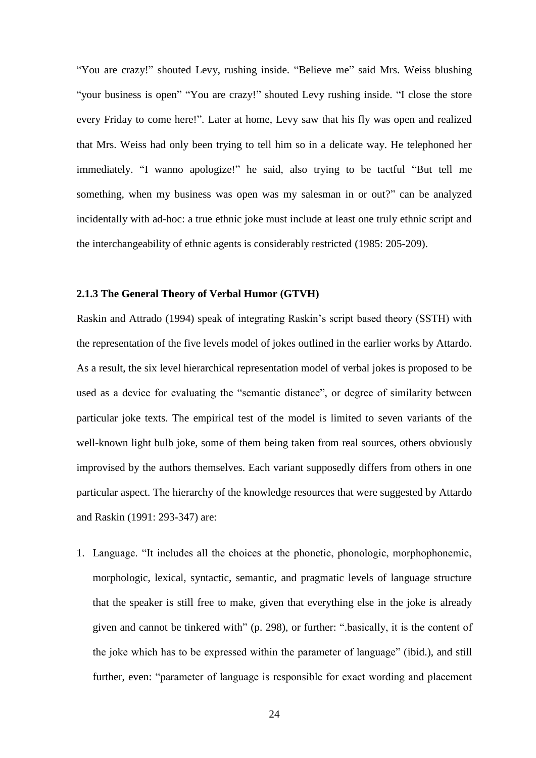"You are crazy!" shouted Levy, rushing inside. "Believe me" said Mrs. Weiss blushing "your business is open" "You are crazy!" shouted Levy rushing inside. "I close the store every Friday to come here!". Later at home, Levy saw that his fly was open and realized that Mrs. Weiss had only been trying to tell him so in a delicate way. He telephoned her immediately. "I wanno apologize!" he said, also trying to be tactful "But tell me something, when my business was open was my salesman in or out?" can be analyzed incidentally with ad-hoc: a true ethnic joke must include at least one truly ethnic script and the interchangeability of ethnic agents is considerably restricted (1985: 205-209).

### 2.1.3 The General Theory of Verbal Humor (GTVH)

Raskin and Attrado (1994) speak of integrating Raskin's script based theory (SSTH) with the representation of the five levels model of jokes outlined in the earlier works by Attardo. As a result, the six level hierarchical representation model of verbal jokes is proposed to be used as a device for evaluating the "semantic distance", or degree of similarity between particular joke texts. The empirical test of the model is limited to seven variants of the well-known light bulb joke, some of them being taken from real sources, others obviously improvised by the authors themselves. Each variant supposedly differs from others in one particular aspect. The hierarchy of the knowledge resources that were suggested by Attardo and Raskin (1991: 293-347) are:

1. Language. "It includes all the choices at the phonetic, phonologic, morphophonemic, morphologic, lexical, syntactic, semantic, and pragmatic levels of language structure that the speaker is still free to make, given that everything else in the joke is already given and cannot be tinkered with" (p. 298), or further: ".basically, it is the content of the joke which has to be expressed within the parameter of language" (ibid.), and still further, even: "parameter of language is responsible for exact wording and placement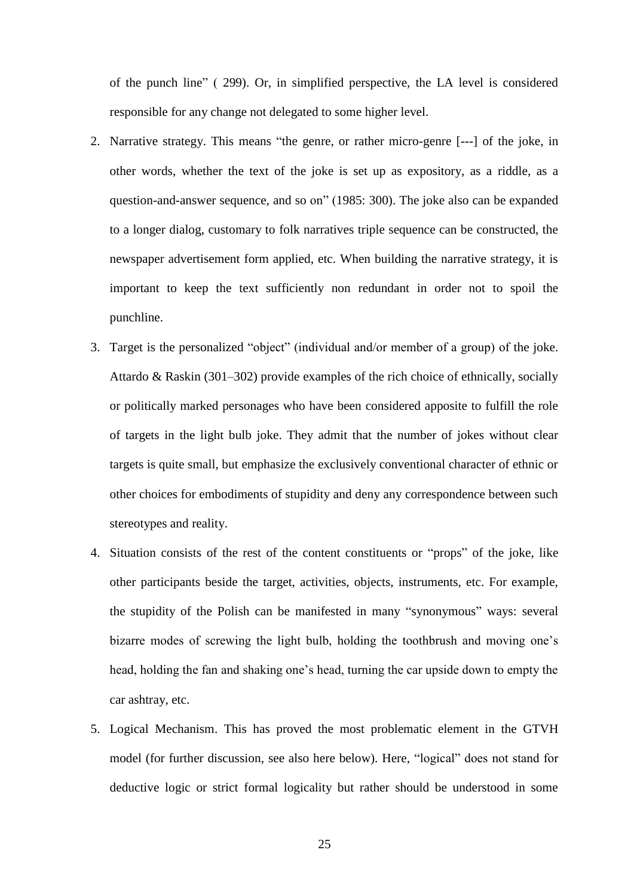of the punch line" ( 299). Or, in simplified perspective, the LA level is considered responsible for any change not delegated to some higher level.

2. Narrative strategy. This means "the genre, or rather micro-genre [---] of the joke, in other words, whether the text of the joke is set up as expository, as a riddle, as a question-and-answer sequence, and so on" (1985: 300). The joke also can be expanded to a longer dialog, customary to folk narratives triple sequence can be constructed, the newspaper advertisement form applied, etc. When building the narrative strategy, it is important to keep the text sufficiently non redundant in order not to spoil the punchline.
3. Target is the personalized "object" (individual and/or member of a group) of the joke. Attardo & Raskin (301–302) provide examples of the rich choice of ethnically, socially or politically marked personages who have been considered apposite to fulfill the role of targets in the light bulb joke. They admit that the number of jokes without clear targets is quite small, but emphasize the exclusively conventional character of ethnic or other choices for embodiments of stupidity and deny any correspondence between such stereotypes and reality.
4. Situation consists of the rest of the content constituents or "props" of the joke, like other participants beside the target, activities, objects, instruments, etc. For example, the stupidity of the Polish can be manifested in many "synonymous" ways: several bizarre modes of screwing the light bulb, holding the toothbrush and moving one's head, holding the fan and shaking one's head, turning the car upside down to empty the car ashtray, etc.
5. Logical Mechanism. This has proved the most problematic element in the GTVH model (for further discussion, see also here below). Here, "logical" does not stand for deductive logic or strict formal logicality but rather should be understood in some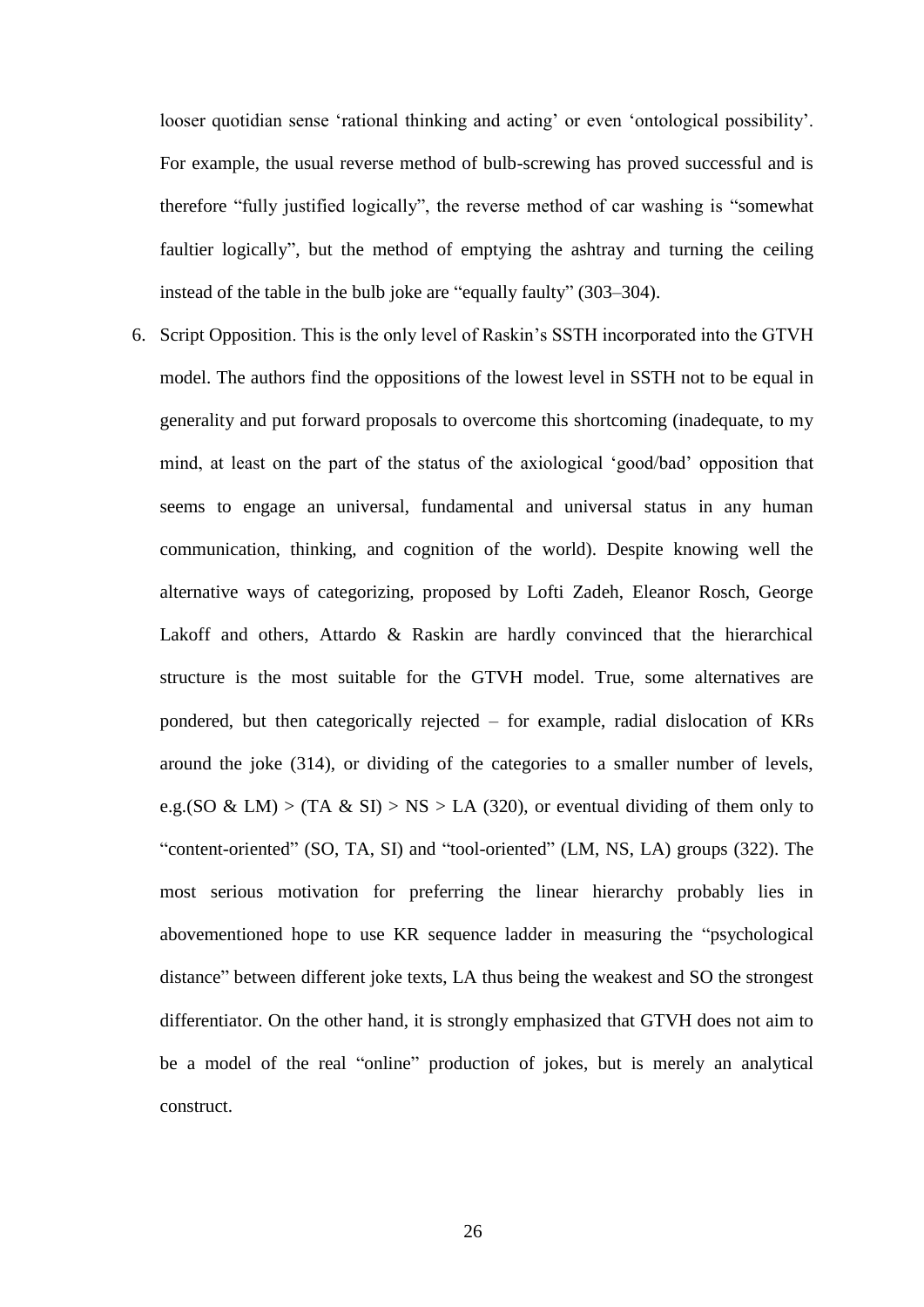looser quotidian sense 'rational thinking and acting' or even 'ontological possibility'. For example, the usual reverse method of bulb-screwing has proved successful and is therefore "fully justified logically", the reverse method of car washing is "somewhat faultier logically", but the method of emptying the ashtray and turning the ceiling instead of the table in the bulb joke are "equally faulty" (303–304).

6. Script Opposition. This is the only level of Raskin's SSTH incorporated into the GTVH model. The authors find the oppositions of the lowest level in SSTH not to be equal in generality and put forward proposals to overcome this shortcoming (inadequate, to my mind, at least on the part of the status of the axiological 'good/bad' opposition that seems to engage an universal, fundamental and universal status in any human communication, thinking, and cognition of the world). Despite knowing well the alternative ways of categorizing, proposed by Lofti Zadeh, Eleanor Rosch, George Lakoff and others, Attardo & Raskin are hardly convinced that the hierarchical structure is the most suitable for the GTVH model. True, some alternatives are pondered, but then categorically rejected – for example, radial dislocation of KRs around the joke (314), or dividing of the categories to a smaller number of levels, e.g.(SO & LM) > (TA & SI) > NS > LA (320), or eventual dividing of them only to "content-oriented" (SO, TA, SI) and "tool-oriented" (LM, NS, LA) groups (322). The most serious motivation for preferring the linear hierarchy probably lies in abovementioned hope to use KR sequence ladder in measuring the "psychological distance" between different joke texts, LA thus being the weakest and SO the strongest differentiator. On the other hand, it is strongly emphasized that GTVH does not aim to be a model of the real "online" production of jokes, but is merely an analytical construct.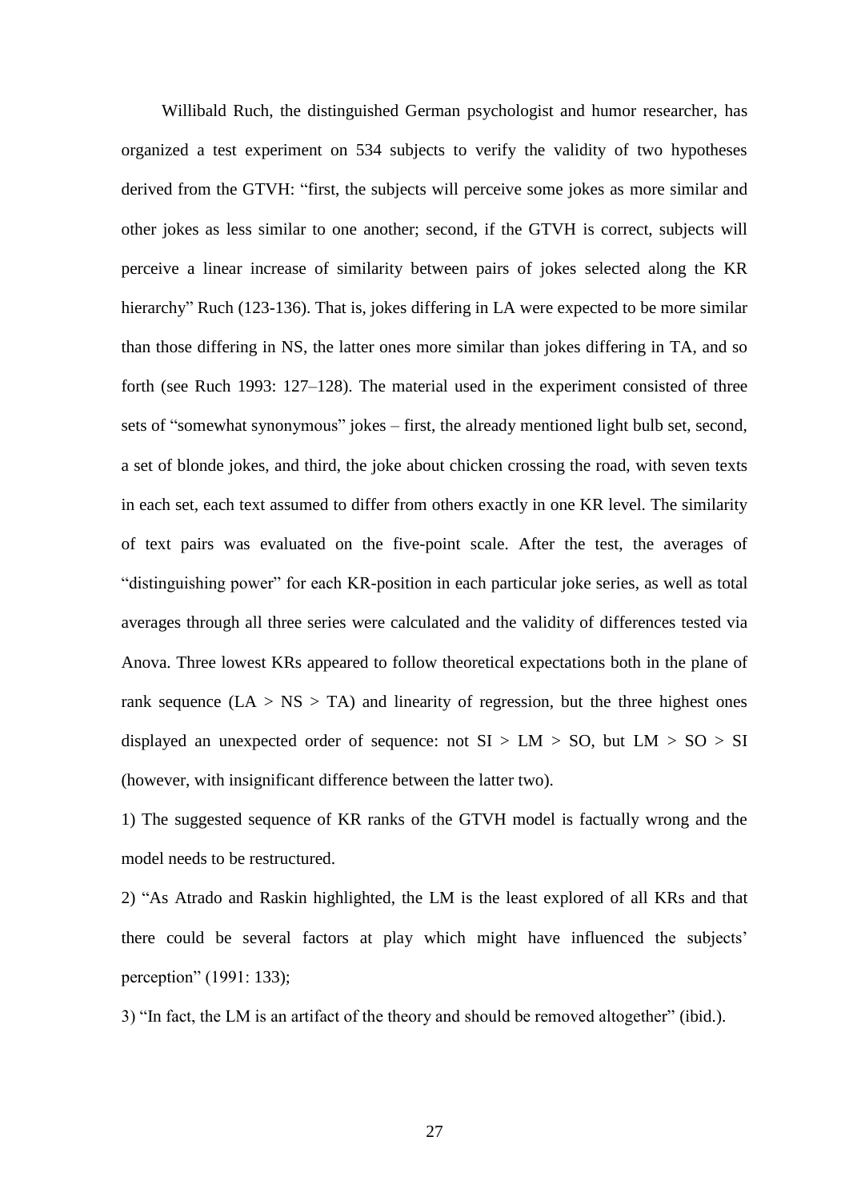Willibald Ruch, the distinguished German psychologist and humor researcher, has organized a test experiment on 534 subjects to verify the validity of two hypotheses derived from the GTVH: "first, the subjects will perceive some jokes as more similar and other jokes as less similar to one another; second, if the GTVH is correct, subjects will perceive a linear increase of similarity between pairs of jokes selected along the KR hierarchy" Ruch (123-136). That is, jokes differing in LA were expected to be more similar than those differing in NS, the latter ones more similar than jokes differing in TA, and so forth (see Ruch 1993: 127–128). The material used in the experiment consisted of three sets of "somewhat synonymous" jokes – first, the already mentioned light bulb set, second, a set of blonde jokes, and third, the joke about chicken crossing the road, with seven texts in each set, each text assumed to differ from others exactly in one KR level. The similarity of text pairs was evaluated on the five-point scale. After the test, the averages of "distinguishing power" for each KR-position in each particular joke series, as well as total averages through all three series were calculated and the validity of differences tested via Anova. Three lowest KRs appeared to follow theoretical expectations both in the plane of rank sequence (LA > NS > TA) and linearity of regression, but the three highest ones displayed an unexpected order of sequence: not SI > LM > SO, but LM > SO > SI (however, with insignificant difference between the latter two).

1) The suggested sequence of KR ranks of the GTVH model is factually wrong and the model needs to be restructured.

2) "As Atrado and Raskin highlighted, the LM is the least explored of all KRs and that there could be several factors at play which might have influenced the subjects' perception" (1991: 133);

3) "In fact, the LM is an artifact of the theory and should be removed altogether" (ibid.).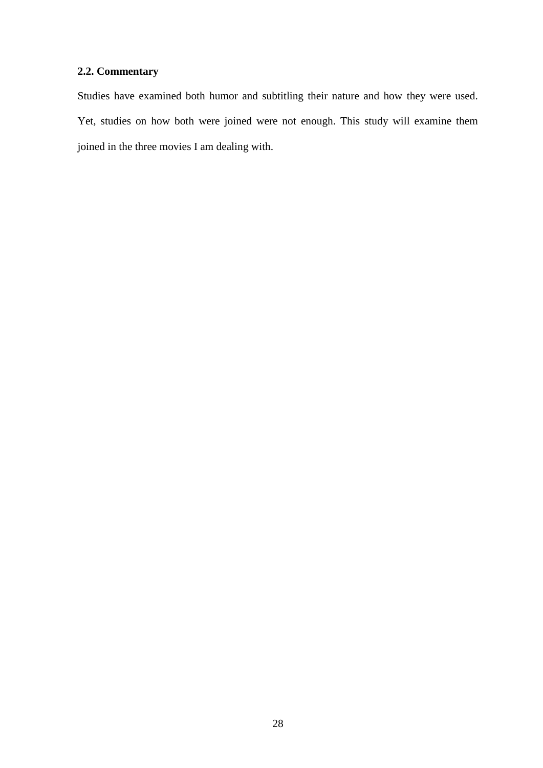### 2.2. Commentary

Studies have examined both humor and subtitling their nature and how they were used. Yet, studies on how both were joined were not enough. This study will examine them joined in the three movies I am dealing with.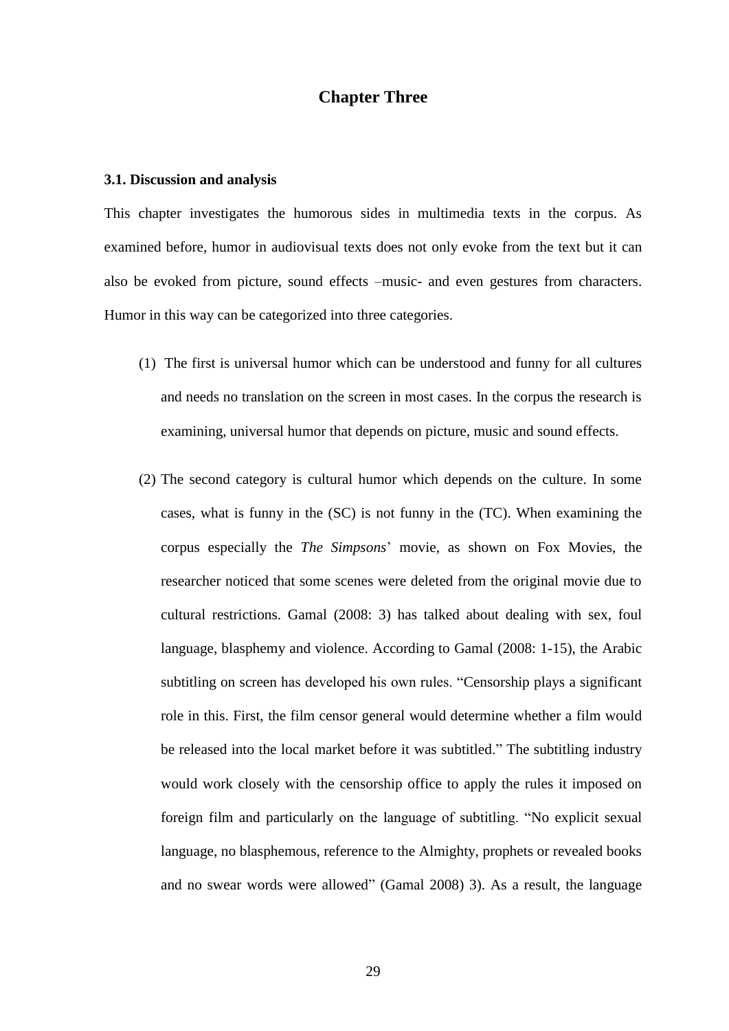# Chapter Three

### 3.1. Discussion and analysis

This chapter investigates the humorous sides in multimedia texts in the corpus. As examined before, humor in audiovisual texts does not only evoke from the text but it can also be evoked from picture, sound effects –music- and even gestures from characters. Humor in this way can be categorized into three categories.

(1) The first is universal humor which can be understood and funny for all cultures and needs no translation on the screen in most cases. In the corpus the research is examining, universal humor that depends on picture, music and sound effects.

(2) The second category is cultural humor which depends on the culture. In some cases, what is funny in the (SC) is not funny in the (TC). When examining the corpus especially the *The Simpsons*' movie, as shown on Fox Movies, the researcher noticed that some scenes were deleted from the original movie due to cultural restrictions. Gamal (2008: 3) has talked about dealing with sex, foul language, blasphemy and violence. According to Gamal (2008: 1-15), the Arabic subtitling on screen has developed his own rules. "Censorship plays a significant role in this. First, the film censor general would determine whether a film would be released into the local market before it was subtitled." The subtitling industry would work closely with the censorship office to apply the rules it imposed on foreign film and particularly on the language of subtitling. "No explicit sexual language, no blasphemous, reference to the Almighty, prophets or revealed books and no swear words were allowed" (Gamal 2008) 3). As a result, the language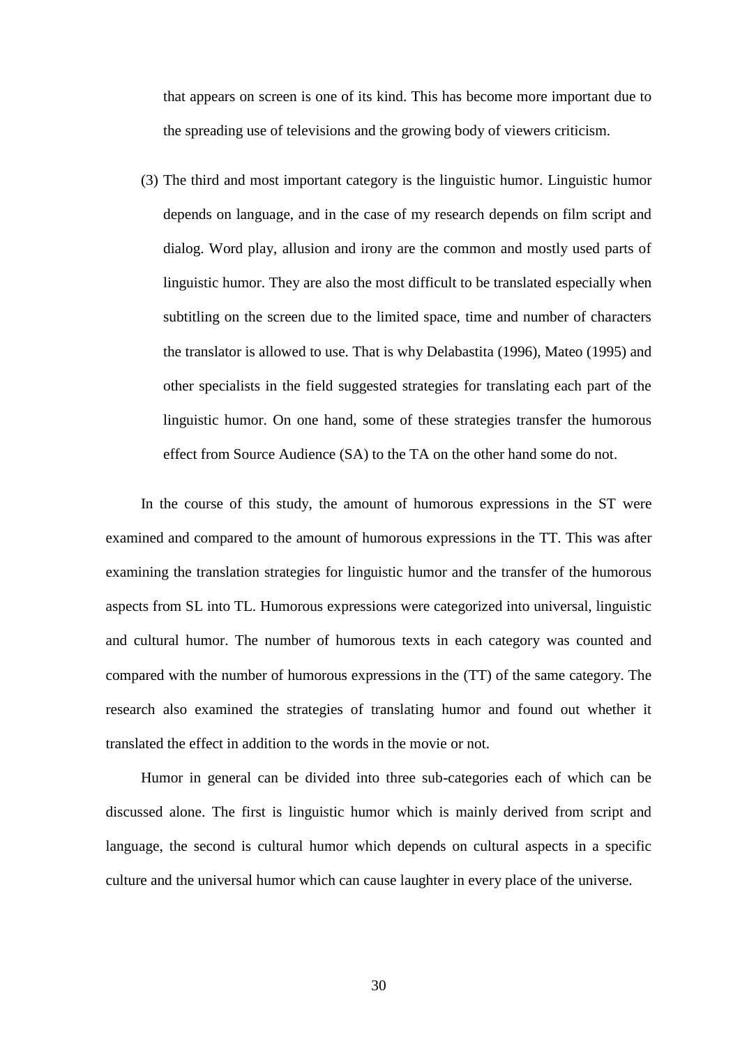that appears on screen is one of its kind. This has become more important due to the spreading use of televisions and the growing body of viewers criticism.

(3) The third and most important category is the linguistic humor. Linguistic humor depends on language, and in the case of my research depends on film script and dialog. Word play, allusion and irony are the common and mostly used parts of linguistic humor. They are also the most difficult to be translated especially when subtitling on the screen due to the limited space, time and number of characters the translator is allowed to use. That is why Delabastita (1996), Mateo (1995) and other specialists in the field suggested strategies for translating each part of the linguistic humor. On one hand, some of these strategies transfer the humorous effect from Source Audience (SA) to the TA on the other hand some do not.

In the course of this study, the amount of humorous expressions in the ST were examined and compared to the amount of humorous expressions in the TT. This was after examining the translation strategies for linguistic humor and the transfer of the humorous aspects from SL into TL. Humorous expressions were categorized into universal, linguistic and cultural humor. The number of humorous texts in each category was counted and compared with the number of humorous expressions in the (TT) of the same category. The research also examined the strategies of translating humor and found out whether it translated the effect in addition to the words in the movie or not.

Humor in general can be divided into three sub-categories each of which can be discussed alone. The first is linguistic humor which is mainly derived from script and language, the second is cultural humor which depends on cultural aspects in a specific culture and the universal humor which can cause laughter in every place of the universe.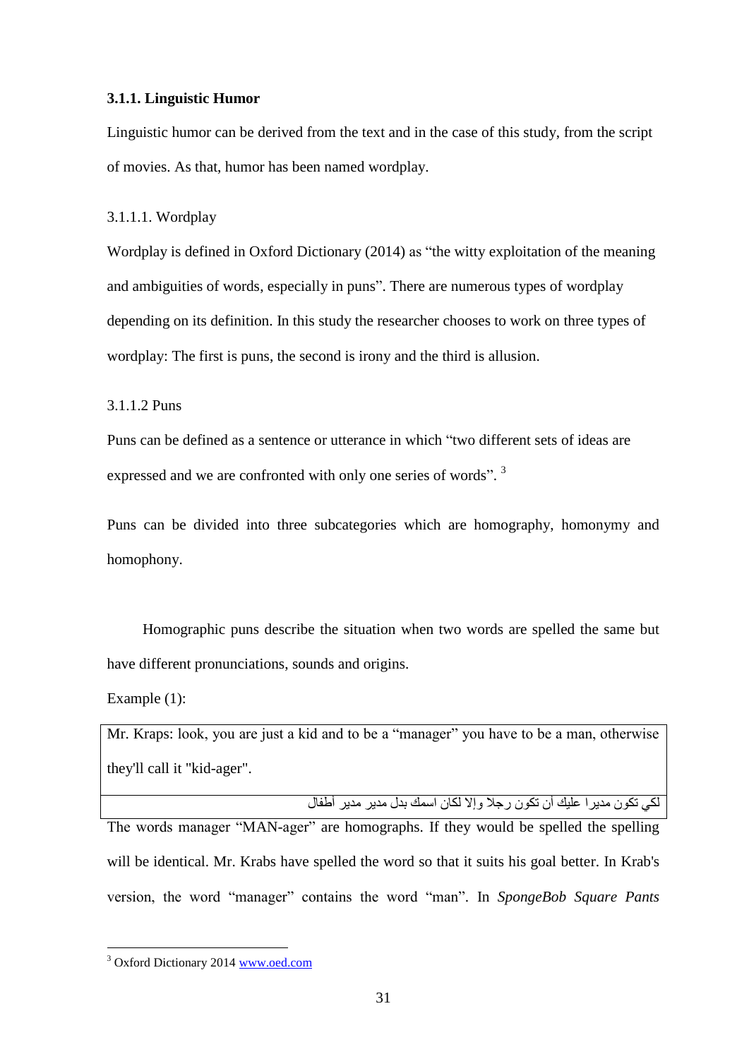### 3.1.1. Linguistic Humor

Linguistic humor can be derived from the text and in the case of this study, from the script of movies. As that, humor has been named wordplay.

#### 3.1.1.1. Wordplay

Wordplay is defined in Oxford Dictionary (2014) as "the witty exploitation of the meaning and ambiguities of words, especially in puns". There are numerous types of wordplay depending on its definition. In this study the researcher chooses to work on three types of wordplay: The first is puns, the second is irony and the third is allusion.

#### 3.1.1.2 Puns

Puns can be defined as a sentence or utterance in which "two different sets of ideas are expressed and we are confronted with only one series of words". [3]

Puns can be divided into three subcategories which are homography, homonymy and homophony.

Homographic puns describe the situation when two words are spelled the same but have different pronunciations, sounds and origins.

Example (1):

| Mr. Kraps: look, you are just a kid and to be a "manager" you have to be a man, otherwise they'll call it "kid-ager". |
|---|
| لكي تكون مديرا عليك أن تكون رجلا وإلا لكان اسمك بدل مدير مدير أطفال |

The words manager "MAN-ager" are homographs. If they would be spelled the spelling will be identical. Mr. Krabs have spelled the word so that it suits his goal better. In Krab's version, the word "manager" contains the word "man". In *SpongeBob Square Pants*

[3] Oxford Dictionary 2014 www.oed.com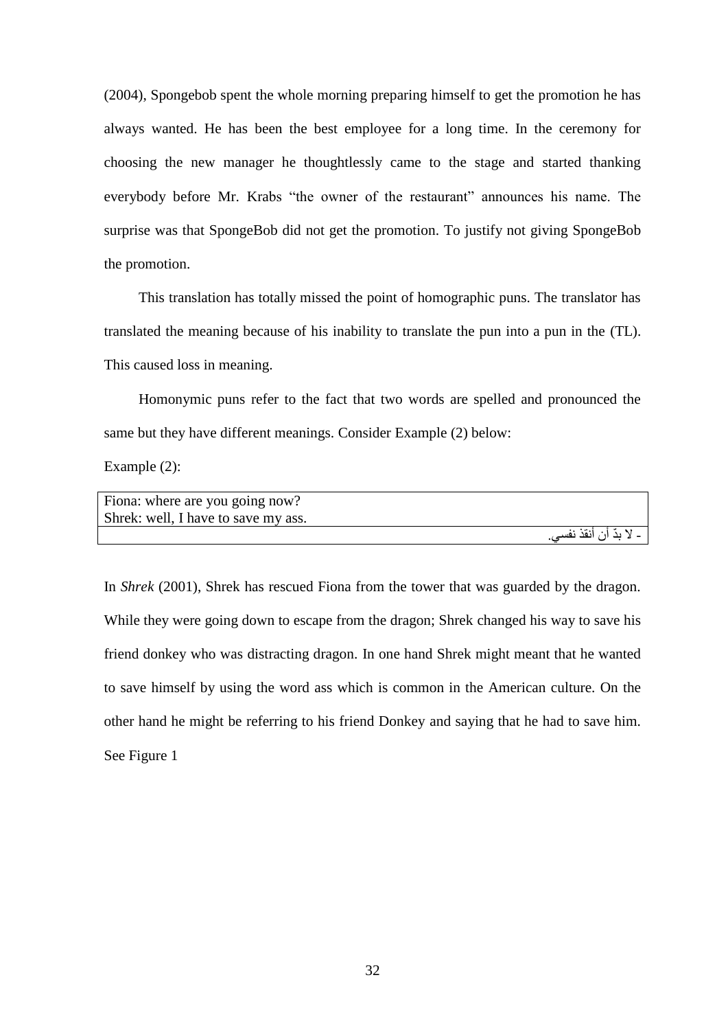(2004), Spongebob spent the whole morning preparing himself to get the promotion he has always wanted. He has been the best employee for a long time. In the ceremony for choosing the new manager he thoughtlessly came to the stage and started thanking everybody before Mr. Krabs "the owner of the restaurant" announces his name. The surprise was that SpongeBob did not get the promotion. To justify not giving SpongeBob the promotion.

This translation has totally missed the point of homographic puns. The translator has translated the meaning because of his inability to translate the pun into a pun in the (TL). This caused loss in meaning.

Homonymic puns refer to the fact that two words are spelled and pronounced the same but they have different meanings. Consider Example (2) below:

Example (2):

| Fiona: where are you going now?<br>Shrek: well, I have to save my ass. |
|---|
| - لا بدّ أن أنقذ نفسي. |

In *Shrek* (2001), Shrek has rescued Fiona from the tower that was guarded by the dragon. While they were going down to escape from the dragon; Shrek changed his way to save his friend donkey who was distracting dragon. In one hand Shrek might meant that he wanted to save himself by using the word ass which is common in the American culture. On the other hand he might be referring to his friend Donkey and saying that he had to save him. See Figure 1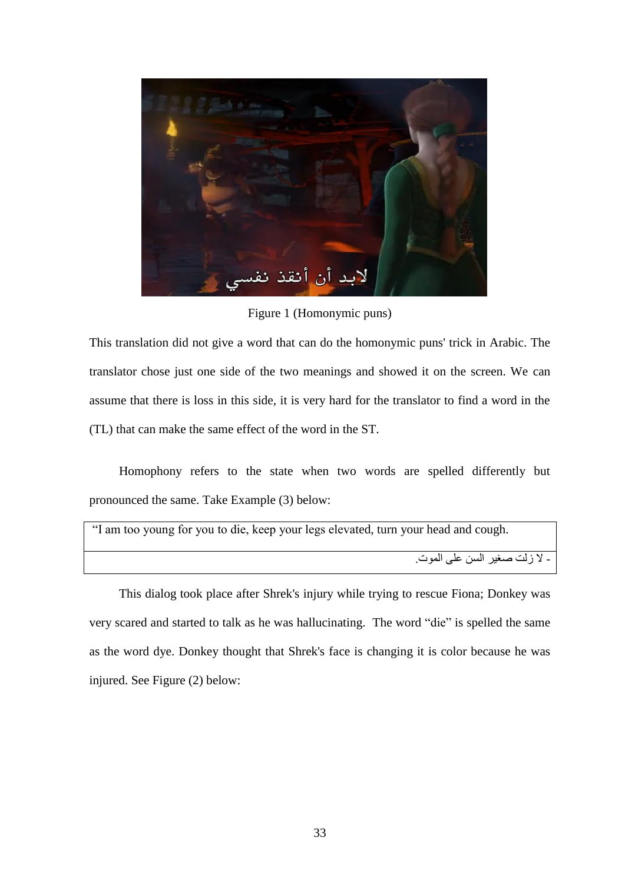Figure 1 (Homonymic puns)

This translation did not give a word that can do the homonymic puns' trick in Arabic. The translator chose just one side of the two meanings and showed it on the screen. We can assume that there is loss in this side, it is very hard for the translator to find a word in the (TL) that can make the same effect of the word in the ST.

Homophony refers to the state when two words are spelled differently but pronounced the same. Take Example (3) below:

| "I am too young for you to die, keep your legs elevated, turn your head and cough. |
| --- |
| - لا زلت صغير السن على الموت. |

This dialog took place after Shrek's injury while trying to rescue Fiona; Donkey was very scared and started to talk as he was hallucinating. The word "die" is spelled the same as the word dye. Donkey thought that Shrek's face is changing it is color because he was injured. See Figure (2) below: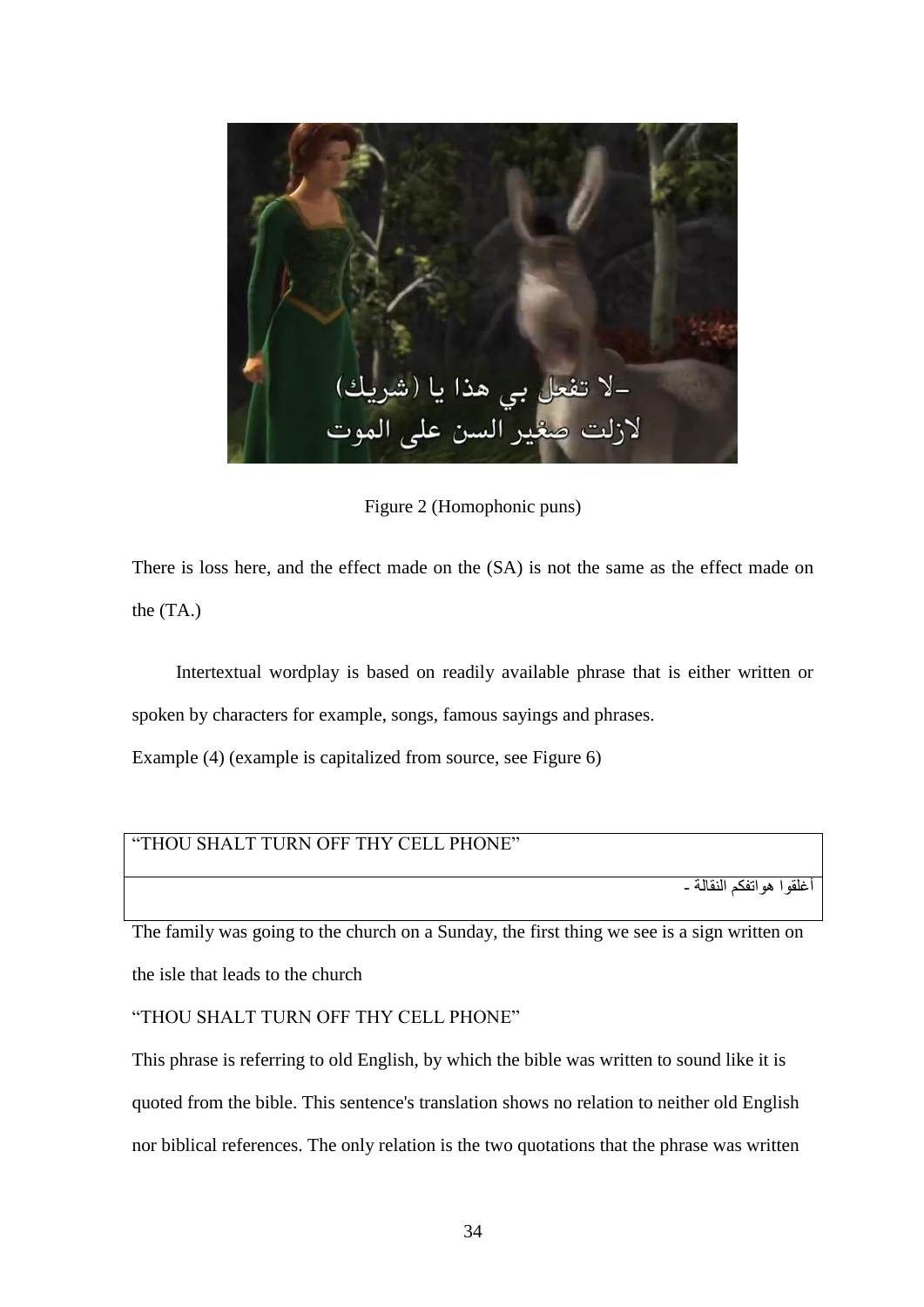Figure 2 (Homophonic puns)

There is loss here, and the effect made on the (SA) is not the same as the effect made on the (TA.)

Intertextual wordplay is based on readily available phrase that is either written or spoken by characters for example, songs, famous sayings and phrases.

Example (4) (example is capitalized from source, see Figure 6)

| “THOU SHALT TURN OFF THY CELL PHONE” |
| --- |
| أغلقوا هواتفكم النقالة - |

The family was going to the church on a Sunday, the first thing we see is a sign written on the isle that leads to the church

“THOU SHALT TURN OFF THY CELL PHONE”

This phrase is referring to old English, by which the bible was written to sound like it is quoted from the bible. This sentence's translation shows no relation to neither old English nor biblical references. The only relation is the two quotations that the phrase was written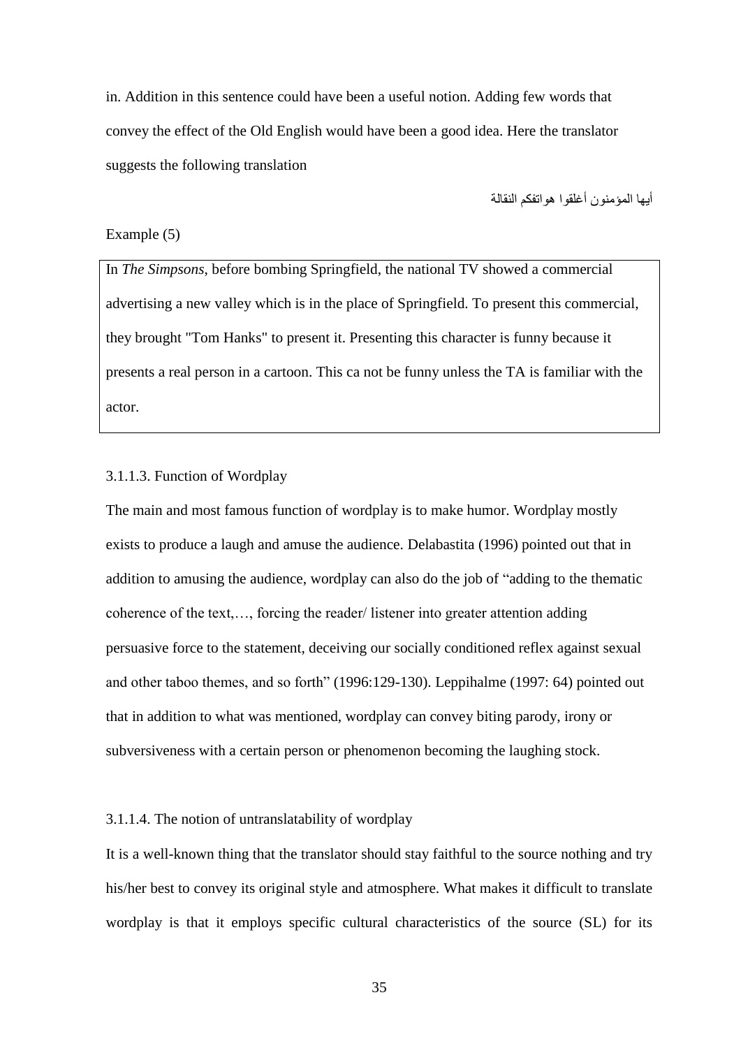in. Addition in this sentence could have been a useful notion. Adding few words that convey the effect of the Old English would have been a good idea. Here the translator suggests the following translation

أيها المؤمنون أغلقوا هواتفكم النقالة

Example (5)

> In *The Simpsons*, before bombing Springfield, the national TV showed a commercial advertising a new valley which is in the place of Springfield. To present this commercial, they brought "Tom Hanks" to present it. Presenting this character is funny because it presents a real person in a cartoon. This ca not be funny unless the TA is familiar with the actor.

#### 3.1.1.3. Function of Wordplay

The main and most famous function of wordplay is to make humor. Wordplay mostly exists to produce a laugh and amuse the audience. Delabastita (1996) pointed out that in addition to amusing the audience, wordplay can also do the job of "adding to the thematic coherence of the text,…, forcing the reader/ listener into greater attention adding persuasive force to the statement, deceiving our socially conditioned reflex against sexual and other taboo themes, and so forth" (1996:129-130). Leppihalme (1997: 64) pointed out that in addition to what was mentioned, wordplay can convey biting parody, irony or subversiveness with a certain person or phenomenon becoming the laughing stock.

#### 3.1.1.4. The notion of untranslatability of wordplay

It is a well-known thing that the translator should stay faithful to the source nothing and try his/her best to convey its original style and atmosphere. What makes it difficult to translate wordplay is that it employs specific cultural characteristics of the source (SL) for its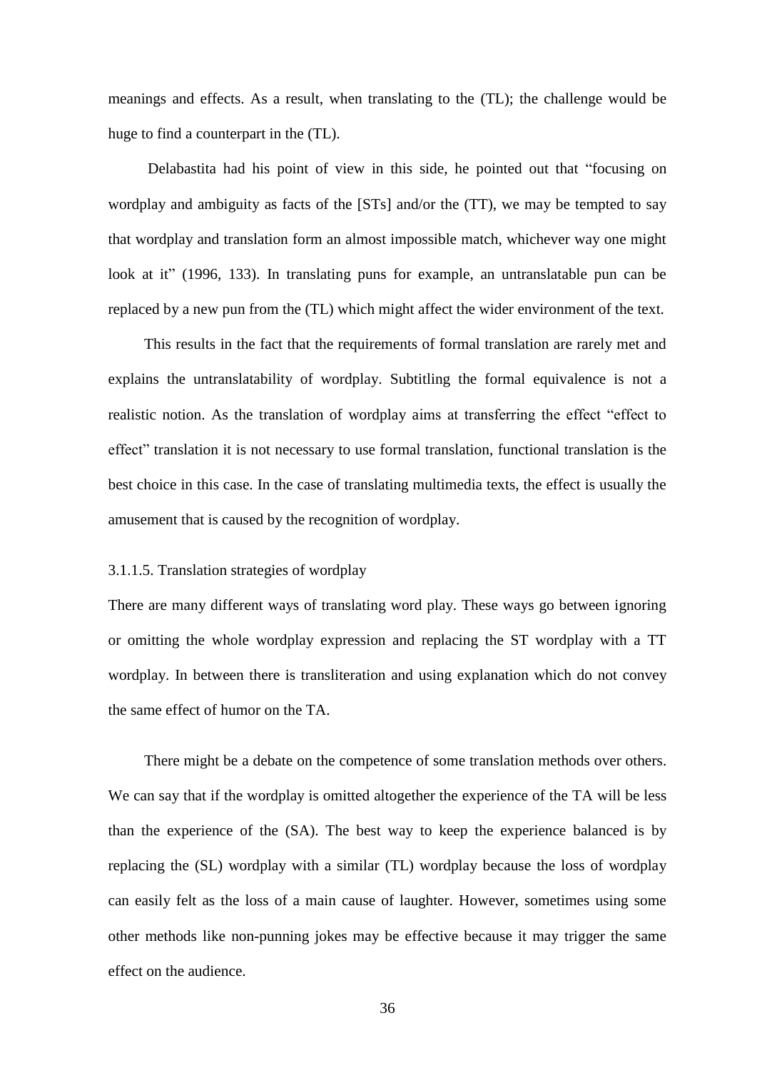meanings and effects. As a result, when translating to the (TL); the challenge would be huge to find a counterpart in the (TL).

Delabastita had his point of view in this side, he pointed out that "focusing on wordplay and ambiguity as facts of the [STs] and/or the (TT), we may be tempted to say that wordplay and translation form an almost impossible match, whichever way one might look at it" (1996, 133). In translating puns for example, an untranslatable pun can be replaced by a new pun from the (TL) which might affect the wider environment of the text.

This results in the fact that the requirements of formal translation are rarely met and explains the untranslatability of wordplay. Subtitling the formal equivalence is not a realistic notion. As the translation of wordplay aims at transferring the effect "effect to effect" translation it is not necessary to use formal translation, functional translation is the best choice in this case. In the case of translating multimedia texts, the effect is usually the amusement that is caused by the recognition of wordplay.

#### 3.1.1.5. Translation strategies of wordplay

There are many different ways of translating word play. These ways go between ignoring or omitting the whole wordplay expression and replacing the ST wordplay with a TT wordplay. In between there is transliteration and using explanation which do not convey the same effect of humor on the TA.

There might be a debate on the competence of some translation methods over others. We can say that if the wordplay is omitted altogether the experience of the TA will be less than the experience of the (SA). The best way to keep the experience balanced is by replacing the (SL) wordplay with a similar (TL) wordplay because the loss of wordplay can easily felt as the loss of a main cause of laughter. However, sometimes using some other methods like non-punning jokes may be effective because it may trigger the same effect on the audience.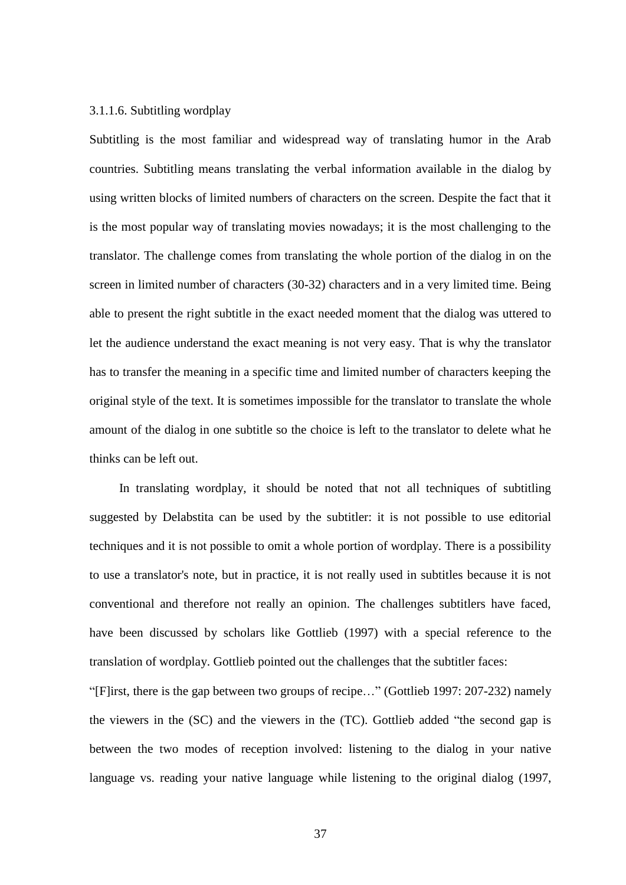### 3.1.1.6. Subtitling wordplay

Subtitling is the most familiar and widespread way of translating humor in the Arab countries. Subtitling means translating the verbal information available in the dialog by using written blocks of limited numbers of characters on the screen. Despite the fact that it is the most popular way of translating movies nowadays; it is the most challenging to the translator. The challenge comes from translating the whole portion of the dialog in on the screen in limited number of characters (30-32) characters and in a very limited time. Being able to present the right subtitle in the exact needed moment that the dialog was uttered to let the audience understand the exact meaning is not very easy. That is why the translator has to transfer the meaning in a specific time and limited number of characters keeping the original style of the text. It is sometimes impossible for the translator to translate the whole amount of the dialog in one subtitle so the choice is left to the translator to delete what he thinks can be left out.

In translating wordplay, it should be noted that not all techniques of subtitling suggested by Delabstita can be used by the subtitler: it is not possible to use editorial techniques and it is not possible to omit a whole portion of wordplay. There is a possibility to use a translator's note, but in practice, it is not really used in subtitles because it is not conventional and therefore not really an opinion. The challenges subtitlers have faced, have been discussed by scholars like Gottlieb (1997) with a special reference to the translation of wordplay. Gottlieb pointed out the challenges that the subtitler faces:

"[F]irst, there is the gap between two groups of recipe…" (Gottlieb 1997: 207-232) namely the viewers in the (SC) and the viewers in the (TC). Gottlieb added "the second gap is between the two modes of reception involved: listening to the dialog in your native language vs. reading your native language while listening to the original dialog (1997,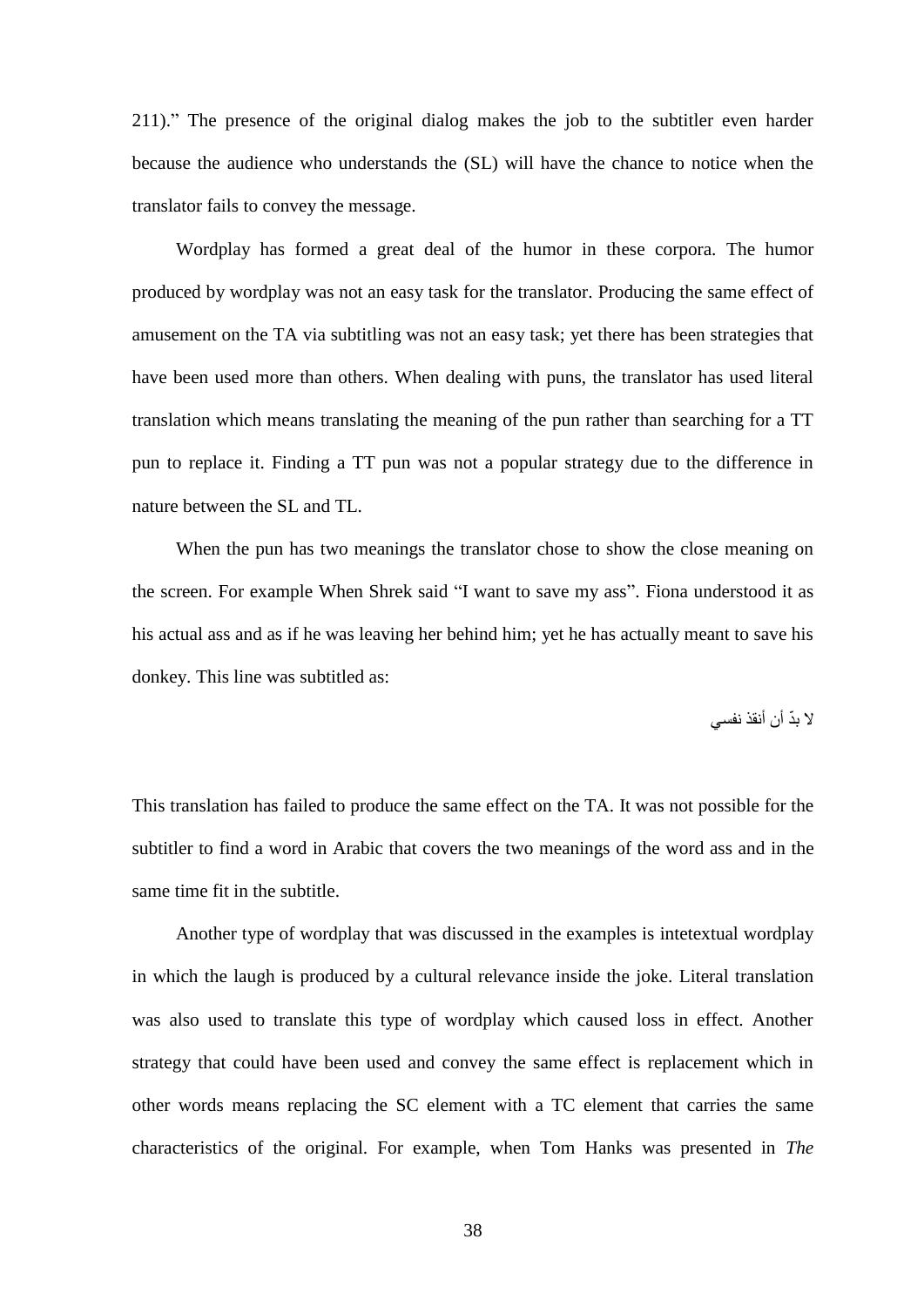211)." The presence of the original dialog makes the job to the subtitler even harder because the audience who understands the (SL) will have the chance to notice when the translator fails to convey the message.

Wordplay has formed a great deal of the humor in these corpora. The humor produced by wordplay was not an easy task for the translator. Producing the same effect of amusement on the TA via subtitling was not an easy task; yet there has been strategies that have been used more than others. When dealing with puns, the translator has used literal translation which means translating the meaning of the pun rather than searching for a TT pun to replace it. Finding a TT pun was not a popular strategy due to the difference in nature between the SL and TL.

When the pun has two meanings the translator chose to show the close meaning on the screen. For example When Shrek said "I want to save my ass". Fiona understood it as his actual ass and as if he was leaving her behind him; yet he has actually meant to save his donkey. This line was subtitled as:

لا بدّ أن أنقذ نفسي

This translation has failed to produce the same effect on the TA. It was not possible for the subtitler to find a word in Arabic that covers the two meanings of the word ass and in the same time fit in the subtitle.

Another type of wordplay that was discussed in the examples is intetextual wordplay in which the laugh is produced by a cultural relevance inside the joke. Literal translation was also used to translate this type of wordplay which caused loss in effect. Another strategy that could have been used and convey the same effect is replacement which in other words means replacing the SC element with a TC element that carries the same characteristics of the original. For example, when Tom Hanks was presented in *The*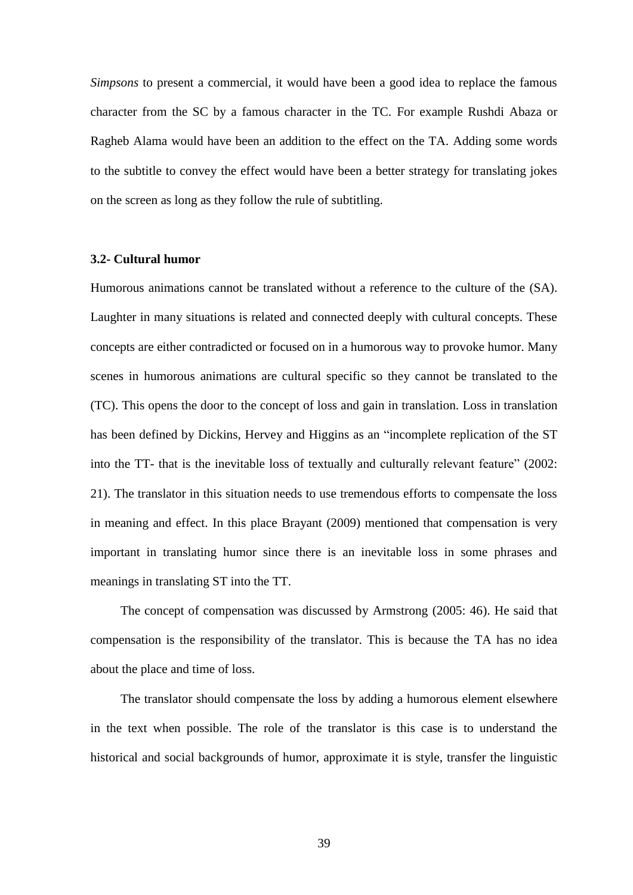*Simpsons* to present a commercial, it would have been a good idea to replace the famous character from the SC by a famous character in the TC. For example Rushdi Abaza or Ragheb Alama would have been an addition to the effect on the TA. Adding some words to the subtitle to convey the effect would have been a better strategy for translating jokes on the screen as long as they follow the rule of subtitling.

### 3.2- Cultural humor

Humorous animations cannot be translated without a reference to the culture of the (SA). Laughter in many situations is related and connected deeply with cultural concepts. These concepts are either contradicted or focused on in a humorous way to provoke humor. Many scenes in humorous animations are cultural specific so they cannot be translated to the (TC). This opens the door to the concept of loss and gain in translation. Loss in translation has been defined by Dickins, Hervey and Higgins as an "incomplete replication of the ST into the TT- that is the inevitable loss of textually and culturally relevant feature" (2002: 21). The translator in this situation needs to use tremendous efforts to compensate the loss in meaning and effect. In this place Brayant (2009) mentioned that compensation is very important in translating humor since there is an inevitable loss in some phrases and meanings in translating ST into the TT.

The concept of compensation was discussed by Armstrong (2005: 46). He said that compensation is the responsibility of the translator. This is because the TA has no idea about the place and time of loss.

The translator should compensate the loss by adding a humorous element elsewhere in the text when possible. The role of the translator is this case is to understand the historical and social backgrounds of humor, approximate it is style, transfer the linguistic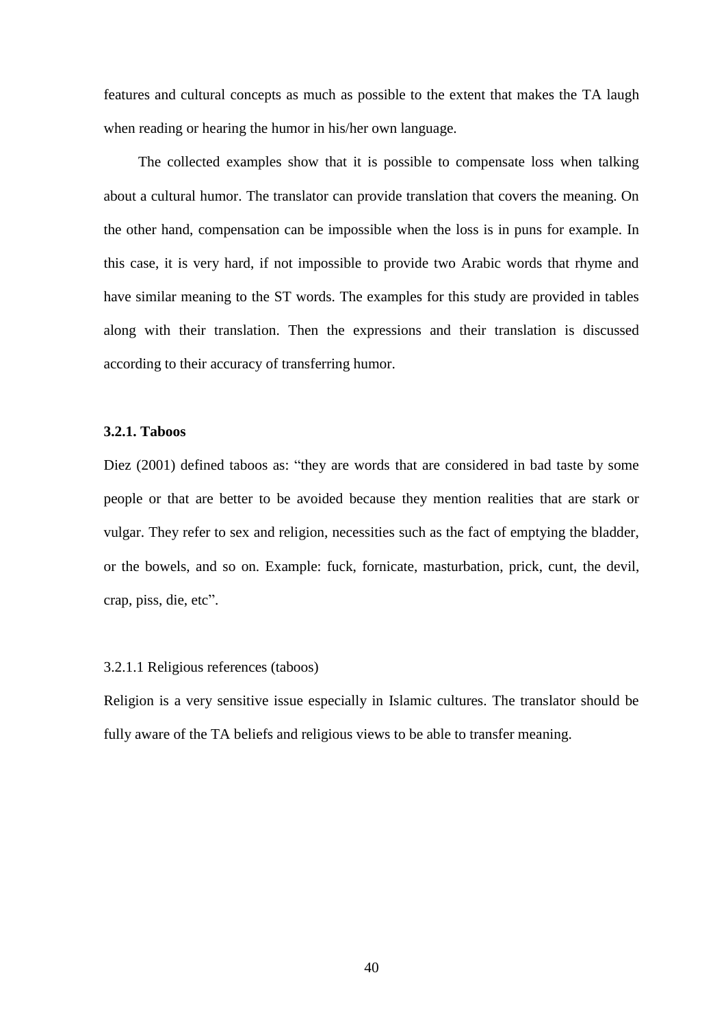features and cultural concepts as much as possible to the extent that makes the TA laugh when reading or hearing the humor in his/her own language.

The collected examples show that it is possible to compensate loss when talking about a cultural humor. The translator can provide translation that covers the meaning. On the other hand, compensation can be impossible when the loss is in puns for example. In this case, it is very hard, if not impossible to provide two Arabic words that rhyme and have similar meaning to the ST words. The examples for this study are provided in tables along with their translation. Then the expressions and their translation is discussed according to their accuracy of transferring humor.

### 3.2.1. Taboos

Diez (2001) defined taboos as: "they are words that are considered in bad taste by some people or that are better to be avoided because they mention realities that are stark or vulgar. They refer to sex and religion, necessities such as the fact of emptying the bladder, or the bowels, and so on. Example: fuck, fornicate, masturbation, prick, cunt, the devil, crap, piss, die, etc".

#### 3.2.1.1 Religious references (taboos)

Religion is a very sensitive issue especially in Islamic cultures. The translator should be fully aware of the TA beliefs and religious views to be able to transfer meaning.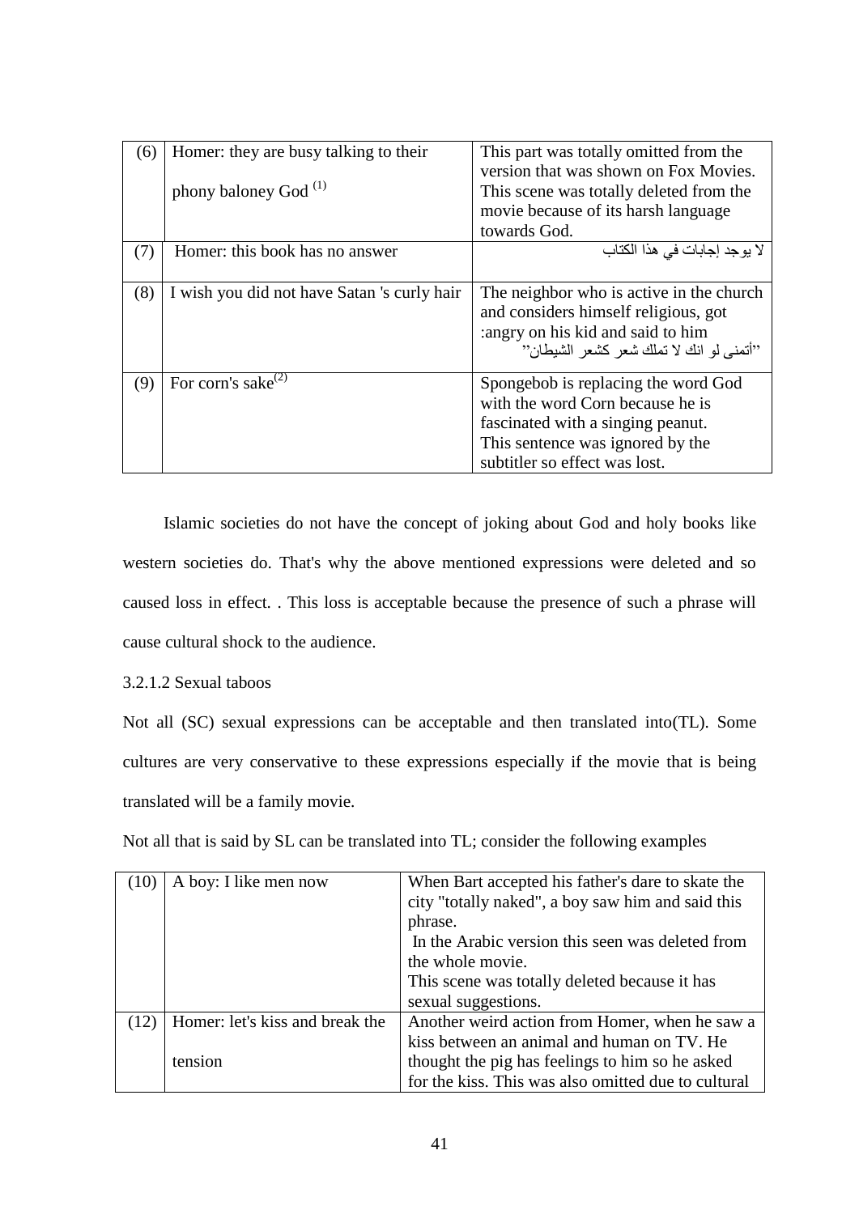| (6) | Homer: they are busy talking to their phony baloney God [(1)] | This part was totally omitted from the version that was shown on Fox Movies. This scene was totally deleted from the movie because of its harsh language towards God. |
|---|---|---|
| (7) | Homer: this book has no answer | لا يوجد إجابات في هذا الكتاب |
| (8) | I wish you did not have Satan 's curly hair | The neighbor who is active in the church and considers himself religious, got angry on his kid and said to him: "أتمنى لو انك لا تملك شعر كشعر الشيطان" |
| (9) | For corn's sake[(2)] | Spongebob is replacing the word God with the word Corn because he is fascinated with a singing peanut. This sentence was ignored by the subtitler so effect was lost. |

Islamic societies do not have the concept of joking about God and holy books like western societies do. That's why the above mentioned expressions were deleted and so caused loss in effect. . This loss is acceptable because the presence of such a phrase will cause cultural shock to the audience.

3.2.1.2 Sexual taboos

Not all (SC) sexual expressions can be acceptable and then translated into(TL). Some cultures are very conservative to these expressions especially if the movie that is being translated will be a family movie.

Not all that is said by SL can be translated into TL; consider the following examples

| (10) | A boy: I like men now | When Bart accepted his father's dare to skate the city "totally naked", a boy saw him and said this phrase. In the Arabic version this seen was deleted from the whole movie. This scene was totally deleted because it has sexual suggestions. |
|---|---|---|
| (12) | Homer: let's kiss and break the tension | Another weird action from Homer, when he saw a kiss between an animal and human on TV. He thought the pig has feelings to him so he asked for the kiss. This was also omitted due to cultural |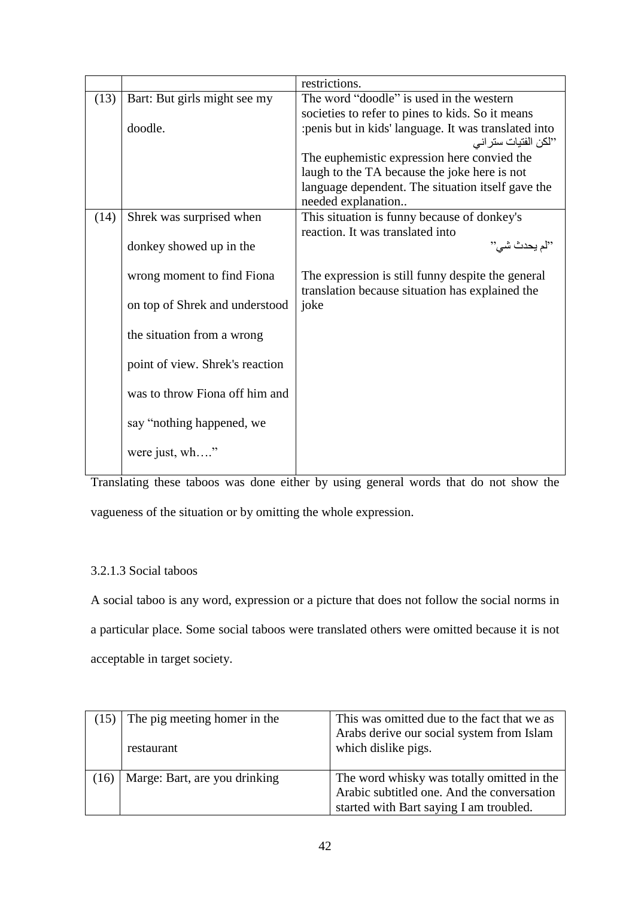|  |  | restrictions. |
|---|---|---|
| (13) | Bart: But girls might see my doodle. | The word "doodle" is used in the western societies to refer to pines to kids. So it means :penis but in kids' language. It was translated into "لكن الفتيات ستراني The euphemistic expression here convied the laugh to the TA because the joke here is not language dependent. The situation itself gave the needed explanation.. |
| (14) | Shrek was surprised when donkey showed up in the wrong moment to find Fiona on top of Shrek and understood the situation from a wrong point of view. Shrek's reaction was to throw Fiona off him and say "nothing happened, we were just, wh…." | This situation is funny because of donkey's reaction. It was translated into "لم يحدث شي" The expression is still funny despite the general translation because situation has explained the joke |

Translating these taboos was done either by using general words that do not show the vagueness of the situation or by omitting the whole expression.

#### 3.2.1.3 Social taboos

A social taboo is any word, expression or a picture that does not follow the social norms in a particular place. Some social taboos were translated others were omitted because it is not acceptable in target society.

| (15) | The pig meeting homer in the restaurant | This was omitted due to the fact that we as Arabs derive our social system from Islam which dislike pigs. |
|---|---|---|
| (16) | Marge: Bart, are you drinking | The word whisky was totally omitted in the Arabic subtitled one. And the conversation started with Bart saying I am troubled. |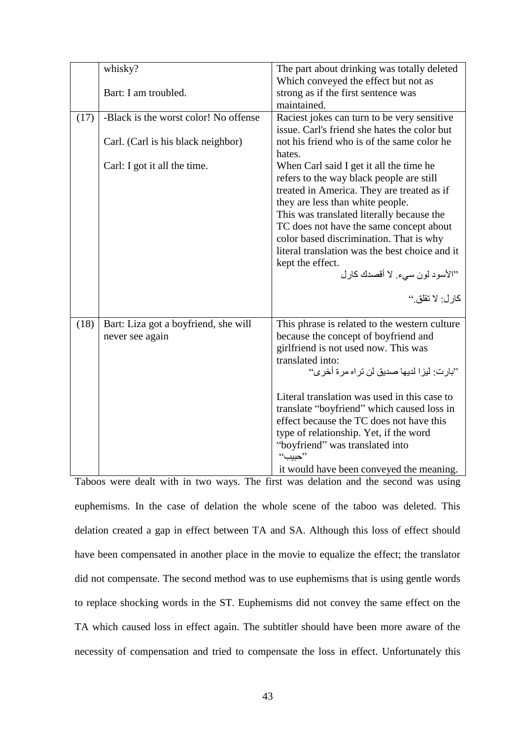|  | whisky?<br><br>Bart: I am troubled. | The part about drinking was totally deleted Which conveyed the effect but not as strong as if the first sentence was maintained. |
|---|---|---|
| (17) | -Black is the worst color! No offense<br><br>Carl. (Carl is his black neighbor)<br><br>Carl: I got it all the time. | Raciest jokes can turn to be very sensitive issue. Carl's friend she hates the color but not his friend who is of the same color he hates.<br>When Carl said I get it all the time he refers to the way black people are still treated in America. They are treated as if they are less than white people.<br>This was translated literally because the TC does not have the same concept about color based discrimination. That is why literal translation was the best choice and it kept the effect.<br>"الأسود لون سيء. لا أقصدك كارل<br><br>كارل: لا تقلق." |
| (18) | Bart: Liza got a boyfriend, she will never see again | This phrase is related to the western culture because the concept of boyfriend and girlfriend is not used now. This was translated into:<br>"بارت: ليزا لديها صديق لن تراه مرة أخرى"<br><br>Literal translation was used in this case to translate "boyfriend" which caused loss in effect because the TC does not have this type of relationship. Yet, if the word "boyfriend" was translated into<br>"حبيب"<br>it would have been conveyed the meaning. |

Taboos were dealt with in two ways. The first was delation and the second was using euphemisms. In the case of delation the whole scene of the taboo was deleted. This delation created a gap in effect between TA and SA. Although this loss of effect should have been compensated in another place in the movie to equalize the effect; the translator did not compensate. The second method was to use euphemisms that is using gentle words to replace shocking words in the ST. Euphemisms did not convey the same effect on the TA which caused loss in effect again. The subtitler should have been more aware of the necessity of compensation and tried to compensate the loss in effect. Unfortunately this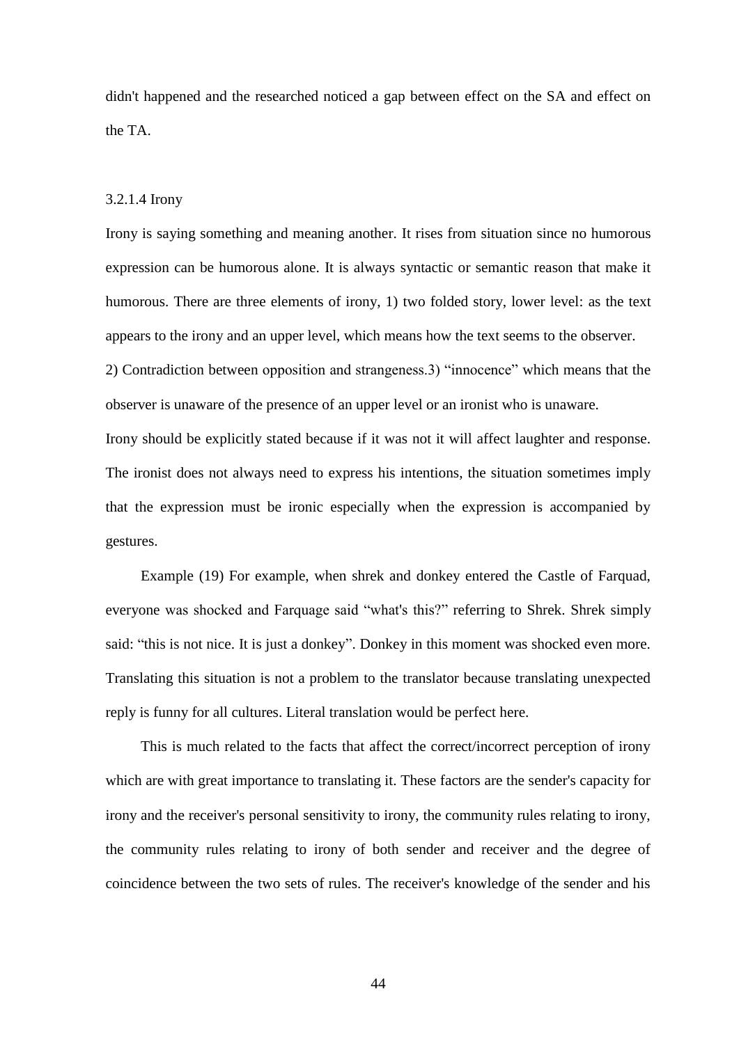didn't happened and the researched noticed a gap between effect on the SA and effect on the TA.

### 3.2.1.4 Irony

Irony is saying something and meaning another. It rises from situation since no humorous expression can be humorous alone. It is always syntactic or semantic reason that make it humorous. There are three elements of irony, 1) two folded story, lower level: as the text appears to the irony and an upper level, which means how the text seems to the observer. 2) Contradiction between opposition and strangeness.3) "innocence" which means that the observer is unaware of the presence of an upper level or an ironist who is unaware.

Irony should be explicitly stated because if it was not it will affect laughter and response. The ironist does not always need to express his intentions, the situation sometimes imply that the expression must be ironic especially when the expression is accompanied by gestures.

Example (19) For example, when shrek and donkey entered the Castle of Farquad, everyone was shocked and Farquage said "what's this?" referring to Shrek. Shrek simply said: "this is not nice. It is just a donkey". Donkey in this moment was shocked even more. Translating this situation is not a problem to the translator because translating unexpected reply is funny for all cultures. Literal translation would be perfect here.

This is much related to the facts that affect the correct/incorrect perception of irony which are with great importance to translating it. These factors are the sender's capacity for irony and the receiver's personal sensitivity to irony, the community rules relating to irony, the community rules relating to irony of both sender and receiver and the degree of coincidence between the two sets of rules. The receiver's knowledge of the sender and his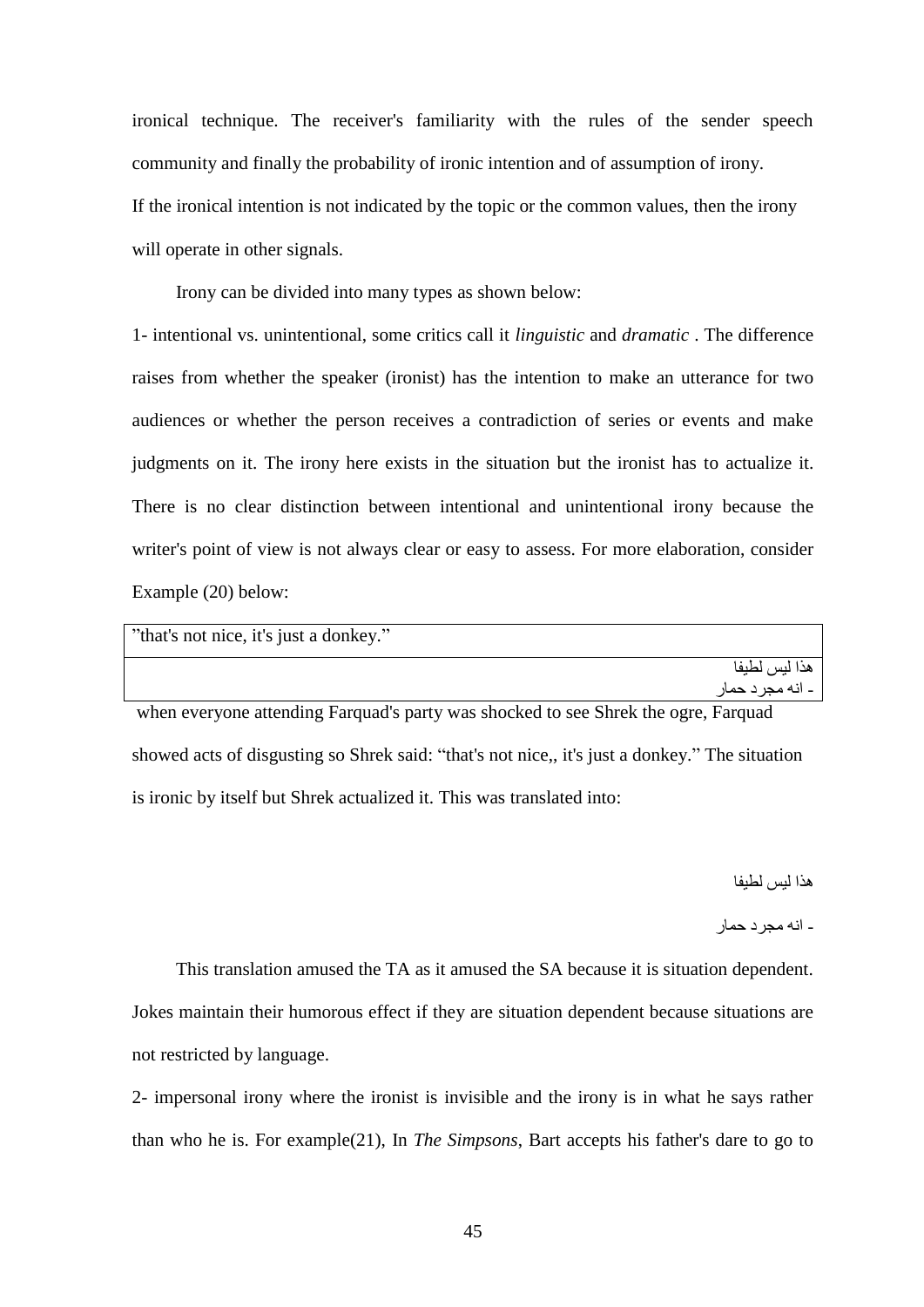ironical technique. The receiver's familiarity with the rules of the sender speech community and finally the probability of ironic intention and of assumption of irony.
If the ironical intention is not indicated by the topic or the common values, then the irony will operate in other signals.

Irony can be divided into many types as shown below:

1- intentional vs. unintentional, some critics call it *linguistic* and *dramatic* . The difference raises from whether the speaker (ironist) has the intention to make an utterance for two audiences or whether the person receives a contradiction of series or events and make judgments on it. The irony here exists in the situation but the ironist has to actualize it. There is no clear distinction between intentional and unintentional irony because the writer's point of view is not always clear or easy to assess. For more elaboration, consider Example (20) below:

| ”that's not nice, it's just a donkey.” |
|---|
| هذا ليس لطيفا<br>- انه مجرد حمار |

when everyone attending Farquad's party was shocked to see Shrek the ogre, Farquad showed acts of disgusting so Shrek said: “that's not nice,, it's just a donkey.” The situation is ironic by itself but Shrek actualized it. This was translated into:

هذا ليس لطيفا

- انه مجرد حمار

This translation amused the TA as it amused the SA because it is situation dependent. Jokes maintain their humorous effect if they are situation dependent because situations are not restricted by language.

2- impersonal irony where the ironist is invisible and the irony is in what he says rather than who he is. For example(21), In *The Simpsons*, Bart accepts his father's dare to go to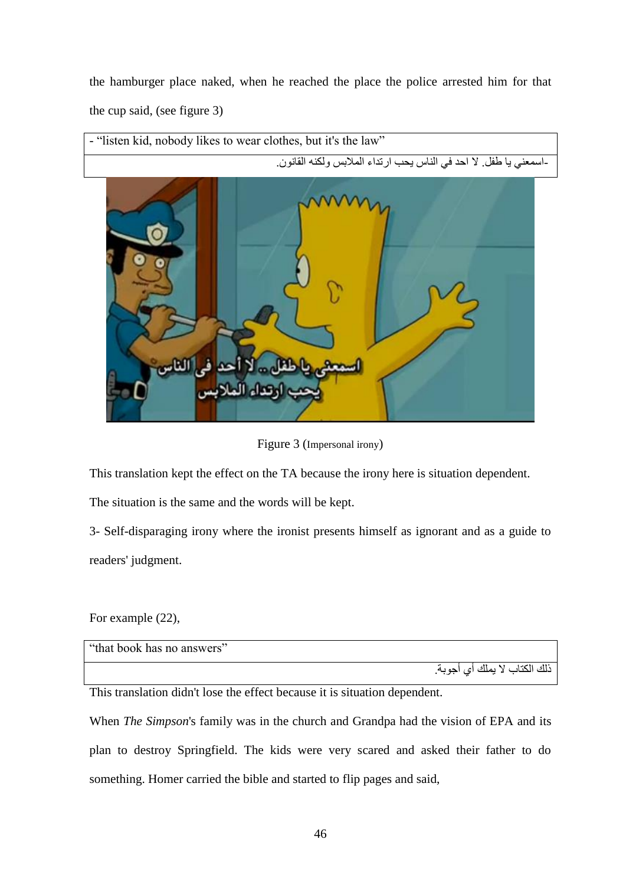the hamburger place naked, when he reached the place the police arrested him for that the cup said, (see figure 3)

| - “listen kid, nobody likes to wear clothes, but it's the law” |
|---|
| -اسمعني يا طفل. لا احد في الناس يحب ارتداء الملابس ولكنه القانون. |

Figure 3 (Impersonal irony)

This translation kept the effect on the TA because the irony here is situation dependent. The situation is the same and the words will be kept.

3- Self-disparaging irony where the ironist presents himself as ignorant and as a guide to readers' judgment.

For example (22),

| “that book has no answers” |
|---|
| ذلك الكتاب لا يملك أي أجوبة. |

This translation didn't lose the effect because it is situation dependent.

When *The Simpson*'s family was in the church and Grandpa had the vision of EPA and its plan to destroy Springfield. The kids were very scared and asked their father to do something. Homer carried the bible and started to flip pages and said,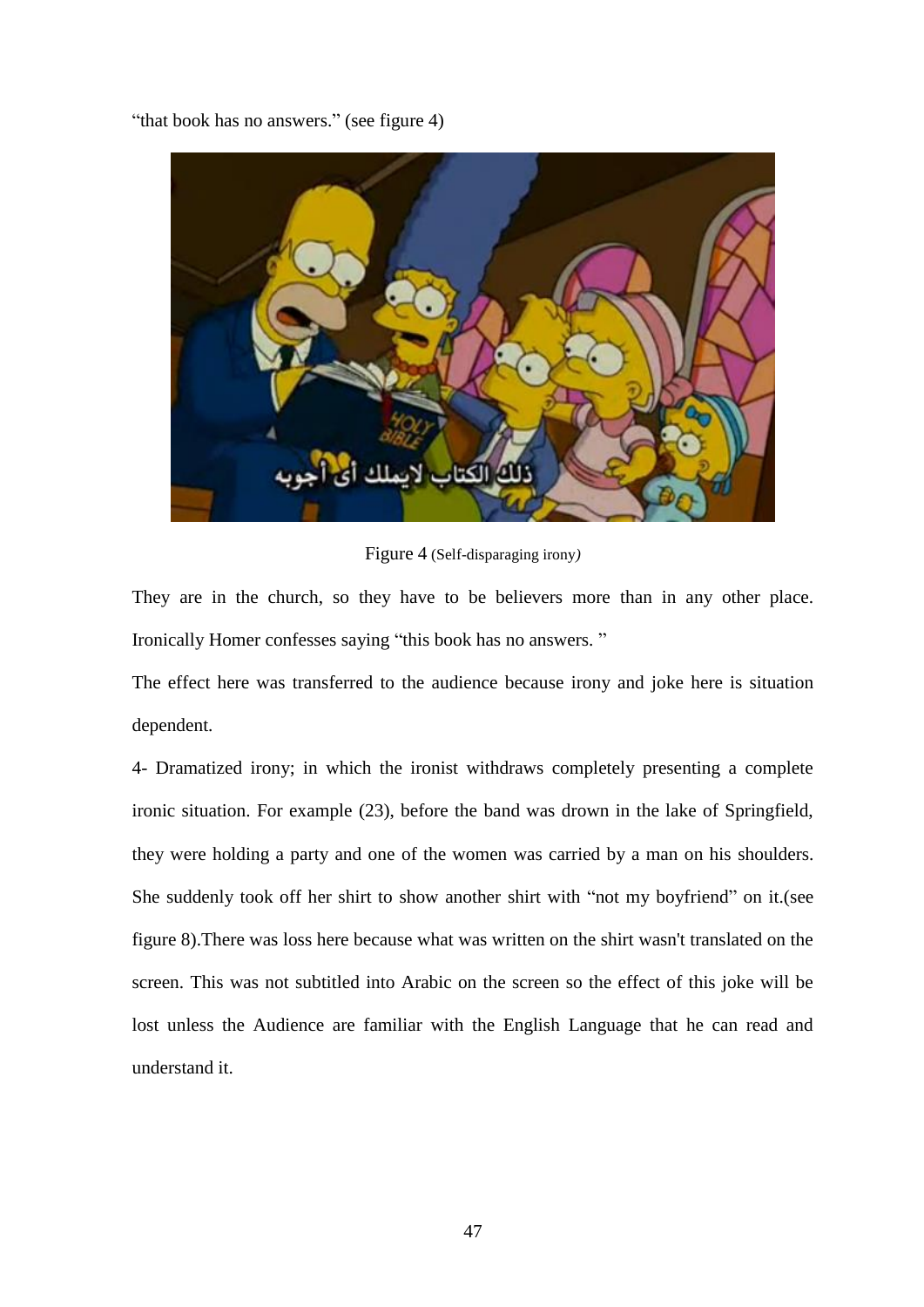"that book has no answers." (see figure 4)

Figure 4 (Self-disparaging irony)

They are in the church, so they have to be believers more than in any other place. Ironically Homer confesses saying "this book has no answers. "

The effect here was transferred to the audience because irony and joke here is situation dependent.

4- Dramatized irony; in which the ironist withdraws completely presenting a complete ironic situation. For example (23), before the band was drown in the lake of Springfield, they were holding a party and one of the women was carried by a man on his shoulders. She suddenly took off her shirt to show another shirt with "not my boyfriend" on it.(see figure 8).There was loss here because what was written on the shirt wasn't translated on the screen. This was not subtitled into Arabic on the screen so the effect of this joke will be lost unless the Audience are familiar with the English Language that he can read and understand it.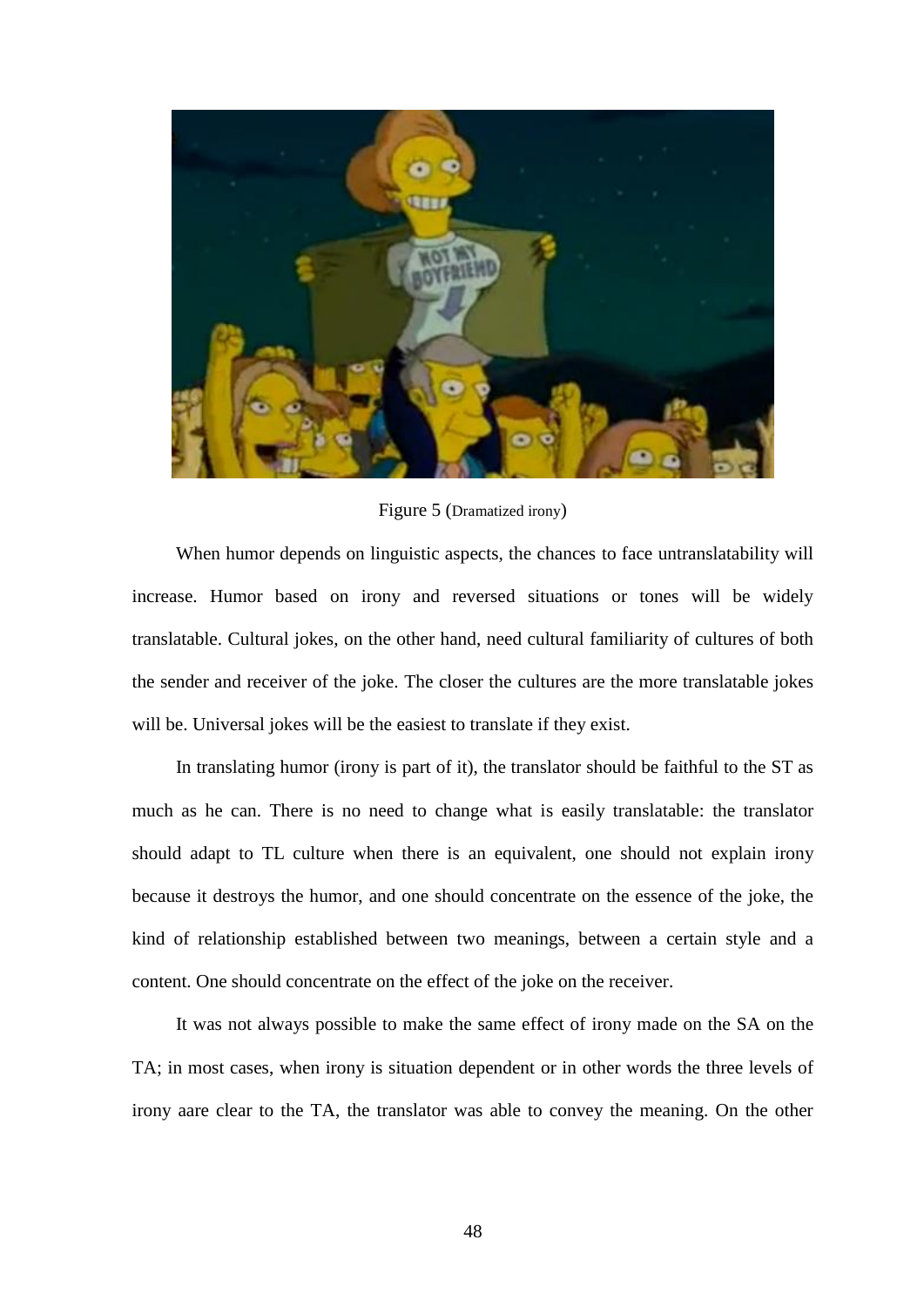Figure 5 (Dramatized irony)

When humor depends on linguistic aspects, the chances to face untranslatability will increase. Humor based on irony and reversed situations or tones will be widely translatable. Cultural jokes, on the other hand, need cultural familiarity of cultures of both the sender and receiver of the joke. The closer the cultures are the more translatable jokes will be. Universal jokes will be the easiest to translate if they exist.

In translating humor (irony is part of it), the translator should be faithful to the ST as much as he can. There is no need to change what is easily translatable: the translator should adapt to TL culture when there is an equivalent, one should not explain irony because it destroys the humor, and one should concentrate on the essence of the joke, the kind of relationship established between two meanings, between a certain style and a content. One should concentrate on the effect of the joke on the receiver.

It was not always possible to make the same effect of irony made on the SA on the TA; in most cases, when irony is situation dependent or in other words the three levels of irony aare clear to the TA, the translator was able to convey the meaning. On the other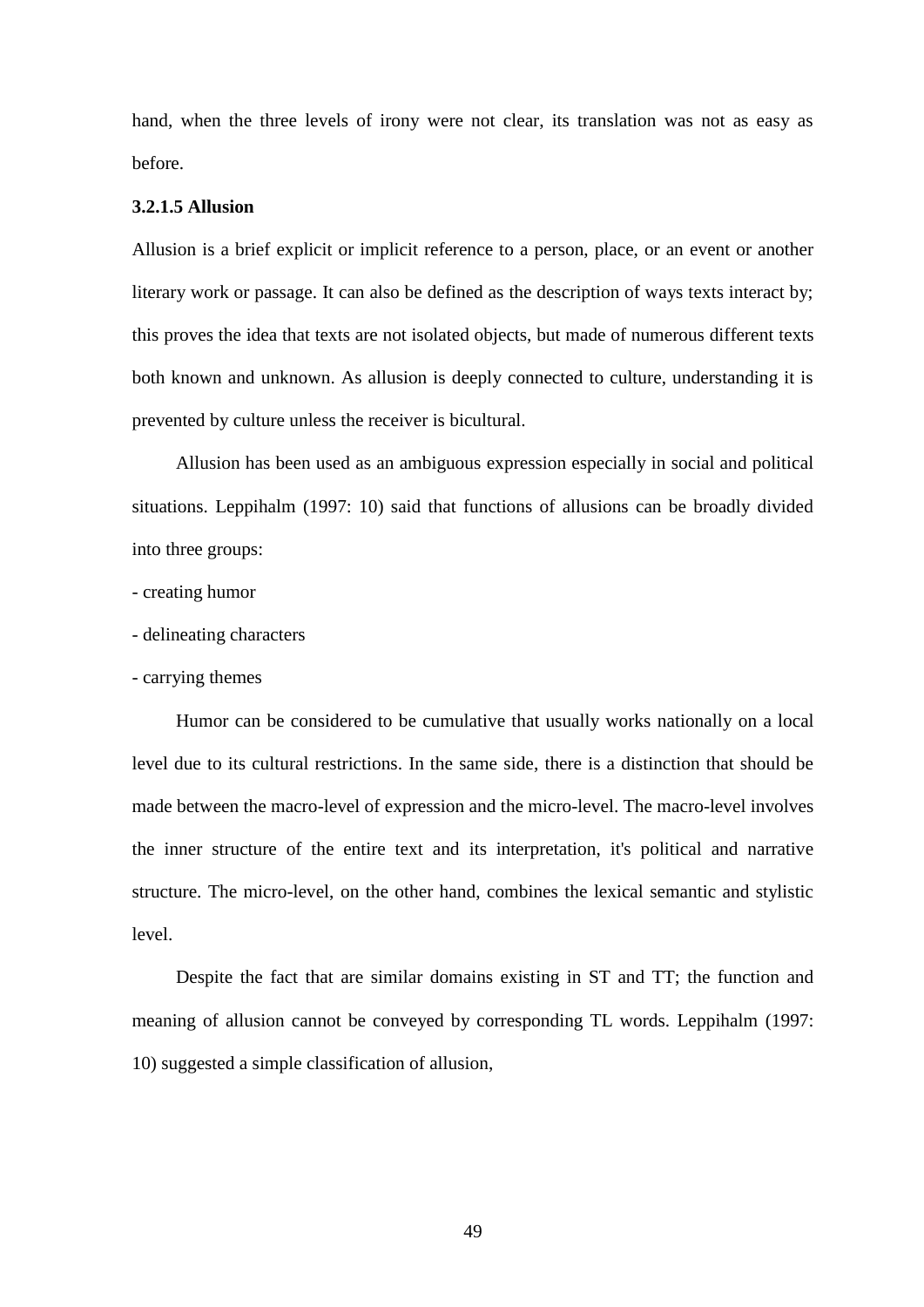hand, when the three levels of irony were not clear, its translation was not as easy as before.

#### 3.2.1.5 Allusion

Allusion is a brief explicit or implicit reference to a person, place, or an event or another literary work or passage. It can also be defined as the description of ways texts interact by; this proves the idea that texts are not isolated objects, but made of numerous different texts both known and unknown. As allusion is deeply connected to culture, understanding it is prevented by culture unless the receiver is bicultural.

Allusion has been used as an ambiguous expression especially in social and political situations. Leppihalm (1997: 10) said that functions of allusions can be broadly divided into three groups:

- creating humor
- delineating characters
- carrying themes

Humor can be considered to be cumulative that usually works nationally on a local level due to its cultural restrictions. In the same side, there is a distinction that should be made between the macro-level of expression and the micro-level. The macro-level involves the inner structure of the entire text and its interpretation, it's political and narrative structure. The micro-level, on the other hand, combines the lexical semantic and stylistic level.

Despite the fact that are similar domains existing in ST and TT; the function and meaning of allusion cannot be conveyed by corresponding TL words. Leppihalm (1997: 10) suggested a simple classification of allusion,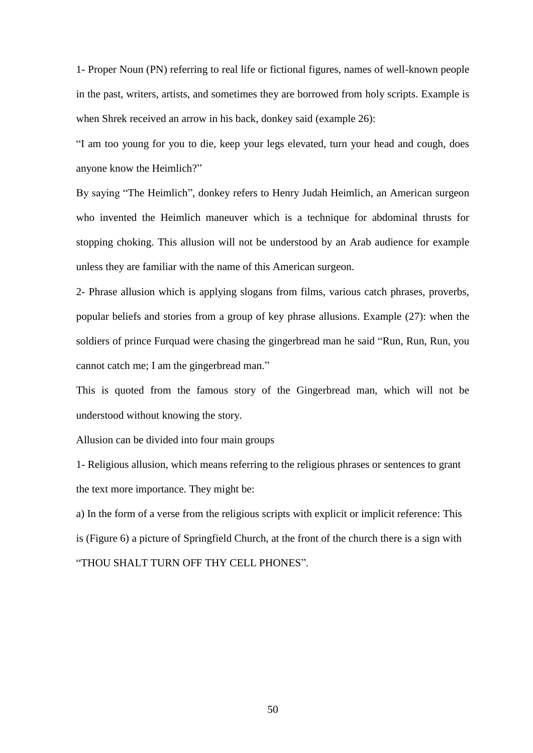1- Proper Noun (PN) referring to real life or fictional figures, names of well-known people in the past, writers, artists, and sometimes they are borrowed from holy scripts. Example is when Shrek received an arrow in his back, donkey said (example 26):

"I am too young for you to die, keep your legs elevated, turn your head and cough, does anyone know the Heimlich?"

By saying "The Heimlich", donkey refers to Henry Judah Heimlich, an American surgeon who invented the Heimlich maneuver which is a technique for abdominal thrusts for stopping choking. This allusion will not be understood by an Arab audience for example unless they are familiar with the name of this American surgeon.

2- Phrase allusion which is applying slogans from films, various catch phrases, proverbs, popular beliefs and stories from a group of key phrase allusions. Example (27): when the soldiers of prince Furquad were chasing the gingerbread man he said "Run, Run, Run, you cannot catch me; I am the gingerbread man."

This is quoted from the famous story of the Gingerbread man, which will not be understood without knowing the story.

Allusion can be divided into four main groups

1- Religious allusion, which means referring to the religious phrases or sentences to grant the text more importance. They might be:

a) In the form of a verse from the religious scripts with explicit or implicit reference: This is (Figure 6) a picture of Springfield Church, at the front of the church there is a sign with "THOU SHALT TURN OFF THY CELL PHONES".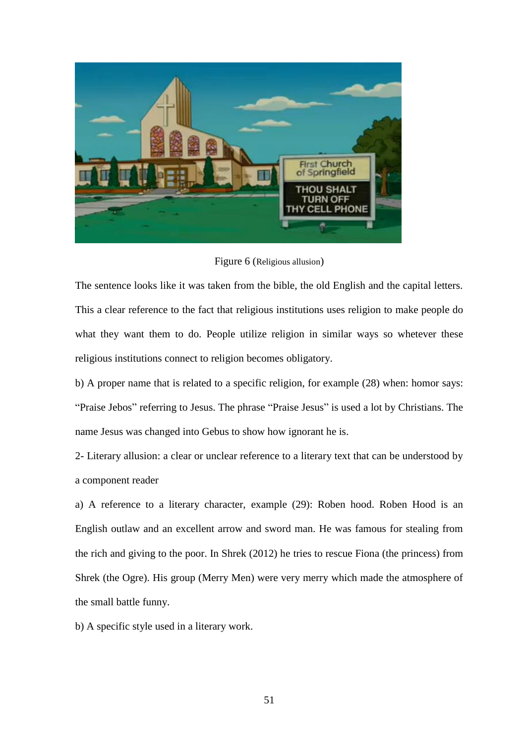Figure 6 (Religious allusion)

The sentence looks like it was taken from the bible, the old English and the capital letters. This a clear reference to the fact that religious institutions uses religion to make people do what they want them to do. People utilize religion in similar ways so whetever these religious institutions connect to religion becomes obligatory.

b) A proper name that is related to a specific religion, for example (28) when: homor says: “Praise Jebos” referring to Jesus. The phrase “Praise Jesus” is used a lot by Christians. The name Jesus was changed into Gebus to show how ignorant he is.

2- Literary allusion: a clear or unclear reference to a literary text that can be understood by a component reader

a) A reference to a literary character, example (29): Roben hood. Roben Hood is an English outlaw and an excellent arrow and sword man. He was famous for stealing from the rich and giving to the poor. In Shrek (2012) he tries to rescue Fiona (the princess) from Shrek (the Ogre). His group (Merry Men) were very merry which made the atmosphere of the small battle funny.

b) A specific style used in a literary work.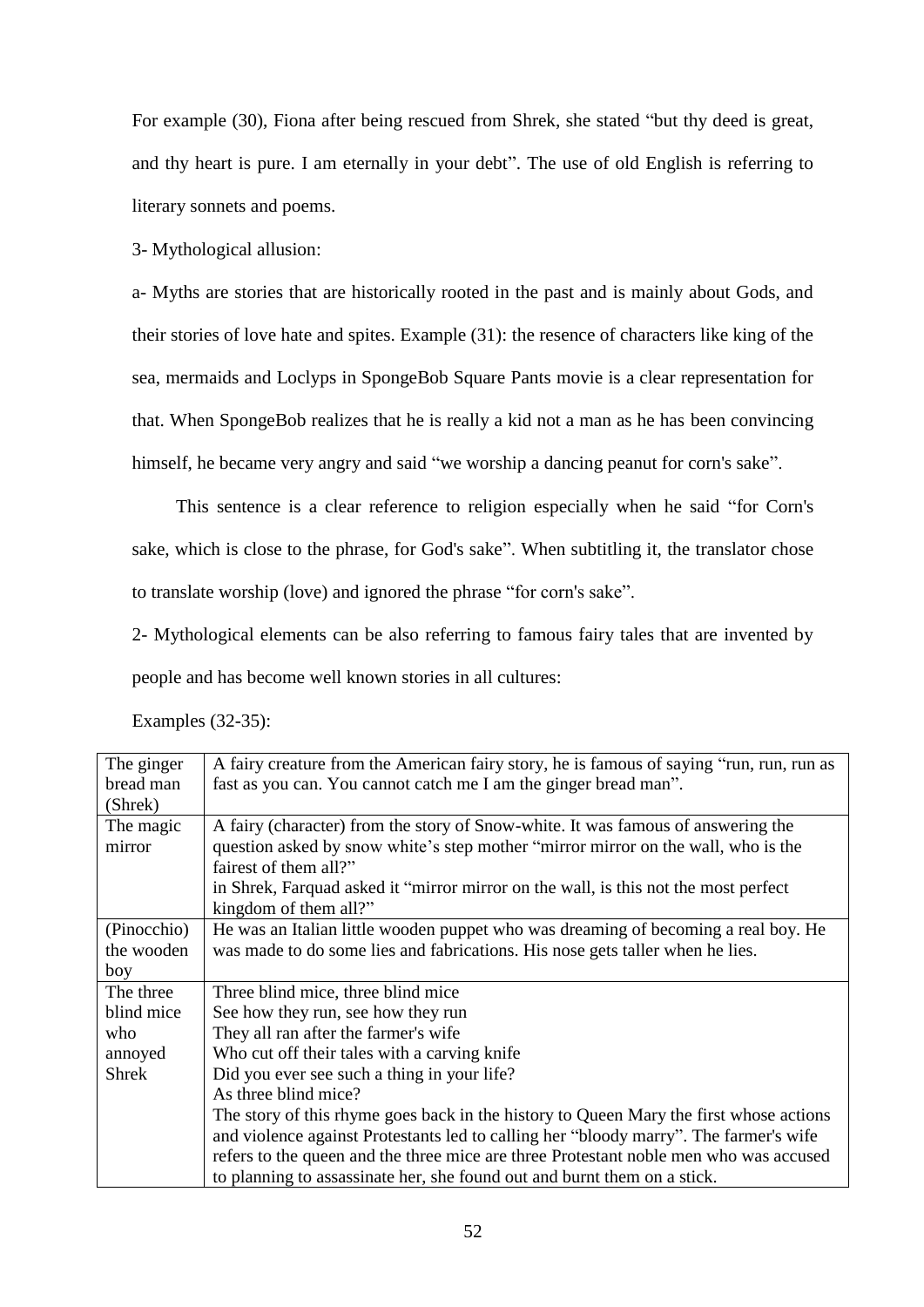For example (30), Fiona after being rescued from Shrek, she stated "but thy deed is great, and thy heart is pure. I am eternally in your debt". The use of old English is referring to literary sonnets and poems.

3- Mythological allusion:

a- Myths are stories that are historically rooted in the past and is mainly about Gods, and their stories of love hate and spites. Example (31): the resence of characters like king of the sea, mermaids and Loclyps in SpongeBob Square Pants movie is a clear representation for that. When SpongeBob realizes that he is really a kid not a man as he has been convincing himself, he became very angry and said "we worship a dancing peanut for corn's sake".

This sentence is a clear reference to religion especially when he said "for Corn's sake, which is close to the phrase, for God's sake". When subtitling it, the translator chose to translate worship (love) and ignored the phrase "for corn's sake".

2- Mythological elements can be also referring to famous fairy tales that are invented by people and has become well known stories in all cultures:

Examples (32-35):

| | |
|---|---|
| The ginger bread man (Shrek) | A fairy creature from the American fairy story, he is famous of saying "run, run, run as fast as you can. You cannot catch me I am the ginger bread man". |
| The magic mirror | A fairy (character) from the story of Snow-white. It was famous of answering the question asked by snow white's step mother "mirror mirror on the wall, who is the fairest of them all?"<br>in Shrek, Farquad asked it "mirror mirror on the wall, is this not the most perfect kingdom of them all?" |
| (Pinocchio) the wooden boy | He was an Italian little wooden puppet who was dreaming of becoming a real boy. He was made to do some lies and fabrications. His nose gets taller when he lies. |
| The three blind mice who annoyed Shrek | Three blind mice, three blind mice<br>See how they run, see how they run<br>They all ran after the farmer's wife<br>Who cut off their tales with a carving knife<br>Did you ever see such a thing in your life?<br>As three blind mice?<br>The story of this rhyme goes back in the history to Queen Mary the first whose actions and violence against Protestants led to calling her "bloody marry". The farmer's wife refers to the queen and the three mice are three Protestant noble men who was accused to planning to assassinate her, she found out and burnt them on a stick. |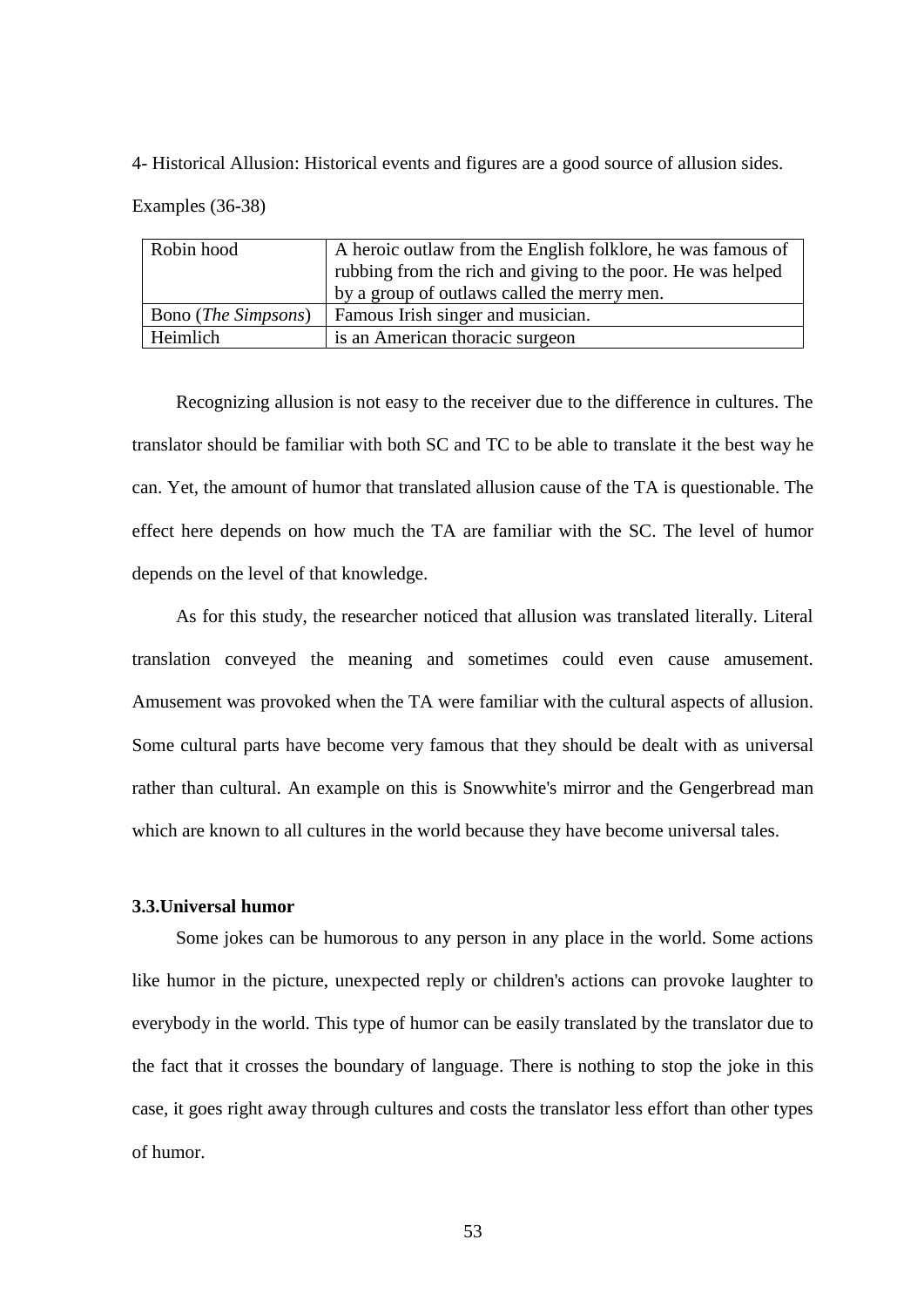4- Historical Allusion: Historical events and figures are a good source of allusion sides.

Examples (36-38)

| | |
|---|---|
| Robin hood | A heroic outlaw from the English folklore, he was famous of rubbing from the rich and giving to the poor. He was helped by a group of outlaws called the merry men. |
| Bono (*The Simpsons*) | Famous Irish singer and musician. |
| Heimlich | is an American thoracic surgeon |

Recognizing allusion is not easy to the receiver due to the difference in cultures. The translator should be familiar with both SC and TC to be able to translate it the best way he can. Yet, the amount of humor that translated allusion cause of the TA is questionable. The effect here depends on how much the TA are familiar with the SC. The level of humor depends on the level of that knowledge.

As for this study, the researcher noticed that allusion was translated literally. Literal translation conveyed the meaning and sometimes could even cause amusement. Amusement was provoked when the TA were familiar with the cultural aspects of allusion. Some cultural parts have become very famous that they should be dealt with as universal rather than cultural. An example on this is Snowwhite's mirror and the Gengerbread man which are known to all cultures in the world because they have become universal tales.

### 3.3.Universal humor

Some jokes can be humorous to any person in any place in the world. Some actions like humor in the picture, unexpected reply or children's actions can provoke laughter to everybody in the world. This type of humor can be easily translated by the translator due to the fact that it crosses the boundary of language. There is nothing to stop the joke in this case, it goes right away through cultures and costs the translator less effort than other types of humor.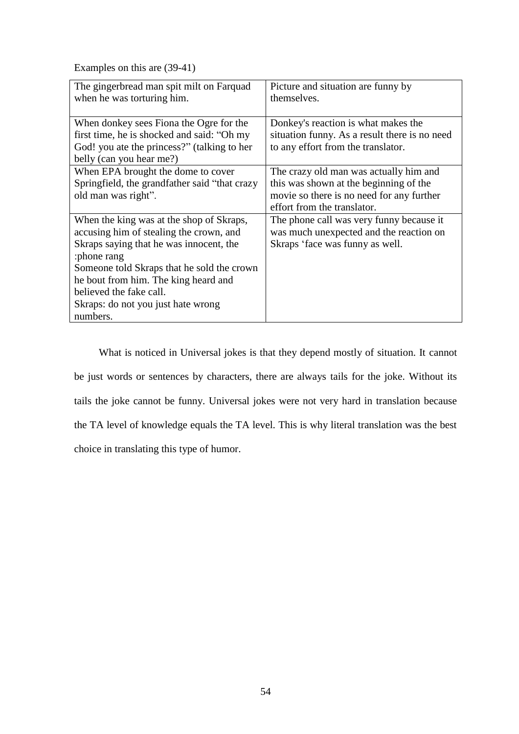Examples on this are (39-41)

| The gingerbread man spit milt on Farquad when he was torturing him. | Picture and situation are funny by themselves. |
|---|---|
| When donkey sees Fiona the Ogre for the first time, he is shocked and said: “Oh my God! you ate the princess?” (talking to her belly (can you hear me?) | Donkey's reaction is what makes the situation funny. As a result there is no need to any effort from the translator. |
| When EPA brought the dome to cover Springfield, the grandfather said “that crazy old man was right”. | The crazy old man was actually him and this was shown at the beginning of the movie so there is no need for any further effort from the translator. |
| When the king was at the shop of Skraps, accusing him of stealing the crown, and Skraps saying that he was innocent, the :phone rang<br>Someone told Skraps that he sold the crown he bout from him. The king heard and believed the fake call.<br>Skraps: do not you just hate wrong numbers. | The phone call was very funny because it was much unexpected and the reaction on Skraps ‘face was funny as well. |

What is noticed in Universal jokes is that they depend mostly of situation. It cannot be just words or sentences by characters, there are always tails for the joke. Without its tails the joke cannot be funny. Universal jokes were not very hard in translation because the TA level of knowledge equals the TA level. This is why literal translation was the best choice in translating this type of humor.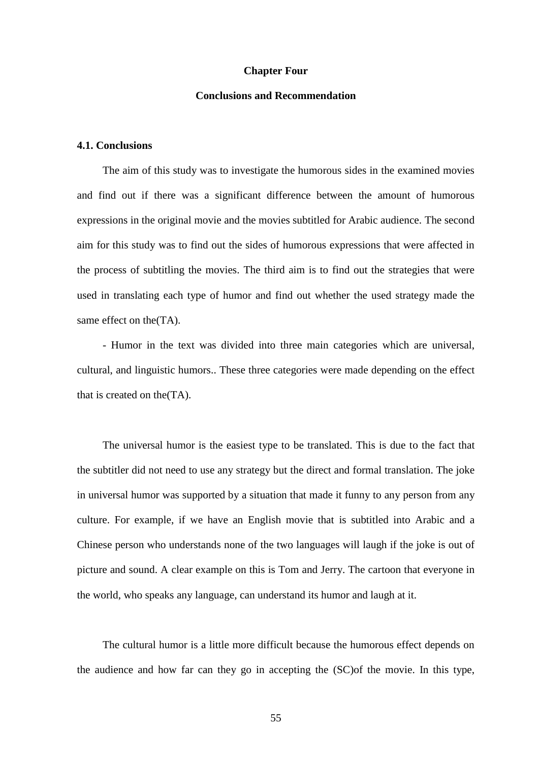**Chapter Four**

**Conclusions and Recommendation**

**4.1. Conclusions**

The aim of this study was to investigate the humorous sides in the examined movies and find out if there was a significant difference between the amount of humorous expressions in the original movie and the movies subtitled for Arabic audience. The second aim for this study was to find out the sides of humorous expressions that were affected in the process of subtitling the movies. The third aim is to find out the strategies that were used in translating each type of humor and find out whether the used strategy made the same effect on the(TA).

- Humor in the text was divided into three main categories which are universal, cultural, and linguistic humors.. These three categories were made depending on the effect that is created on the(TA).

The universal humor is the easiest type to be translated. This is due to the fact that the subtitler did not need to use any strategy but the direct and formal translation. The joke in universal humor was supported by a situation that made it funny to any person from any culture. For example, if we have an English movie that is subtitled into Arabic and a Chinese person who understands none of the two languages will laugh if the joke is out of picture and sound. A clear example on this is Tom and Jerry. The cartoon that everyone in the world, who speaks any language, can understand its humor and laugh at it.

The cultural humor is a little more difficult because the humorous effect depends on the audience and how far can they go in accepting the (SC)of the movie. In this type,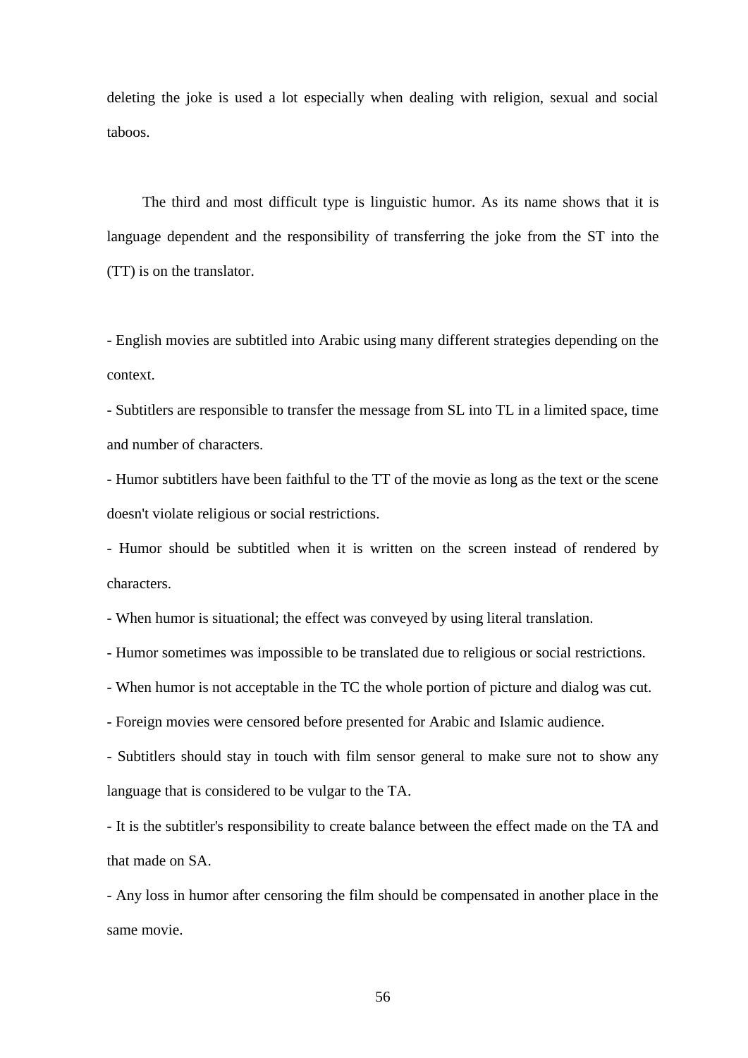deleting the joke is used a lot especially when dealing with religion, sexual and social taboos.

The third and most difficult type is linguistic humor. As its name shows that it is language dependent and the responsibility of transferring the joke from the ST into the (TT) is on the translator.

- English movies are subtitled into Arabic using many different strategies depending on the context.
- Subtitlers are responsible to transfer the message from SL into TL in a limited space, time and number of characters.
- Humor subtitlers have been faithful to the TT of the movie as long as the text or the scene doesn't violate religious or social restrictions.
- Humor should be subtitled when it is written on the screen instead of rendered by characters.
- When humor is situational; the effect was conveyed by using literal translation.
- Humor sometimes was impossible to be translated due to religious or social restrictions.
- When humor is not acceptable in the TC the whole portion of picture and dialog was cut.
- Foreign movies were censored before presented for Arabic and Islamic audience.
- Subtitlers should stay in touch with film sensor general to make sure not to show any language that is considered to be vulgar to the TA.
- It is the subtitler's responsibility to create balance between the effect made on the TA and that made on SA.
- Any loss in humor after censoring the film should be compensated in another place in the same movie.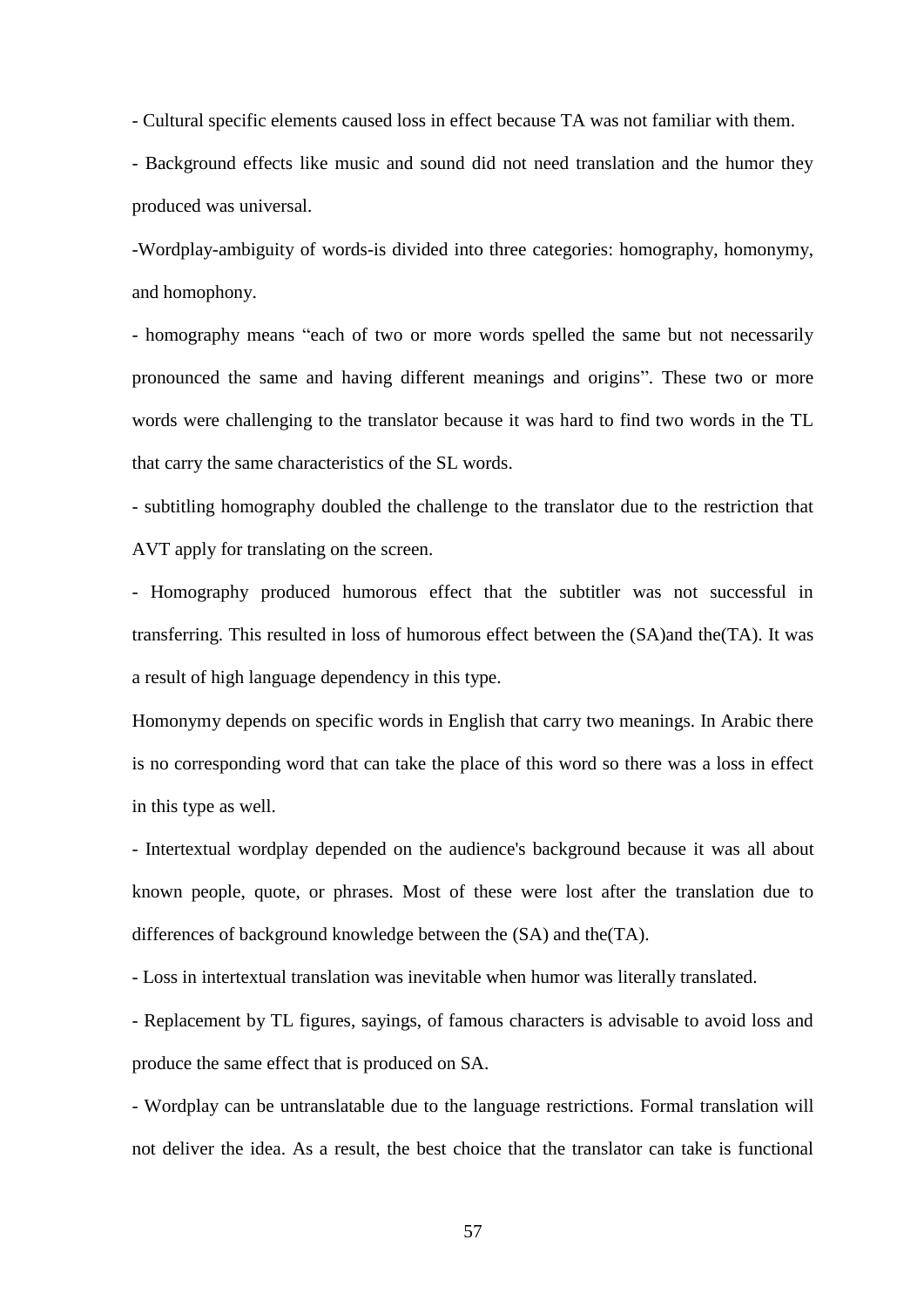- Cultural specific elements caused loss in effect because TA was not familiar with them.

- Background effects like music and sound did not need translation and the humor they produced was universal.

-Wordplay-ambiguity of words-is divided into three categories: homography, homonymy, and homophony.

- homography means "each of two or more words spelled the same but not necessarily pronounced the same and having different meanings and origins". These two or more words were challenging to the translator because it was hard to find two words in the TL that carry the same characteristics of the SL words.

- subtitling homography doubled the challenge to the translator due to the restriction that AVT apply for translating on the screen.

- Homography produced humorous effect that the subtitler was not successful in transferring. This resulted in loss of humorous effect between the (SA)and the(TA). It was a result of high language dependency in this type.

Homonymy depends on specific words in English that carry two meanings. In Arabic there is no corresponding word that can take the place of this word so there was a loss in effect in this type as well.

- Intertextual wordplay depended on the audience's background because it was all about known people, quote, or phrases. Most of these were lost after the translation due to differences of background knowledge between the (SA) and the(TA).

- Loss in intertextual translation was inevitable when humor was literally translated.

- Replacement by TL figures, sayings, of famous characters is advisable to avoid loss and produce the same effect that is produced on SA.

- Wordplay can be untranslatable due to the language restrictions. Formal translation will not deliver the idea. As a result, the best choice that the translator can take is functional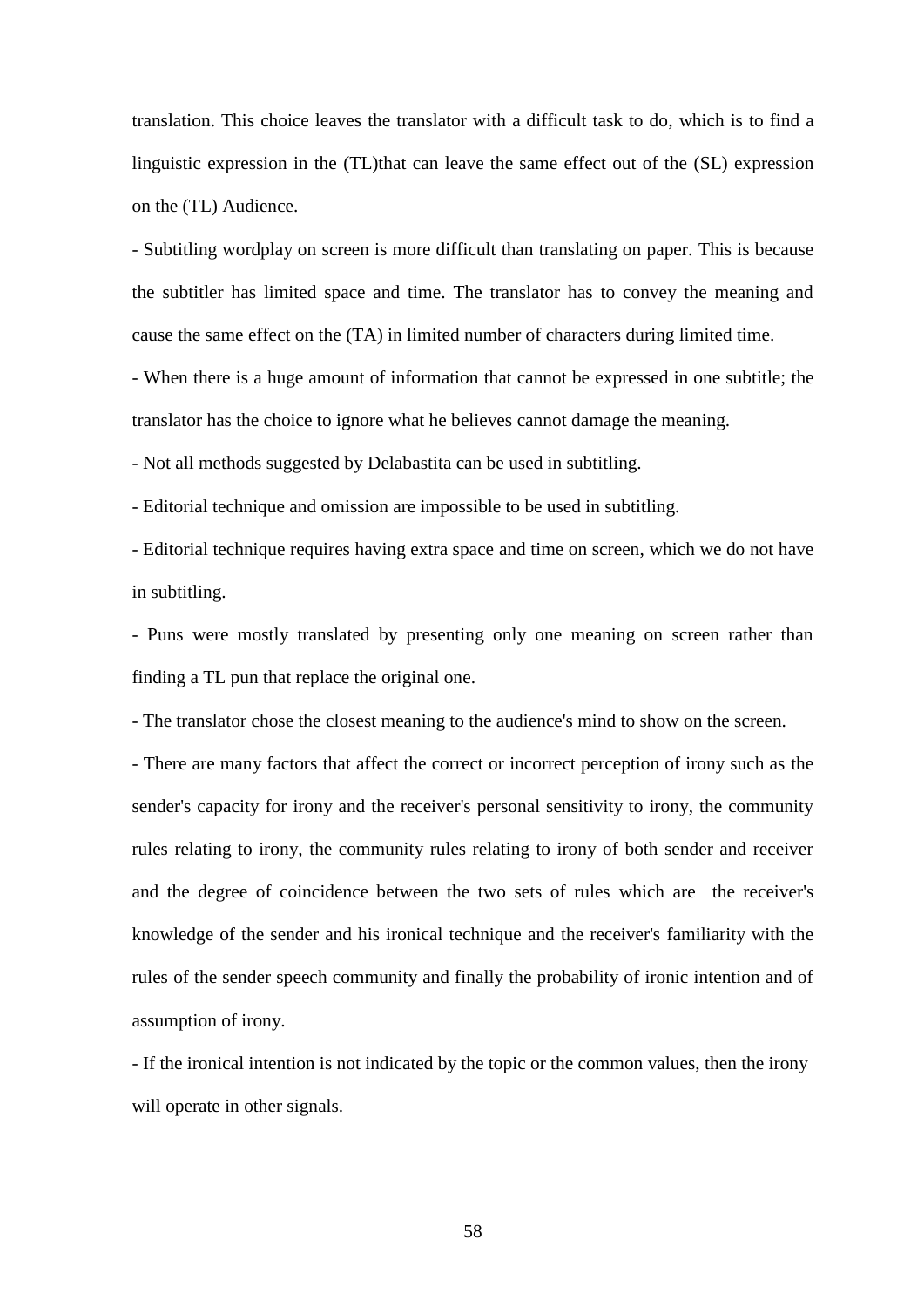translation. This choice leaves the translator with a difficult task to do, which is to find a linguistic expression in the (TL)that can leave the same effect out of the (SL) expression on the (TL) Audience.

- Subtitling wordplay on screen is more difficult than translating on paper. This is because the subtitler has limited space and time. The translator has to convey the meaning and cause the same effect on the (TA) in limited number of characters during limited time.
- When there is a huge amount of information that cannot be expressed in one subtitle; the translator has the choice to ignore what he believes cannot damage the meaning.
- Not all methods suggested by Delabastita can be used in subtitling.
- Editorial technique and omission are impossible to be used in subtitling.
- Editorial technique requires having extra space and time on screen, which we do not have in subtitling.
- Puns were mostly translated by presenting only one meaning on screen rather than finding a TL pun that replace the original one.
- The translator chose the closest meaning to the audience's mind to show on the screen.
- There are many factors that affect the correct or incorrect perception of irony such as the sender's capacity for irony and the receiver's personal sensitivity to irony, the community rules relating to irony, the community rules relating to irony of both sender and receiver and the degree of coincidence between the two sets of rules which are the receiver's knowledge of the sender and his ironical technique and the receiver's familiarity with the rules of the sender speech community and finally the probability of ironic intention and of assumption of irony.
- If the ironical intention is not indicated by the topic or the common values, then the irony will operate in other signals.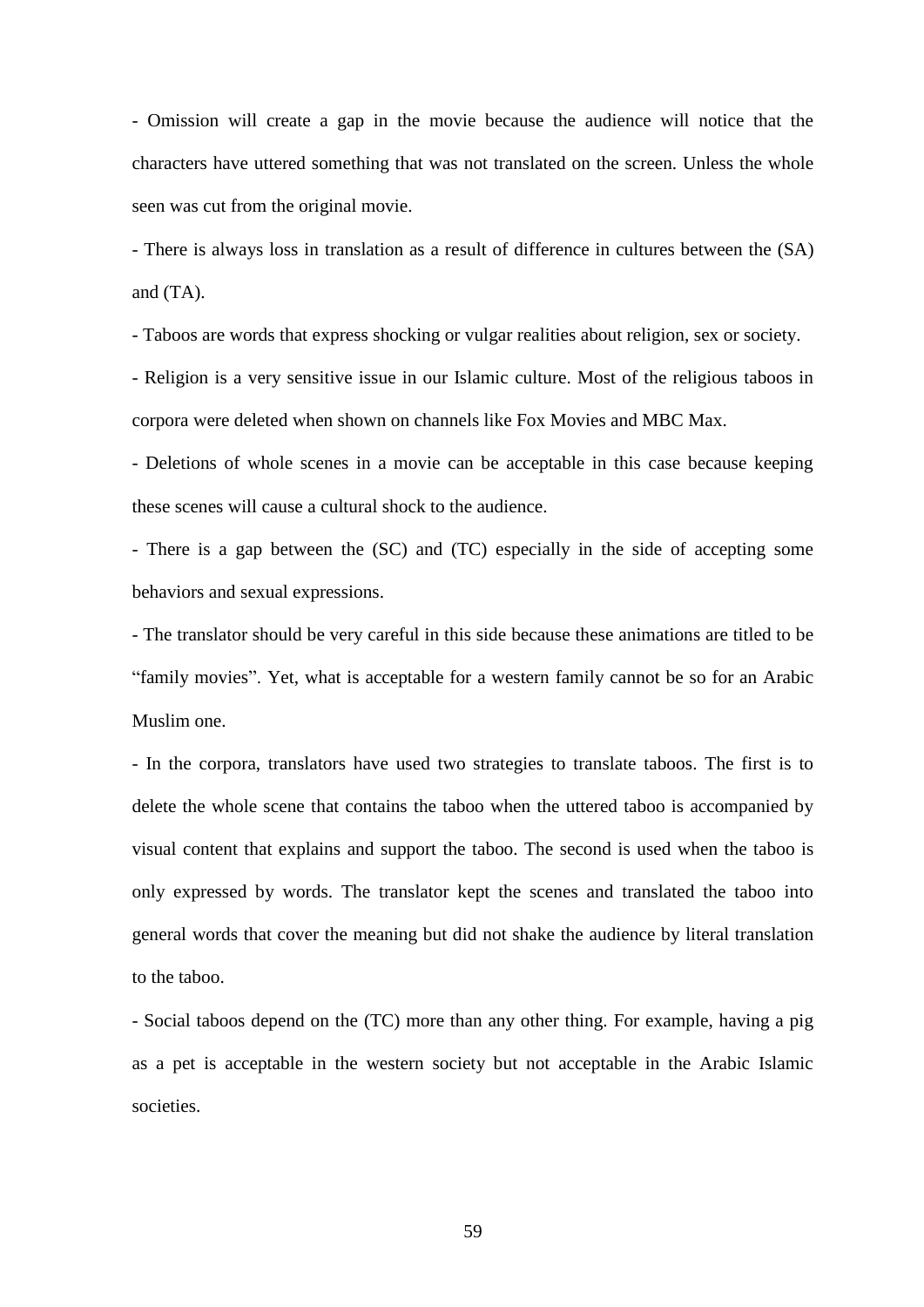- Omission will create a gap in the movie because the audience will notice that the characters have uttered something that was not translated on the screen. Unless the whole seen was cut from the original movie.

- There is always loss in translation as a result of difference in cultures between the (SA) and (TA).

- Taboos are words that express shocking or vulgar realities about religion, sex or society.

- Religion is a very sensitive issue in our Islamic culture. Most of the religious taboos in corpora were deleted when shown on channels like Fox Movies and MBC Max.

- Deletions of whole scenes in a movie can be acceptable in this case because keeping these scenes will cause a cultural shock to the audience.

- There is a gap between the (SC) and (TC) especially in the side of accepting some behaviors and sexual expressions.

- The translator should be very careful in this side because these animations are titled to be "family movies". Yet, what is acceptable for a western family cannot be so for an Arabic Muslim one.

- In the corpora, translators have used two strategies to translate taboos. The first is to delete the whole scene that contains the taboo when the uttered taboo is accompanied by visual content that explains and support the taboo. The second is used when the taboo is only expressed by words. The translator kept the scenes and translated the taboo into general words that cover the meaning but did not shake the audience by literal translation to the taboo.

- Social taboos depend on the (TC) more than any other thing. For example, having a pig as a pet is acceptable in the western society but not acceptable in the Arabic Islamic societies.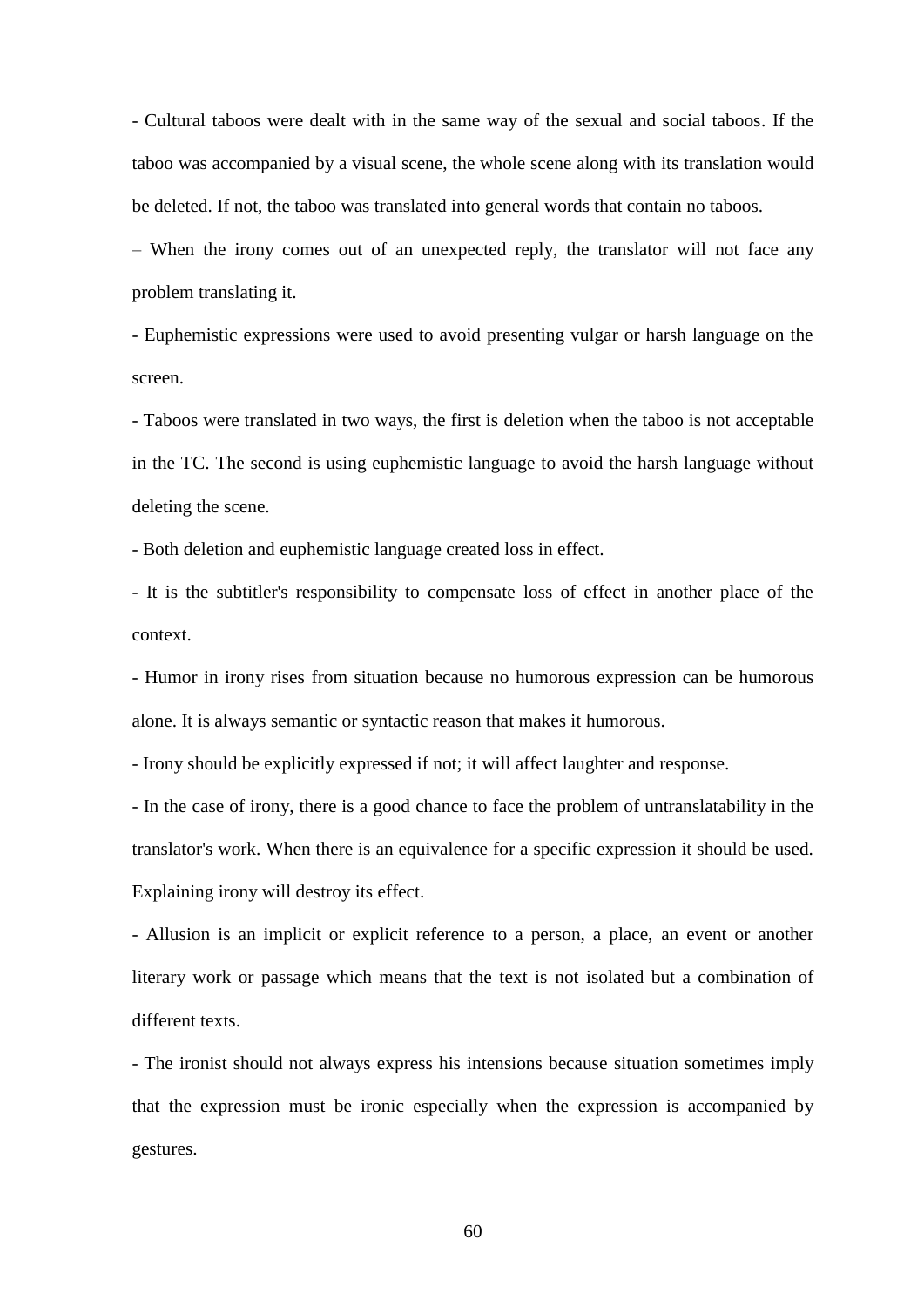- Cultural taboos were dealt with in the same way of the sexual and social taboos. If the taboo was accompanied by a visual scene, the whole scene along with its translation would be deleted. If not, the taboo was translated into general words that contain no taboos.

– When the irony comes out of an unexpected reply, the translator will not face any problem translating it.

- Euphemistic expressions were used to avoid presenting vulgar or harsh language on the screen.

- Taboos were translated in two ways, the first is deletion when the taboo is not acceptable in the TC. The second is using euphemistic language to avoid the harsh language without deleting the scene.

- Both deletion and euphemistic language created loss in effect.

- It is the subtitler's responsibility to compensate loss of effect in another place of the context.

- Humor in irony rises from situation because no humorous expression can be humorous alone. It is always semantic or syntactic reason that makes it humorous.

- Irony should be explicitly expressed if not; it will affect laughter and response.

- In the case of irony, there is a good chance to face the problem of untranslatability in the translator's work. When there is an equivalence for a specific expression it should be used. Explaining irony will destroy its effect.

- Allusion is an implicit or explicit reference to a person, a place, an event or another literary work or passage which means that the text is not isolated but a combination of different texts.

- The ironist should not always express his intensions because situation sometimes imply that the expression must be ironic especially when the expression is accompanied by gestures.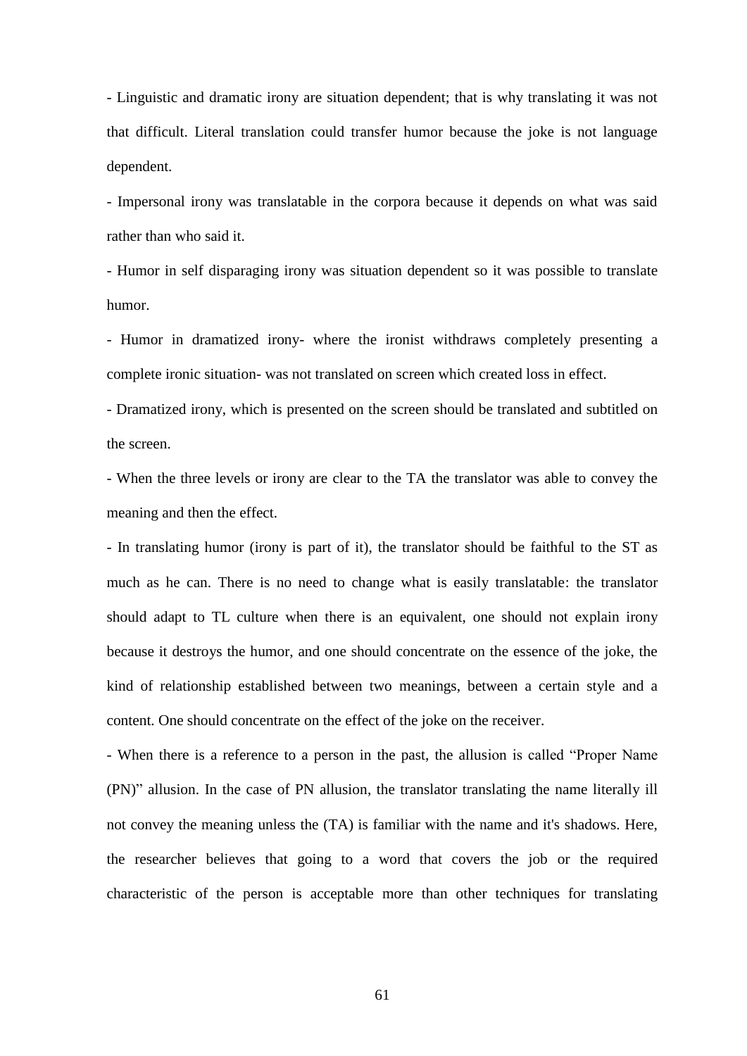- Linguistic and dramatic irony are situation dependent; that is why translating it was not that difficult. Literal translation could transfer humor because the joke is not language dependent.

- Impersonal irony was translatable in the corpora because it depends on what was said rather than who said it.

- Humor in self disparaging irony was situation dependent so it was possible to translate humor.

- Humor in dramatized irony- where the ironist withdraws completely presenting a complete ironic situation- was not translated on screen which created loss in effect.

- Dramatized irony, which is presented on the screen should be translated and subtitled on the screen.

- When the three levels or irony are clear to the TA the translator was able to convey the meaning and then the effect.

- In translating humor (irony is part of it), the translator should be faithful to the ST as much as he can. There is no need to change what is easily translatable: the translator should adapt to TL culture when there is an equivalent, one should not explain irony because it destroys the humor, and one should concentrate on the essence of the joke, the kind of relationship established between two meanings, between a certain style and a content. One should concentrate on the effect of the joke on the receiver.

- When there is a reference to a person in the past, the allusion is called "Proper Name (PN)" allusion. In the case of PN allusion, the translator translating the name literally ill not convey the meaning unless the (TA) is familiar with the name and it's shadows. Here, the researcher believes that going to a word that covers the job or the required characteristic of the person is acceptable more than other techniques for translating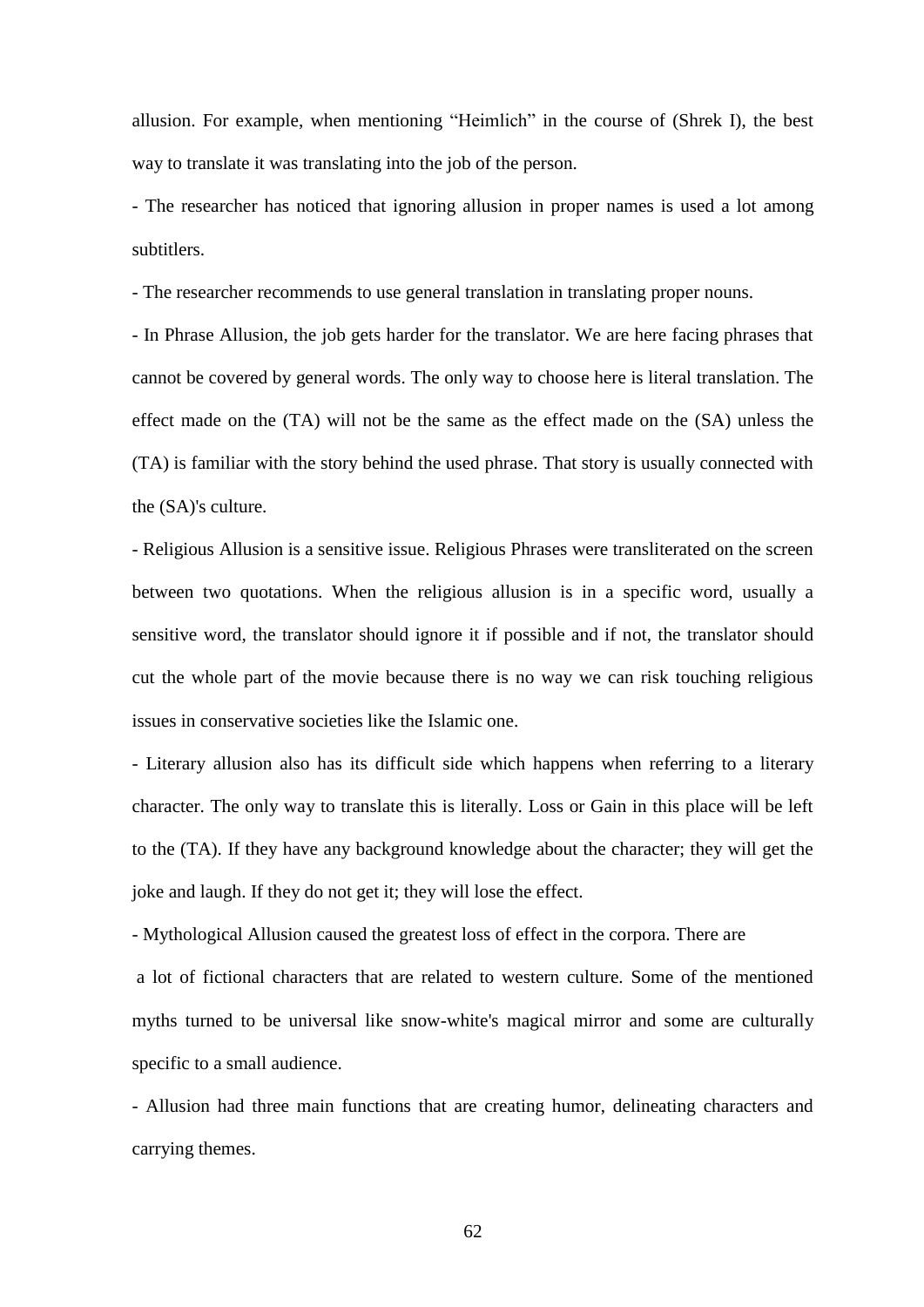allusion. For example, when mentioning “Heimlich” in the course of (Shrek I), the best way to translate it was translating into the job of the person.

- The researcher has noticed that ignoring allusion in proper names is used a lot among subtitlers.
- The researcher recommends to use general translation in translating proper nouns.
- In Phrase Allusion, the job gets harder for the translator. We are here facing phrases that cannot be covered by general words. The only way to choose here is literal translation. The effect made on the (TA) will not be the same as the effect made on the (SA) unless the (TA) is familiar with the story behind the used phrase. That story is usually connected with the (SA)'s culture.
- Religious Allusion is a sensitive issue. Religious Phrases were transliterated on the screen between two quotations. When the religious allusion is in a specific word, usually a sensitive word, the translator should ignore it if possible and if not, the translator should cut the whole part of the movie because there is no way we can risk touching religious issues in conservative societies like the Islamic one.
- Literary allusion also has its difficult side which happens when referring to a literary character. The only way to translate this is literally. Loss or Gain in this place will be left to the (TA). If they have any background knowledge about the character; they will get the joke and laugh. If they do not get it; they will lose the effect.
- Mythological Allusion caused the greatest loss of effect in the corpora. There are a lot of fictional characters that are related to western culture. Some of the mentioned myths turned to be universal like snow-white's magical mirror and some are culturally specific to a small audience.
- Allusion had three main functions that are creating humor, delineating characters and carrying themes.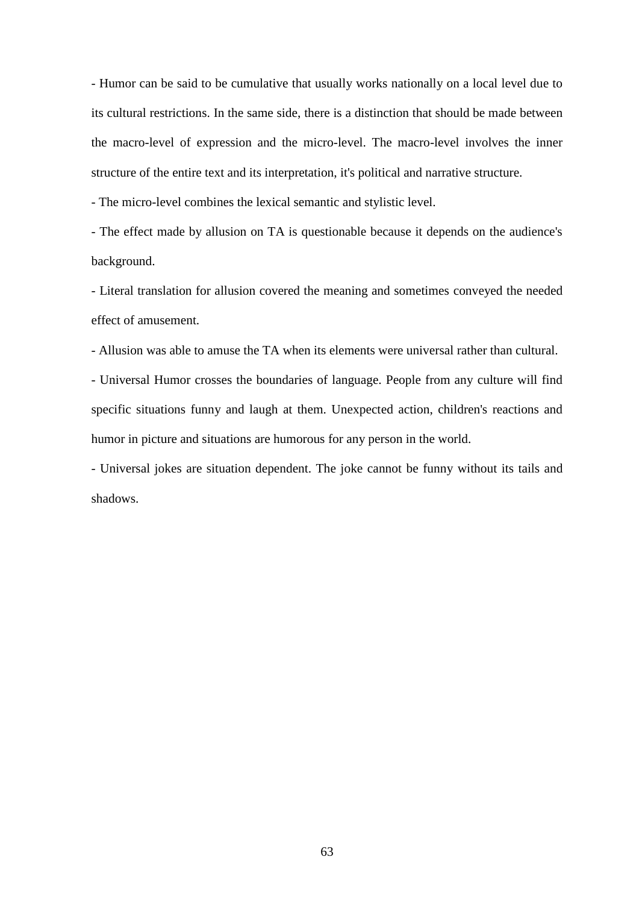- Humor can be said to be cumulative that usually works nationally on a local level due to its cultural restrictions. In the same side, there is a distinction that should be made between the macro-level of expression and the micro-level. The macro-level involves the inner structure of the entire text and its interpretation, it's political and narrative structure.

- The micro-level combines the lexical semantic and stylistic level.

- The effect made by allusion on TA is questionable because it depends on the audience's background.

- Literal translation for allusion covered the meaning and sometimes conveyed the needed effect of amusement.

- Allusion was able to amuse the TA when its elements were universal rather than cultural.

- Universal Humor crosses the boundaries of language. People from any culture will find specific situations funny and laugh at them. Unexpected action, children's reactions and humor in picture and situations are humorous for any person in the world.

- Universal jokes are situation dependent. The joke cannot be funny without its tails and shadows.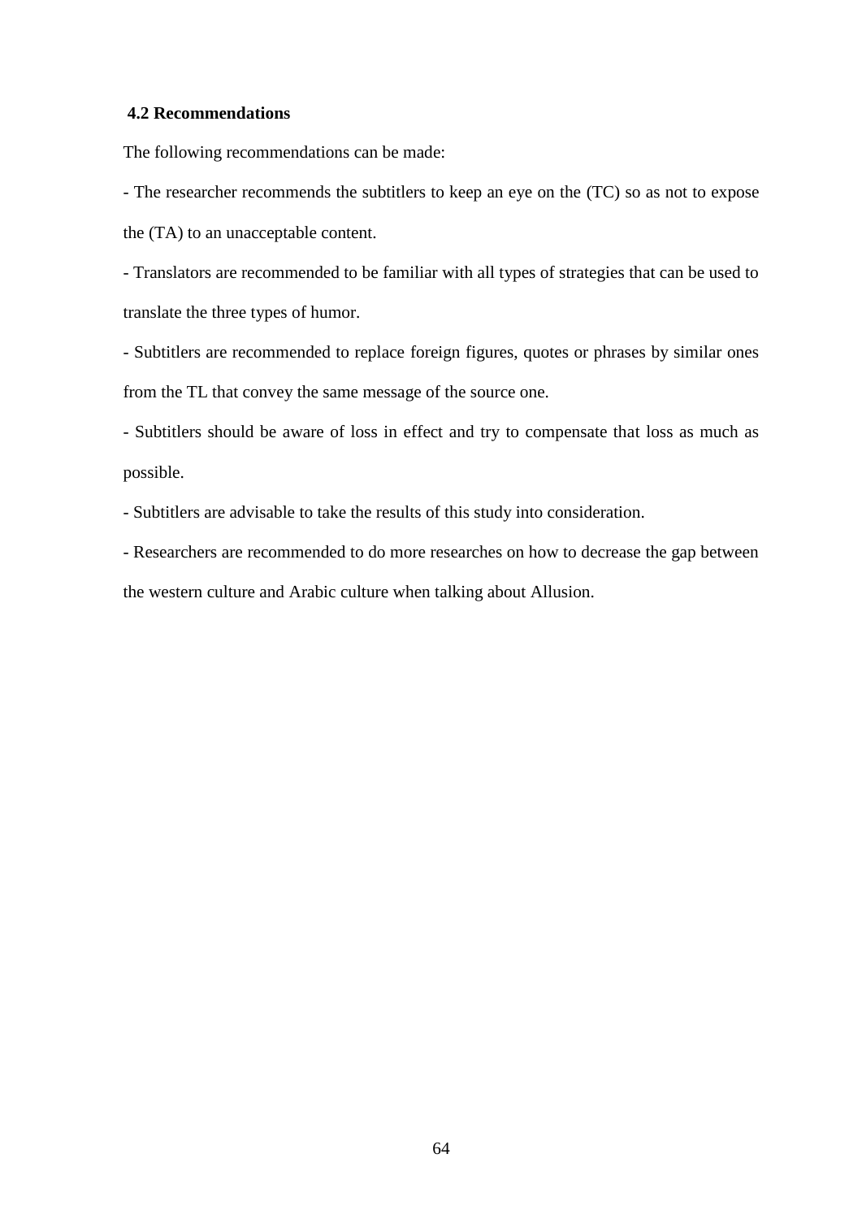## 4.2 Recommendations

The following recommendations can be made:

- The researcher recommends the subtitlers to keep an eye on the (TC) so as not to expose the (TA) to an unacceptable content.
- Translators are recommended to be familiar with all types of strategies that can be used to translate the three types of humor.
- Subtitlers are recommended to replace foreign figures, quotes or phrases by similar ones from the TL that convey the same message of the source one.
- Subtitlers should be aware of loss in effect and try to compensate that loss as much as possible.
- Subtitlers are advisable to take the results of this study into consideration.
- Researchers are recommended to do more researches on how to decrease the gap between the western culture and Arabic culture when talking about Allusion.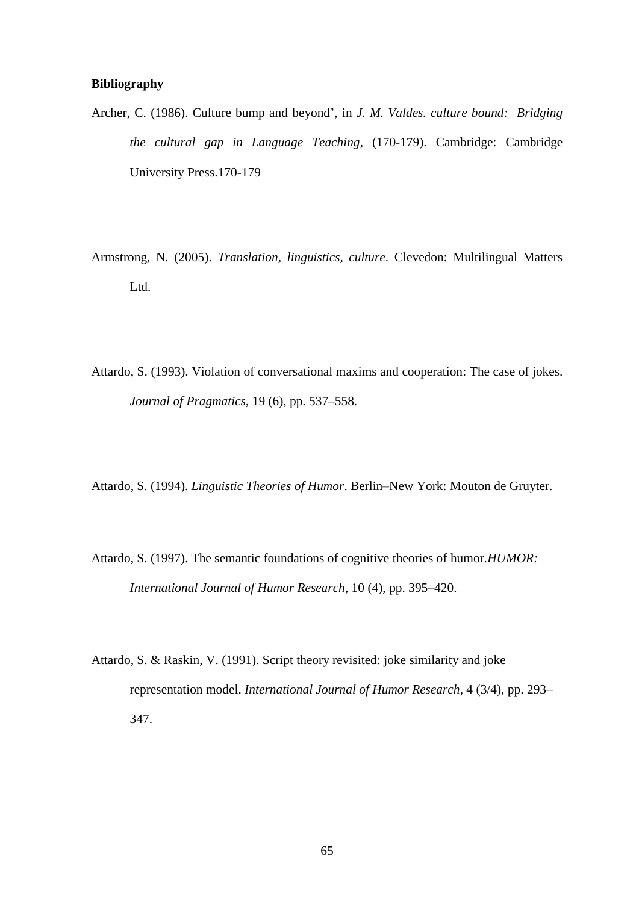**Bibliography**

Archer, C. (1986). Culture bump and beyond', in *J. M. Valdes. culture bound: Bridging the cultural gap in Language Teaching*, (170-179). Cambridge: Cambridge University Press.170-179

Armstrong, N. (2005). *Translation, linguistics, culture*. Clevedon: Multilingual Matters Ltd.

Attardo, S. (1993). Violation of conversational maxims and cooperation: The case of jokes. *Journal of Pragmatics*, 19 (6), pp. 537–558.

Attardo, S. (1994). *Linguistic Theories of Humor*. Berlin–New York: Mouton de Gruyter.

Attardo, S. (1997). The semantic foundations of cognitive theories of humor.*HUMOR: International Journal of Humor Research*, 10 (4), pp. 395–420.

Attardo, S. & Raskin, V. (1991). Script theory revisited: joke similarity and joke representation model. *International Journal of Humor Research*, 4 (3/4), pp. 293–347.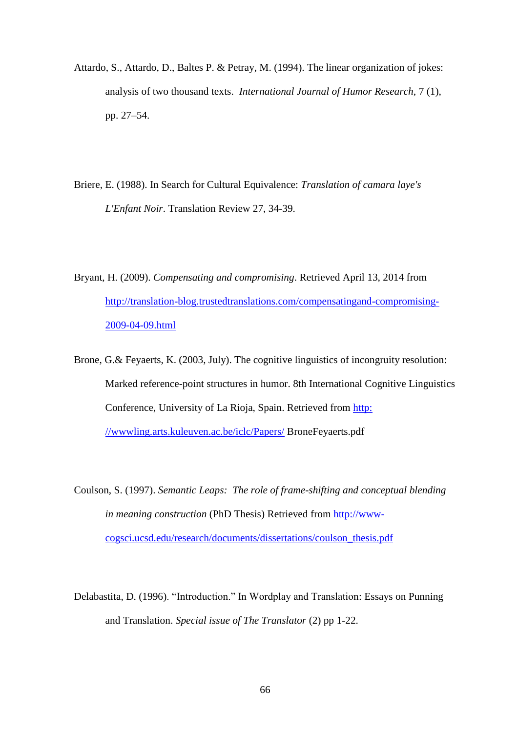Attardo, S., Attardo, D., Baltes P. & Petray, M. (1994). The linear organization of jokes: analysis of two thousand texts. *International Journal of Humor Research*, 7 (1), pp. 27–54.

Briere, E. (1988). In Search for Cultural Equivalence: *Translation of camara laye's L'Enfant Noir*. Translation Review 27, 34-39.

Bryant, H. (2009). *Compensating and compromising*. Retrieved April 13, 2014 from http://translation-blog.trustedtranslations.com/compensatingand-compromising-2009-04-09.html

Brone, G.& Feyaerts, K. (2003, July). The cognitive linguistics of incongruity resolution: Marked reference-point structures in humor. 8th International Cognitive Linguistics Conference, University of La Rioja, Spain. Retrieved from http: //wwwling.arts.kuleuven.ac.be/iclc/Papers/ BroneFeyaerts.pdf

Coulson, S. (1997). *Semantic Leaps: The role of frame-shifting and conceptual blending in meaning construction* (PhD Thesis) Retrieved from http://www-cogsci.ucsd.edu/research/documents/dissertations/coulson_thesis.pdf

Delabastita, D. (1996). "Introduction." In Wordplay and Translation: Essays on Punning and Translation. *Special issue of The Translator* (2) pp 1-22.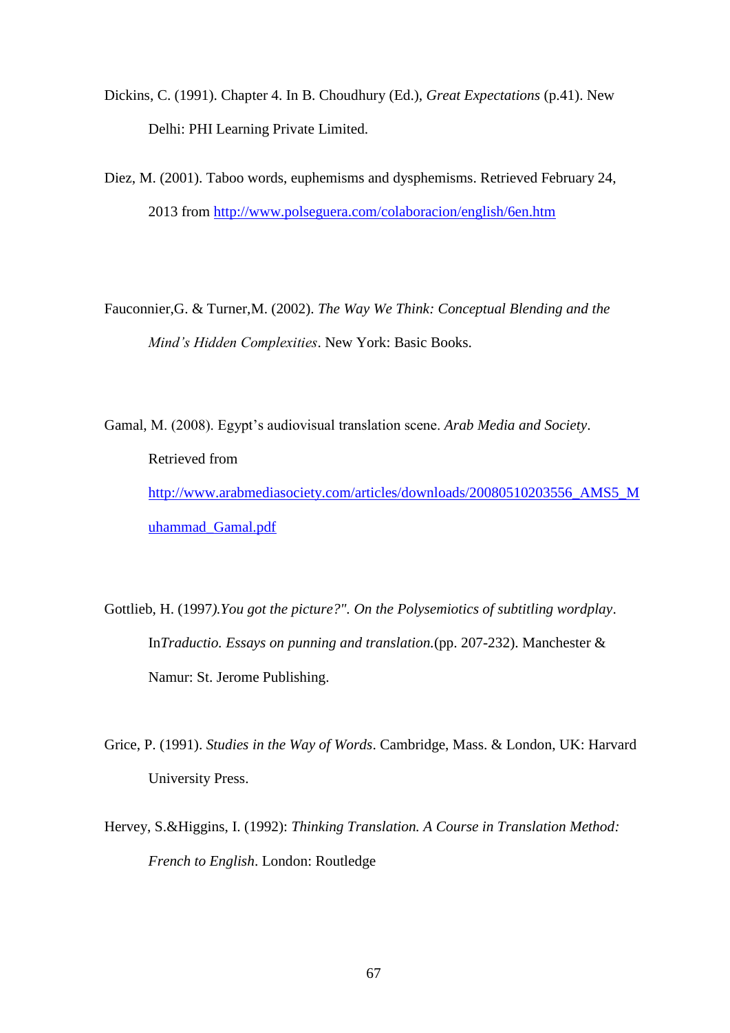Dickins, C. (1991). Chapter 4. In B. Choudhury (Ed.), *Great Expectations* (p.41). New Delhi: PHI Learning Private Limited.

Diez, M. (2001). Taboo words, euphemisms and dysphemisms. Retrieved February 24, 2013 from http://www.polseguera.com/colaboracion/english/6en.htm

Fauconnier,G. & Turner,M. (2002). *The Way We Think: Conceptual Blending and the Mind's Hidden Complexities*. New York: Basic Books.

Gamal, M. (2008). Egypt's audiovisual translation scene. *Arab Media and Society*. Retrieved from http://www.arabmediasociety.com/articles/downloads/20080510203556_AMS5_Muhammad_Gamal.pdf

Gottlieb, H. (1997*).You got the picture?". On the Polysemiotics of subtitling wordplay*. In*Traductio. Essays on punning and translation.*(pp. 207-232). Manchester & Namur: St. Jerome Publishing.

Grice, P. (1991). *Studies in the Way of Words*. Cambridge, Mass. & London, UK: Harvard University Press.

Hervey, S.&Higgins, I. (1992): *Thinking Translation. A Course in Translation Method: French to English*. London: Routledge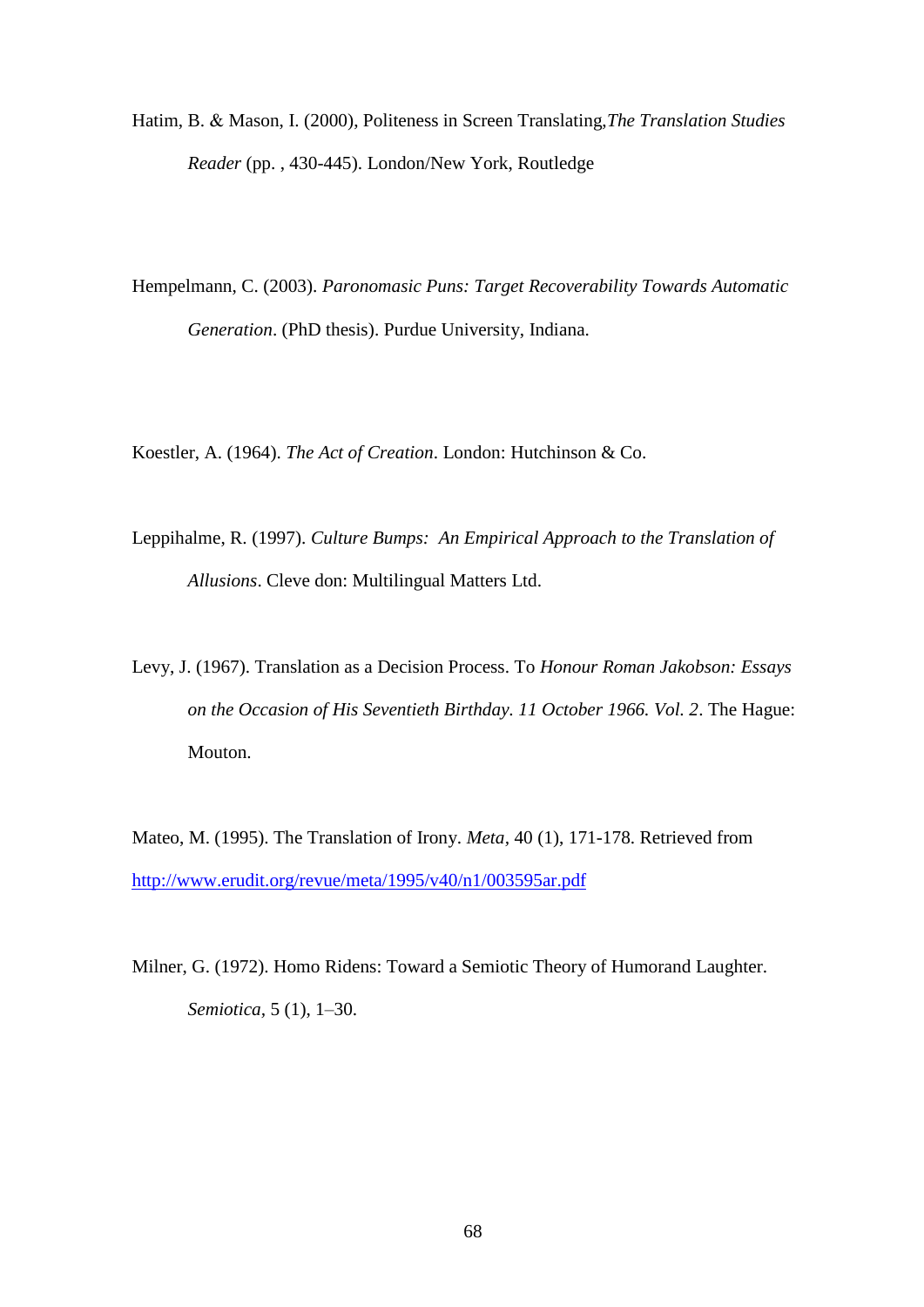Hatim, B. & Mason, I. (2000), Politeness in Screen Translating,*The Translation Studies Reader* (pp. , 430-445). London/New York, Routledge

Hempelmann, C. (2003). *Paronomasic Puns: Target Recoverability Towards Automatic Generation*. (PhD thesis). Purdue University, Indiana.

Koestler, A. (1964). *The Act of Creation*. London: Hutchinson & Co.

Leppihalme, R. (1997). *Culture Bumps: An Empirical Approach to the Translation of Allusions*. Cleve don: Multilingual Matters Ltd.

Levy, J. (1967). Translation as a Decision Process. To *Honour Roman Jakobson: Essays on the Occasion of His Seventieth Birthday. 11 October 1966. Vol. 2*. The Hague: Mouton.

Mateo, M. (1995). The Translation of Irony. *Meta*, 40 (1), 171-178. Retrieved from http://www.erudit.org/revue/meta/1995/v40/n1/003595ar.pdf

Milner, G. (1972). Homo Ridens: Toward a Semiotic Theory of Humorand Laughter. *Semiotica*, 5 (1), 1–30.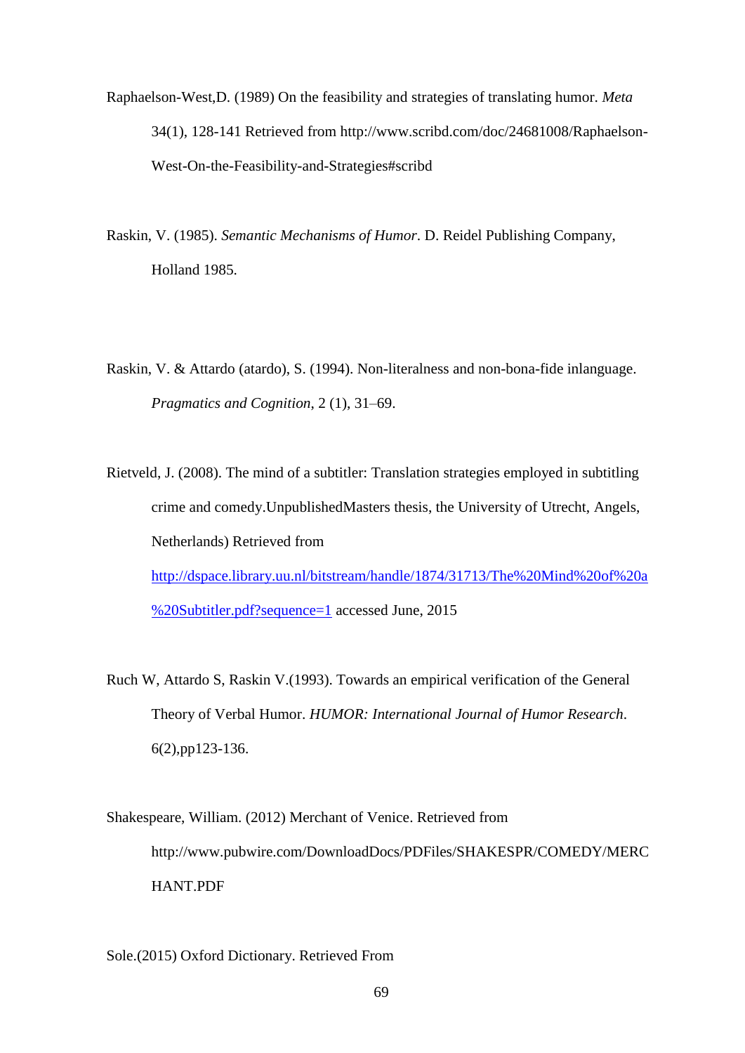Raphaelson-West,D. (1989) On the feasibility and strategies of translating humor. *Meta* 34(1), 128-141 Retrieved from http://www.scribd.com/doc/24681008/Raphaelson-West-On-the-Feasibility-and-Strategies#scribd

Raskin, V. (1985). *Semantic Mechanisms of Humor*. D. Reidel Publishing Company, Holland 1985.

Raskin, V. & Attardo (atardo), S. (1994). Non-literalness and non-bona-fide inlanguage. *Pragmatics and Cognition*, 2 (1), 31–69.

Rietveld, J. (2008). The mind of a subtitler: Translation strategies employed in subtitling crime and comedy.UnpublishedMasters thesis, the University of Utrecht, Angels, Netherlands) Retrieved from http://dspace.library.uu.nl/bitstream/handle/1874/31713/The%20Mind%20of%20a%20Subtitler.pdf?sequence=1 accessed June, 2015

Ruch W, Attardo S, Raskin V.(1993). Towards an empirical verification of the General Theory of Verbal Humor. *HUMOR: International Journal of Humor Research*. 6(2),pp123-136.

Shakespeare, William. (2012) Merchant of Venice. Retrieved from http://www.pubwire.com/DownloadDocs/PDFiles/SHAKESPR/COMEDY/MERCHANT.PDF

Sole.(2015) Oxford Dictionary. Retrieved From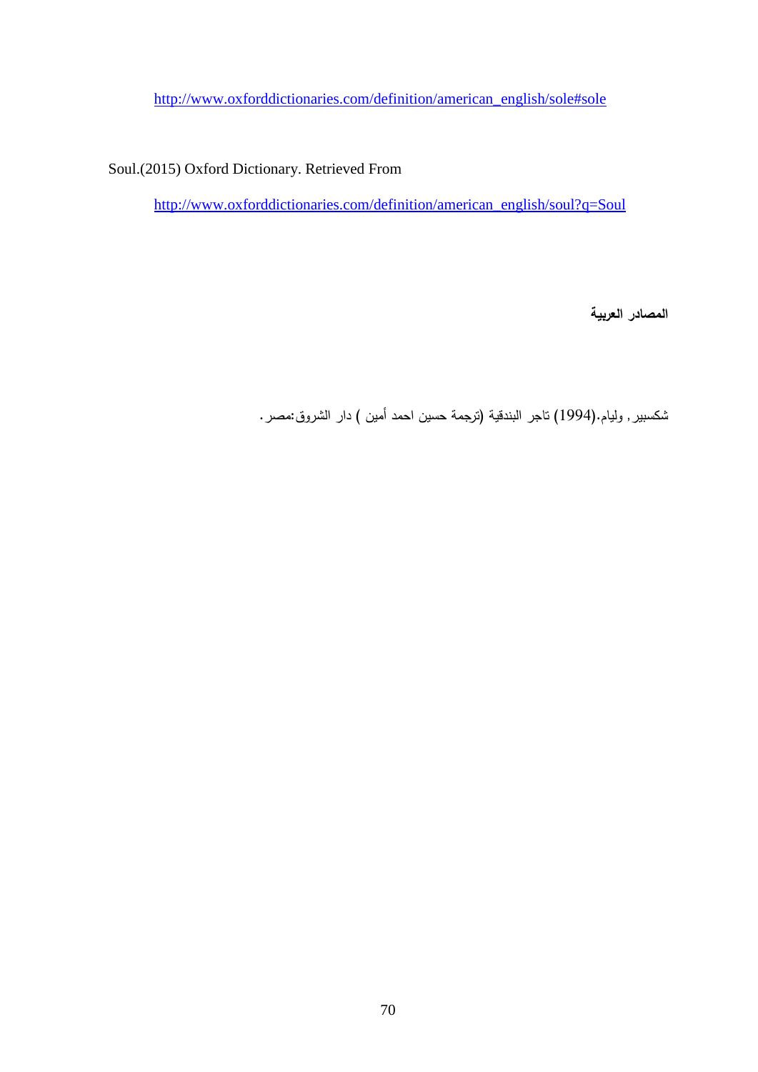http://www.oxforddictionaries.com/definition/american_english/sole#sole

Soul.(2015) Oxford Dictionary. Retrieved From

http://www.oxforddictionaries.com/definition/american_english/soul?q=Soul

**المصادر العربية**

شكسبير, وليام.(1994) تاجر البندقية (ترجمة حسين احمد أمين ) دار الشروق:مصر.